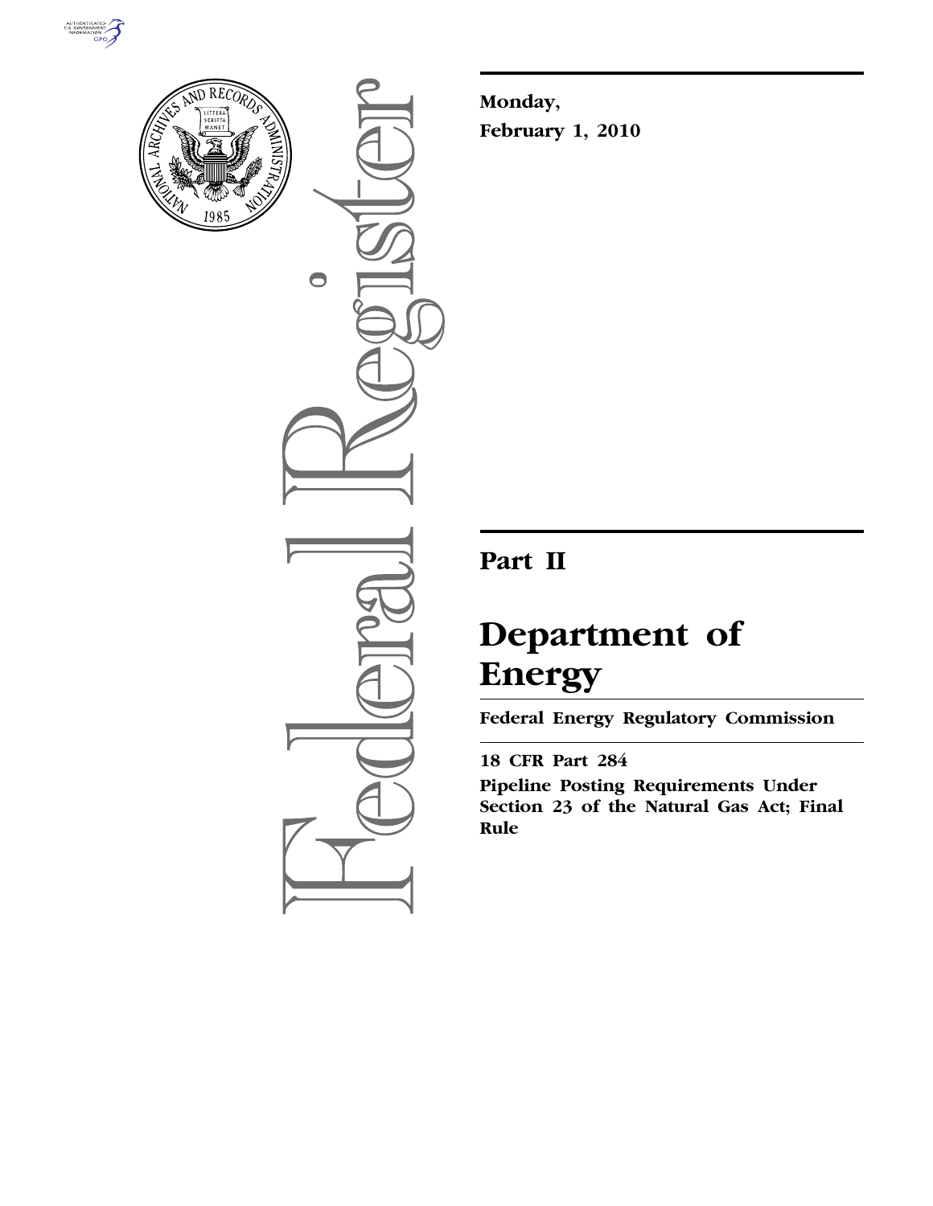Monday,

February 1, 2010

# Part II

# Department of Energy

## Federal Energy Regulatory Commission

18 CFR Part 284

**Pipeline Posting Requirements Under Section 23 of the Natural Gas Act; Final Rule**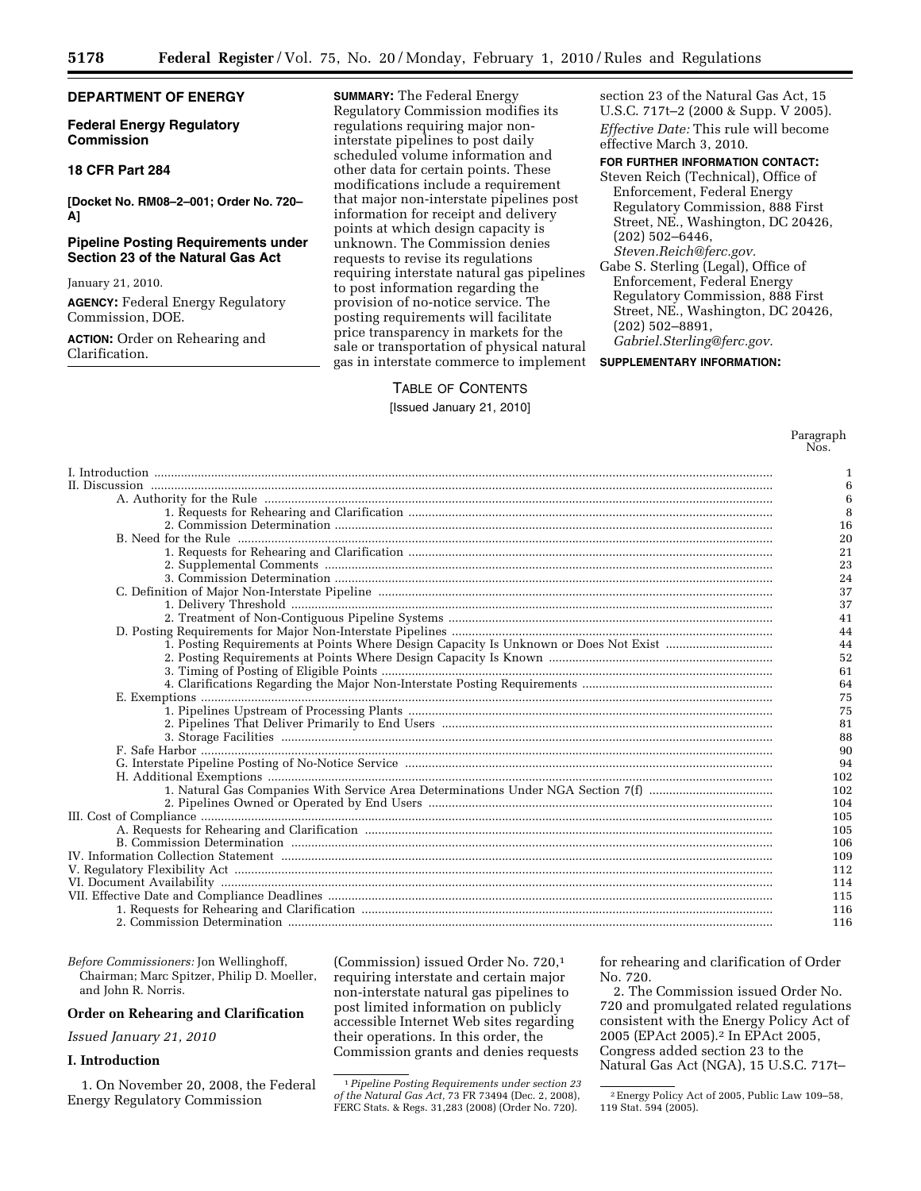**DEPARTMENT OF ENERGY**

**Federal Energy Regulatory Commission**

**18 CFR Part 284**

**[Docket No. RM08–2–001; Order No. 720–A]**

**Pipeline Posting Requirements under Section 23 of the Natural Gas Act**

January 21, 2010.

**AGENCY:** Federal Energy Regulatory Commission, DOE.

**ACTION:** Order on Rehearing and Clarification.

**SUMMARY:** The Federal Energy Regulatory Commission modifies its regulations requiring major non-interstate pipelines to post daily scheduled volume information and other data for certain points. These modifications include a requirement that major non-interstate pipelines post information for receipt and delivery points at which design capacity is unknown. The Commission denies requests to revise its regulations requiring interstate natural gas pipelines to post information regarding the provision of no-notice service. The posting requirements will facilitate price transparency in markets for the sale or transportation of physical natural gas in interstate commerce to implement section 23 of the Natural Gas Act, 15 U.S.C. 717t–2 (2000 & Supp. V 2005).

*Effective Date:* This rule will become effective March 3, 2010.

**FOR FURTHER INFORMATION CONTACT:**

Steven Reich (Technical), Office of Enforcement, Federal Energy Regulatory Commission, 888 First Street, NE., Washington, DC 20426, (202) 502–6446, *Steven.Reich@ferc.gov.*

Gabe S. Sterling (Legal), Office of Enforcement, Federal Energy Regulatory Commission, 888 First Street, NE., Washington, DC 20426, (202) 502–8891, *Gabriel.Sterling@ferc.gov.*

**SUPPLEMENTARY INFORMATION:**

TABLE OF CONTENTS

[Issued January 21, 2010]

| | Paragraph Nos. |
|---|---|
| I. Introduction | 1 |
| II. Discussion | 6 |
| A. Authority for the Rule | 6 |
| 1. Requests for Rehearing and Clarification | 8 |
| 2. Commission Determination | 16 |
| B. Need for the Rule | 20 |
| 1. Requests for Rehearing and Clarification | 21 |
| 2. Supplemental Comments | 23 |
| 3. Commission Determination | 24 |
| C. Definition of Major Non-Interstate Pipeline | 37 |
| 1. Delivery Threshold | 37 |
| 2. Treatment of Non-Contiguous Pipeline Systems | 41 |
| D. Posting Requirements for Major Non-Interstate Pipelines | 44 |
| 1. Posting Requirements at Points Where Design Capacity Is Unknown or Does Not Exist | 44 |
| 2. Posting Requirements at Points Where Design Capacity Is Known | 52 |
| 3. Timing of Posting of Eligible Points | 61 |
| 4. Clarifications Regarding the Major Non-Interstate Posting Requirements | 64 |
| E. Exemptions | 75 |
| 1. Pipelines Upstream of Processing Plants | 75 |
| 2. Pipelines That Deliver Primarily to End Users | 81 |
| 3. Storage Facilities | 88 |
| F. Safe Harbor | 90 |
| G. Interstate Pipeline Posting of No-Notice Service | 94 |
| H. Additional Exemptions | 102 |
| 1. Natural Gas Companies With Service Area Determinations Under NGA Section 7(f) | 102 |
| 2. Pipelines Owned or Operated by End Users | 104 |
| III. Cost of Compliance | 105 |
| A. Requests for Rehearing and Clarification | 105 |
| B. Commission Determination | 106 |
| IV. Information Collection Statement | 109 |
| V. Regulatory Flexibility Act | 112 |
| VI. Document Availability | 114 |
| VII. Effective Date and Compliance Deadlines | 115 |
| 1. Requests for Rehearing and Clarification | 116 |
| 2. Commission Determination | 116 |

*Before Commissioners:* Jon Wellinghoff, Chairman; Marc Spitzer, Philip D. Moeller, and John R. Norris.

**Order on Rehearing and Clarification**

*Issued January 21, 2010*

## I. Introduction

1. On November 20, 2008, the Federal Energy Regulatory Commission (Commission) issued Order No. 720,[1] requiring interstate and certain major non-interstate natural gas pipelines to post limited information on publicly accessible Internet Web sites regarding their operations. In this order, the Commission grants and denies requests for rehearing and clarification of Order No. 720.

2. The Commission issued Order No. 720 and promulgated related regulations consistent with the Energy Policy Act of 2005 (EPAct 2005).[2] In EPAct 2005, Congress added section 23 to the Natural Gas Act (NGA), 15 U.S.C. 717t–

[1] *Pipeline Posting Requirements under section 23 of the Natural Gas Act,* 73 FR 73494 (Dec. 2, 2008), FERC Stats. & Regs. 31,283 (2008) (Order No. 720).

[2] Energy Policy Act of 2005, Public Law 109–58, 119 Stat. 594 (2005).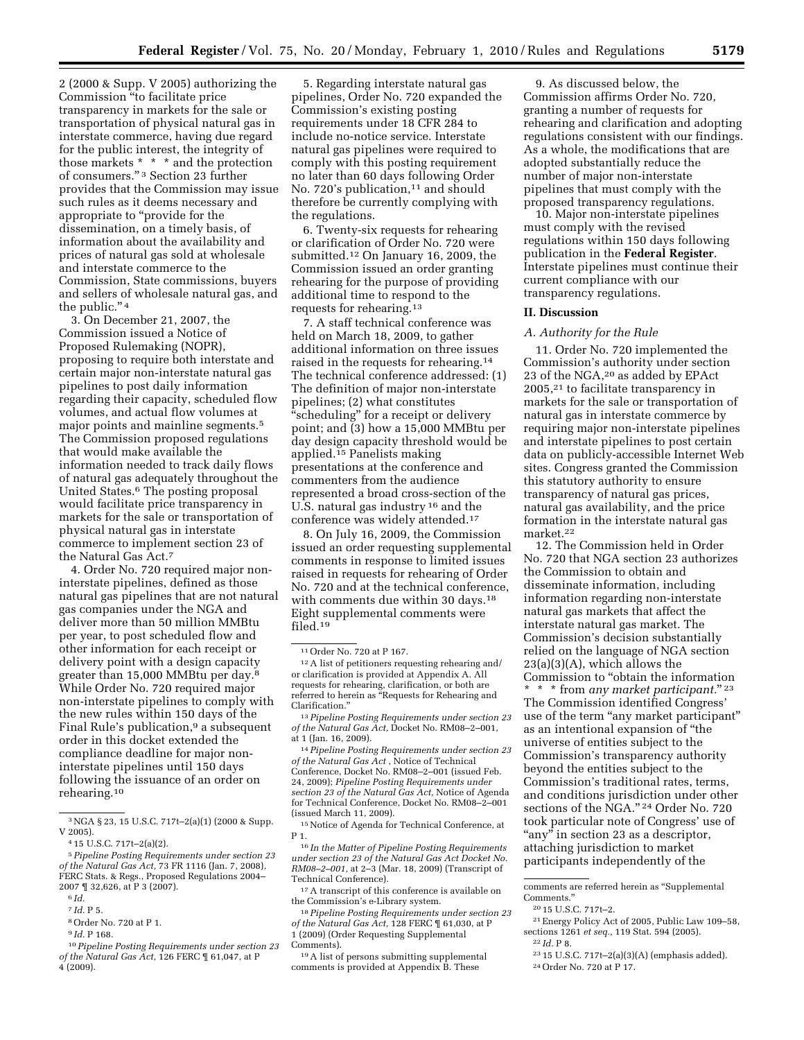2 (2000 & Supp. V 2005) authorizing the Commission "to facilitate price transparency in markets for the sale or transportation of physical natural gas in interstate commerce, having due regard for the public interest, the integrity of those markets * * * and the protection of consumers." [3] Section 23 further provides that the Commission may issue such rules as it deems necessary and appropriate to "provide for the dissemination, on a timely basis, of information about the availability and prices of natural gas sold at wholesale and interstate commerce to the Commission, State commissions, buyers and sellers of wholesale natural gas, and the public." [4]

3. On December 21, 2007, the Commission issued a Notice of Proposed Rulemaking (NOPR), proposing to require both interstate and certain major non-interstate natural gas pipelines to post daily information regarding their capacity, scheduled flow volumes, and actual flow volumes at major points and mainline segments.[5] The Commission proposed regulations that would make available the information needed to track daily flows of natural gas adequately throughout the United States.[6] The posting proposal would facilitate price transparency in markets for the sale or transportation of physical natural gas in interstate commerce to implement section 23 of the Natural Gas Act.[7]

4. Order No. 720 required major non-interstate pipelines, defined as those natural gas pipelines that are not natural gas companies under the NGA and deliver more than 50 million MMBtu per year, to post scheduled flow and other information for each receipt or delivery point with a design capacity greater than 15,000 MMBtu per day.[8] While Order No. 720 required major non-interstate pipelines to comply with the new rules within 150 days of the Final Rule's publication,[9] a subsequent order in this docket extended the compliance deadline for major non-interstate pipelines until 150 days following the issuance of an order on rehearing.[10]

5. Regarding interstate natural gas pipelines, Order No. 720 expanded the Commission's existing posting requirements under 18 CFR 284 to include no-notice service. Interstate natural gas pipelines were required to comply with this posting requirement no later than 60 days following Order No. 720's publication,[11] and should therefore be currently complying with the regulations.

6. Twenty-six requests for rehearing or clarification of Order No. 720 were submitted.[12] On January 16, 2009, the Commission issued an order granting rehearing for the purpose of providing additional time to respond to the requests for rehearing.[13]

7. A staff technical conference was held on March 18, 2009, to gather additional information on three issues raised in the requests for rehearing.[14] The technical conference addressed: (1) The definition of major non-interstate pipelines; (2) what constitutes "scheduling" for a receipt or delivery point; and (3) how a 15,000 MMBtu per day design capacity threshold would be applied.[15] Panelists making presentations at the conference and commenters from the audience represented a broad cross-section of the U.S. natural gas industry [16] and the conference was widely attended.[17]

8. On July 16, 2009, the Commission issued an order requesting supplemental comments in response to limited issues raised in requests for rehearing of Order No. 720 and at the technical conference, with comments due within 30 days.[18] Eight supplemental comments were filed.[19]

9. As discussed below, the Commission affirms Order No. 720, granting a number of requests for rehearing and clarification and adopting regulations consistent with our findings. As a whole, the modifications that are adopted substantially reduce the number of major non-interstate pipelines that must comply with the proposed transparency regulations.

10. Major non-interstate pipelines must comply with the revised regulations within 150 days following publication in the **Federal Register**. Interstate pipelines must continue their current compliance with our transparency regulations.

## II. Discussion

### *A. Authority for the Rule*

11. Order No. 720 implemented the Commission's authority under section 23 of the NGA,[20] as added by EPAct 2005,[21] to facilitate transparency in markets for the sale or transportation of natural gas in interstate commerce by requiring major non-interstate pipelines and interstate pipelines to post certain data on publicly-accessible Internet Web sites. Congress granted the Commission this statutory authority to ensure transparency of natural gas prices, natural gas availability, and the price formation in the interstate natural gas market.[22]

12. The Commission held in Order No. 720 that NGA section 23 authorizes the Commission to obtain and disseminate information, including information regarding non-interstate natural gas markets that affect the interstate natural gas market. The Commission's decision substantially relied on the language of NGA section 23(a)(3)(A), which allows the Commission to "obtain the information * * * from *any market participant.*" [23] The Commission identified Congress' use of the term "any market participant" as an intentional expansion of "the universe of entities subject to the Commission's transparency authority beyond the entities subject to the Commission's traditional rates, terms, and conditions jurisdiction under other sections of the NGA." [24] Order No. 720 took particular note of Congress' use of "any" in section 23 as a descriptor, attaching jurisdiction to market participants independently of the

---

[3] NGA § 23, 15 U.S.C. 717t–2(a)(1) (2000 & Supp. V 2005).

[4] 15 U.S.C. 717t–2(a)(2).

[5] *Pipeline Posting Requirements under section 23 of the Natural Gas Act,* 73 FR 1116 (Jan. 7, 2008), FERC Stats. & Regs., Proposed Regulations 2004–2007 ¶ 32,626, at P 3 (2007).

[6] *Id.*

[7] *Id.* P 5.

[8] Order No. 720 at P 1.

[9] *Id.* P 168.

[10] *Pipeline Posting Requirements under section 23 of the Natural Gas Act,* 126 FERC ¶ 61,047, at P 4 (2009).

[11] Order No. 720 at P 167.

[12] A list of petitioners requesting rehearing and/or clarification is provided at Appendix A. All requests for rehearing, clarification, or both are referred to herein as "Requests for Rehearing and Clarification."

[13] *Pipeline Posting Requirements under section 23 of the Natural Gas Act,* Docket No. RM08–2–001, at 1 (Jan. 16, 2009).

[14] *Pipeline Posting Requirements under section 23 of the Natural Gas Act* , Notice of Technical Conference, Docket No. RM08–2–001 (issued Feb. 24, 2009); *Pipeline Posting Requirements under section 23 of the Natural Gas Act,* Notice of Agenda for Technical Conference, Docket No. RM08–2–001 (issued March 11, 2009).

[15] Notice of Agenda for Technical Conference, at P 1.

[16] *In the Matter of Pipeline Posting Requirements under section 23 of the Natural Gas Act Docket No. RM08–2–001,* at 2–3 (Mar. 18, 2009) (Transcript of Technical Conference).

[17] A transcript of this conference is available on the Commission's e-Library system.

[18] *Pipeline Posting Requirements under section 23 of the Natural Gas Act,* 128 FERC ¶ 61,030, at P 1 (2009) (Order Requesting Supplemental Comments).

[19] A list of persons submitting supplemental comments is provided at Appendix B. These comments are referred herein as "Supplemental Comments."

[20] 15 U.S.C. 717t–2.

[21] Energy Policy Act of 2005, Public Law 109–58, sections 1261 *et seq.,* 119 Stat. 594 (2005).

[22] *Id.* P 8.

[23] 15 U.S.C. 717t–2(a)(3)(A) (emphasis added).

[24] Order No. 720 at P 17.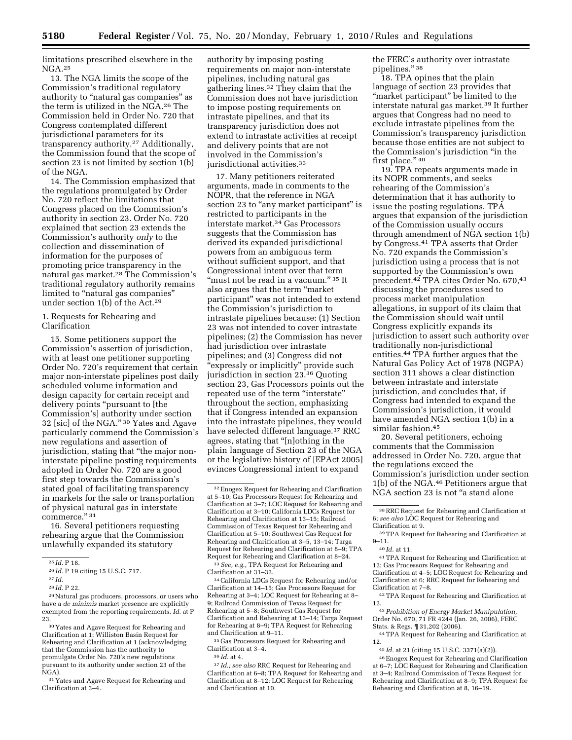limitations prescribed elsewhere in the NGA.[25]

13. The NGA limits the scope of the Commission's traditional regulatory authority to "natural gas companies" as the term is utilized in the NGA.[26] The Commission held in Order No. 720 that Congress contemplated different jurisdictional parameters for its transparency authority.[27] Additionally, the Commission found that the scope of section 23 is not limited by section 1(b) of the NGA.

14. The Commission emphasized that the regulations promulgated by Order No. 720 reflect the limitations that Congress placed on the Commission's authority in section 23. Order No. 720 explained that section 23 extends the Commission's authority *only* to the collection and dissemination of information for the purposes of promoting price transparency in the natural gas market.[28] The Commission's traditional regulatory authority remains limited to "natural gas companies" under section 1(b) of the Act.[29]

1. Requests for Rehearing and Clarification

15. Some petitioners support the Commission's assertion of jurisdiction, with at least one petitioner supporting Order No. 720's requirement that certain major non-interstate pipelines post daily scheduled volume information and design capacity for certain receipt and delivery points "pursuant to [the Commission's] authority under section 32 [sic] of the NGA." [30] Yates and Agave particularly commend the Commission's new regulations and assertion of jurisdiction, stating that "the major non-interstate pipeline posting requirements adopted in Order No. 720 are a good first step towards the Commission's stated goal of facilitating transparency in markets for the sale or transportation of physical natural gas in interstate commerce." [31]

16. Several petitioners requesting rehearing argue that the Commission unlawfully expanded its statutory authority by imposing posting requirements on major non-interstate pipelines, including natural gas gathering lines.[32] They claim that the Commission does not have jurisdiction to impose posting requirements on intrastate pipelines, and that its transparency jurisdiction does not extend to intrastate activities at receipt and delivery points that are not involved in the Commission's jurisdictional activities.[33]

17. Many petitioners reiterated arguments, made in comments to the NOPR, that the reference in NGA section 23 to "any market participant" is restricted to participants in the interstate market.[34] Gas Processors suggests that the Commission has derived its expanded jurisdictional powers from an ambiguous term without sufficient support, and that Congressional intent over that term "must not be read in a vacuum." [35] It also argues that the term "market participant" was not intended to extend the Commission's jurisdiction to intrastate pipelines because: (1) Section 23 was not intended to cover intrastate pipelines; (2) the Commission has never had jurisdiction over intrastate pipelines; and (3) Congress did not "expressly or implicitly" provide such jurisdiction in section 23.[36] Quoting section 23, Gas Processors points out the repeated use of the term "interstate" throughout the section, emphasizing that if Congress intended an expansion into the intrastate pipelines, they would have selected different language.[37] RRC agrees, stating that "[n]othing in the plain language of Section 23 of the NGA or the legislative history of [EPAct 2005] evinces Congressional intent to expand the FERC's authority over intrastate pipelines." [38]

18. TPA opines that the plain language of section 23 provides that "market participant" be limited to the interstate natural gas market.[39] It further argues that Congress had no need to exclude intrastate pipelines from the Commission's transparency jurisdiction because those entities are not subject to the Commission's jurisdiction "in the first place." [40]

19. TPA repeats arguments made in its NOPR comments, and seeks rehearing of the Commission's determination that it has authority to issue the posting regulations. TPA argues that expansion of the jurisdiction of the Commission usually occurs through amendment of NGA section 1(b) by Congress.[41] TPA asserts that Order No. 720 expands the Commission's jurisdiction using a process that is not supported by the Commission's own precedent.[42] TPA cites Order No. 670,[43] discussing the procedures used to process market manipulation allegations, in support of its claim that the Commission should wait until Congress explicitly expands its jurisdiction to assert such authority over traditionally non-jurisdictional entities.[44] TPA further argues that the Natural Gas Policy Act of 1978 (NGPA) section 311 shows a clear distinction between intrastate and interstate jurisdiction, and concludes that, if Congress had intended to expand the Commission's jurisdiction, it would have amended NGA section 1(b) in a similar fashion.[45]

20. Several petitioners, echoing comments that the Commission addressed in Order No. 720, argue that the regulations exceed the Commission's jurisdiction under section 1(b) of the NGA.[46] Petitioners argue that NGA section 23 is not "a stand alone

---

[25] *Id.* P 18.

[26] *Id.* P 19 citing 15 U.S.C. 717.

[27] *Id.*

[28] *Id.* P 22.

[29] Natural gas producers, processors, or users who have a *de minimis* market presence are explicitly exempted from the reporting requirements. *Id.* at P 23.

[30] Yates and Agave Request for Rehearing and Clarification at 1; Williston Basin Request for Rehearing and Clarification at 1 (acknowledging that the Commission has the authority to promulgate Order No. 720's new regulations pursuant to its authority under section 23 of the NGA).

[31] Yates and Agave Request for Rehearing and Clarification at 3–4.

[32] Enogex Request for Rehearing and Clarification at 5–10; Gas Processors Request for Rehearing and Clarification at 3–7; LOC Request for Rehearing and Clarification at 3–10; California LDCs Request for Rehearing and Clarification at 13–15; Railroad Commission of Texas Request for Rehearing and Clarification at 5–10; Southwest Gas Request for Rehearing and Clarification at 3–5, 13–14; Targa Request for Rehearing and Clarification at 8–9; TPA Request for Rehearing and Clarification at 8–24.

[33] *See, e.g.,* TPA Request for Rehearing and Clarification at 31–32.

[34] California LDCs Request for Rehearing and/or Clarification at 14–15; Gas Processors Request for Rehearing at 3–4; LOC Request for Rehearing at 8–9; Railroad Commission of Texas Request for Rehearing at 5–8; Southwest Gas Request for Clarification and Rehearing at 13–14; Targa Request for Rehearing at 8–9; TPA Request for Rehearing and Clarification at 9–11.

[35] Gas Processors Request for Rehearing and Clarification at 3–4.

[36] *Id.* at 4.

[37] *Id.; see also* RRC Request for Rehearing and Clarification at 6–8; TPA Request for Rehearing and Clarification at 8–12; LOC Request for Rehearing and Clarification at 10.

[38] RRC Request for Rehearing and Clarification at 6; *see also* LOC Request for Rehearing and Clarification at 9.

[39] TPA Request for Rehearing and Clarification at 9–11.

[40] *Id.* at 11.

[41] TPA Request for Rehearing and Clarification at 12; Gas Processors Request for Rehearing and Clarification at 4–5; LOC Request for Rehearing and Clarification at 6; RRC Request for Rehearing and Clarification at 7–8.

[42] TPA Request for Rehearing and Clarification at 12.

[43] *Prohibition of Energy Market Manipulation,* Order No. 670, 71 FR 4244 (Jan. 26, 2006), FERC Stats. & Regs. ¶ 31,202 (2006).

[44] TPA Request for Rehearing and Clarification at 12.

[45] *Id.* at 21 (citing 15 U.S.C. 3371(a)(2)).

[46] Enogex Request for Rehearing and Clarification at 6–7; LOC Request for Rehearing and Clarification at 3–4; Railroad Commission of Texas Request for Rehearing and Clarification at 8–9; TPA Request for Rehearing and Clarification at 8, 16–19.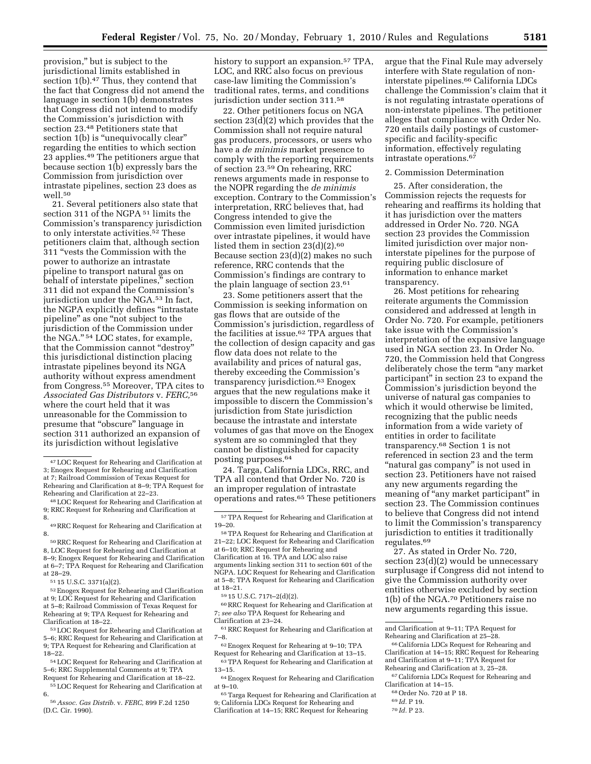provision," but is subject to the jurisdictional limits established in section 1(b).[47] Thus, they contend that the fact that Congress did not amend the language in section 1(b) demonstrates that Congress did not intend to modify the Commission's jurisdiction with section 23.[48] Petitioners state that section 1(b) is "unequivocally clear" regarding the entities to which section 23 applies.[49] The petitioners argue that because section 1(b) expressly bars the Commission from jurisdiction over intrastate pipelines, section 23 does as well.[50]

21. Several petitioners also state that section 311 of the NGPA [51] limits the Commission's transparency jurisdiction to only interstate activities.[52] These petitioners claim that, although section 311 "vests the Commission with the power to authorize an intrastate pipeline to transport natural gas on behalf of interstate pipelines," section 311 did not expand the Commission's jurisdiction under the NGA.[53] In fact, the NGPA explicitly defines "intrastate pipeline" as one "not subject to the jurisdiction of the Commission under the NGA." [54] LOC states, for example, that the Commission cannot "destroy" this jurisdictional distinction placing intrastate pipelines beyond its NGA authority without express amendment from Congress.[55] Moreover, TPA cites to *Associated Gas Distributors* v. *FERC,*[56] where the court held that it was unreasonable for the Commission to presume that "obscure" language in section 311 authorized an expansion of its jurisdiction without legislative history to support an expansion.[57] TPA, LOC, and RRC also focus on previous case-law limiting the Commission's traditional rates, terms, and conditions jurisdiction under section 311.[58]

22. Other petitioners focus on NGA section 23(d)(2) which provides that the Commission shall not require natural gas producers, processors, or users who have a *de minimis* market presence to comply with the reporting requirements of section 23.[59] On rehearing, RRC renews arguments made in response to the NOPR regarding the *de minimis* exception. Contrary to the Commission's interpretation, RRC believes that, had Congress intended to give the Commission even limited jurisdiction over intrastate pipelines, it would have listed them in section 23(d)(2).[60] Because section 23(d)(2) makes no such reference, RRC contends that the Commission's findings are contrary to the plain language of section 23.[61]

23. Some petitioners assert that the Commission is seeking information on gas flows that are outside of the Commission's jurisdiction, regardless of the facilities at issue.[62] TPA argues that the collection of design capacity and gas flow data does not relate to the availability and prices of natural gas, thereby exceeding the Commission's transparency jurisdiction.[63] Enogex argues that the new regulations make it impossible to discern the Commission's jurisdiction from State jurisdiction because the intrastate and interstate volumes of gas that move on the Enogex system are so commingled that they cannot be distinguished for capacity posting purposes.[64]

24. Targa, California LDCs, RRC, and TPA all contend that Order No. 720 is an improper regulation of intrastate operations and rates.[65] These petitioners argue that the Final Rule may adversely interfere with State regulation of non-interstate pipelines.[66] California LDCs challenge the Commission's claim that it is not regulating intrastate operations of non-interstate pipelines. The petitioner alleges that compliance with Order No. 720 entails daily postings of customer-specific and facility-specific information, effectively regulating intrastate operations.[67]

2. Commission Determination

25. After consideration, the Commission rejects the requests for rehearing and reaffirms its holding that it has jurisdiction over the matters addressed in Order No. 720. NGA section 23 provides the Commission limited jurisdiction over major non-interstate pipelines for the purpose of requiring public disclosure of information to enhance market transparency.

26. Most petitions for rehearing reiterate arguments the Commission considered and addressed at length in Order No. 720. For example, petitioners take issue with the Commission's interpretation of the expansive language used in NGA section 23. In Order No. 720, the Commission held that Congress deliberately chose the term "any market participant" in section 23 to expand the Commission's jurisdiction beyond the universe of natural gas companies to which it would otherwise be limited, recognizing that the public needs information from a wide variety of entities in order to facilitate transparency.[68] Section 1 is not referenced in section 23 and the term "natural gas company" is not used in section 23. Petitioners have not raised any new arguments regarding the meaning of "any market participant" in section 23. The Commission continues to believe that Congress did not intend to limit the Commission's transparency jurisdiction to entities it traditionally regulates.[69]

27. As stated in Order No. 720, section 23(d)(2) would be unnecessary surplusage if Congress did not intend to give the Commission authority over entities otherwise excluded by section 1(b) of the NGA.[70] Petitioners raise no new arguments regarding this issue.

---

[47] LOC Request for Rehearing and Clarification at 3; Enogex Request for Rehearing and Clarification at 7; Railroad Commission of Texas Request for Rehearing and Clarification at 8–9; TPA Request for Rehearing and Clarification at 22–23.

[48] LOC Request for Rehearing and Clarification at 9; RRC Request for Rehearing and Clarification at 8.

[49] RRC Request for Rehearing and Clarification at 8.

[50] RRC Request for Rehearing and Clarification at 8, LOC Request for Rehearing and Clarification at 8–9; Enogex Request for Rehearing and Clarification at 6–7; TPA Request for Rehearing and Clarification at 28–29.

[51] 15 U.S.C. 3371(a)(2).

[52] Enogex Request for Rehearing and Clarification at 9; LOC Request for Rehearing and Clarification at 5–8; Railroad Commission of Texas Request for Rehearing at 9; TPA Request for Rehearing and Clarification at 18–22.

[53] LOC Request for Rehearing and Clarification at 5–6; RRC Request for Rehearing and Clarification at 9; TPA Request for Rehearing and Clarification at 18–22.

[54] LOC Request for Rehearing and Clarification at 5–6; RRC Supplemental Comments at 9; TPA Request for Rehearing and Clarification at 18–22.

[55] LOC Request for Rehearing and Clarification at 6.

[56] *Assoc. Gas Distrib.* v. *FERC,* 899 F.2d 1250 (D.C. Cir. 1990).

[57] TPA Request for Rehearing and Clarification at 19–20.

[58] TPA Request for Rehearing and Clarification at 21–22; LOC Request for Rehearing and Clarification at 6–10; RRC Request for Rehearing and Clarification at 16. TPA and LOC also raise arguments linking section 311 to section 601 of the NGPA. LOC Request for Rehearing and Clarification at 5–8; TPA Request for Rehearing and Clarification at 18–21.

[59] 15 U.S.C. 717t–2(d)(2).

[60] RRC Request for Rehearing and Clarification at 7; *see also* TPA Request for Rehearing and Clarification at 23–24.

[61] RRC Request for Rehearing and Clarification at 7–8.

[62] Enogex Request for Rehearing at 9–10; TPA Request for Rehearing and Clarification at 13–15.

[63] TPA Request for Rehearing and Clarification at 13–15.

[64] Enogex Request for Rehearing and Clarification at 9–10.

[65] Targa Request for Rehearing and Clarification at 9; California LDCs Request for Rehearing and Clarification at 14–15; RRC Request for Rehearing and Clarification at 9–11; TPA Request for Rehearing and Clarification at 25–28.

[66] California LDCs Request for Rehearing and Clarification at 14–15; RRC Request for Rehearing and Clarification at 9–11; TPA Request for Rehearing and Clarification at 3, 25–28.

[67] California LDCs Request for Rehearing and Clarification at 14–15.

[68] Order No. 720 at P 18.

[69] *Id.* P 19.

[70] *Id.* P 23.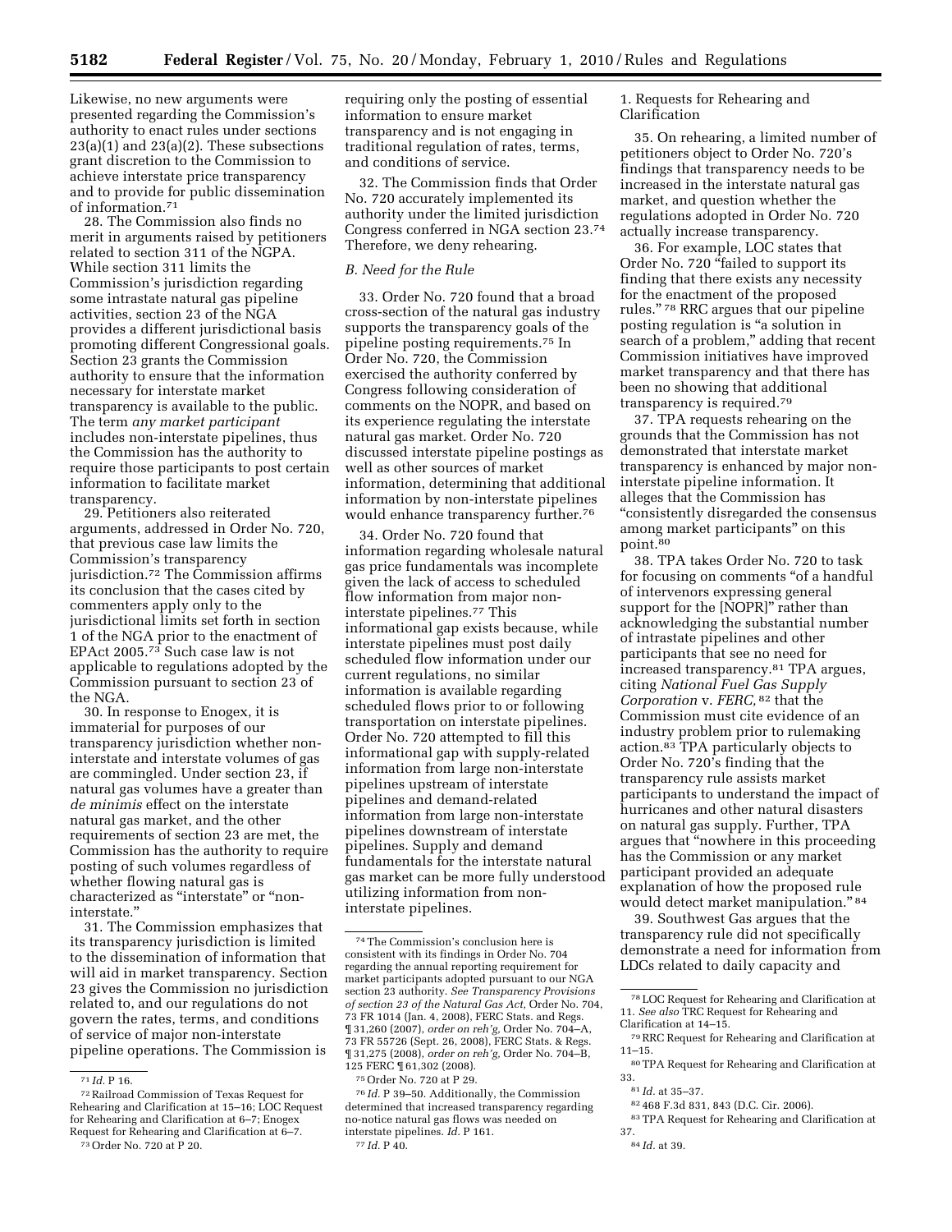Likewise, no new arguments were presented regarding the Commission's authority to enact rules under sections 23(a)(1) and 23(a)(2). These subsections grant discretion to the Commission to achieve interstate price transparency and to provide for public dissemination of information.[71]

28. The Commission also finds no merit in arguments raised by petitioners related to section 311 of the NGPA. While section 311 limits the Commission's jurisdiction regarding some intrastate natural gas pipeline activities, section 23 of the NGA provides a different jurisdictional basis promoting different Congressional goals. Section 23 grants the Commission authority to ensure that the information necessary for interstate market transparency is available to the public. The term *any market participant* includes non-interstate pipelines, thus the Commission has the authority to require those participants to post certain information to facilitate market transparency.

29. Petitioners also reiterated arguments, addressed in Order No. 720, that previous case law limits the Commission's transparency jurisdiction.[72] The Commission affirms its conclusion that the cases cited by commenters apply only to the jurisdictional limits set forth in section 1 of the NGA prior to the enactment of EPAct 2005.[73] Such case law is not applicable to regulations adopted by the Commission pursuant to section 23 of the NGA.

30. In response to Enogex, it is immaterial for purposes of our transparency jurisdiction whether non-interstate and interstate volumes of gas are commingled. Under section 23, if natural gas volumes have a greater than *de minimis* effect on the interstate natural gas market, and the other requirements of section 23 are met, the Commission has the authority to require posting of such volumes regardless of whether flowing natural gas is characterized as "interstate" or "non-interstate."

31. The Commission emphasizes that its transparency jurisdiction is limited to the dissemination of information that will aid in market transparency. Section 23 gives the Commission no jurisdiction related to, and our regulations do not govern the rates, terms, and conditions of service of major non-interstate pipeline operations. The Commission is requiring only the posting of essential information to ensure market transparency and is not engaging in traditional regulation of rates, terms, and conditions of service.

32. The Commission finds that Order No. 720 accurately implemented its authority under the limited jurisdiction Congress conferred in NGA section 23.[74] Therefore, we deny rehearing.

### *B. Need for the Rule*

33. Order No. 720 found that a broad cross-section of the natural gas industry supports the transparency goals of the pipeline posting requirements.[75] In Order No. 720, the Commission exercised the authority conferred by Congress following consideration of comments on the NOPR, and based on its experience regulating the interstate natural gas market. Order No. 720 discussed interstate pipeline postings as well as other sources of market information, determining that additional information by non-interstate pipelines would enhance transparency further.[76]

34. Order No. 720 found that information regarding wholesale natural gas price fundamentals was incomplete given the lack of access to scheduled flow information from major non-interstate pipelines.[77] This informational gap exists because, while interstate pipelines must post daily scheduled flow information under our current regulations, no similar information is available regarding scheduled flows prior to or following transportation on interstate pipelines. Order No. 720 attempted to fill this informational gap with supply-related information from large non-interstate pipelines upstream of interstate pipelines and demand-related information from large non-interstate pipelines downstream of interstate pipelines. Supply and demand fundamentals for the interstate natural gas market can be more fully understood utilizing information from non-interstate pipelines.

1. Requests for Rehearing and Clarification

35. On rehearing, a limited number of petitioners object to Order No. 720's findings that transparency needs to be increased in the interstate natural gas market, and question whether the regulations adopted in Order No. 720 actually increase transparency.

36. For example, LOC states that Order No. 720 "failed to support its finding that there exists any necessity for the enactment of the proposed rules."[78] RRC argues that our pipeline posting regulation is "a solution in search of a problem," adding that recent Commission initiatives have improved market transparency and that there has been no showing that additional transparency is required.[79]

37. TPA requests rehearing on the grounds that the Commission has not demonstrated that interstate market transparency is enhanced by major non-interstate pipeline information. It alleges that the Commission has "consistently disregarded the consensus among market participants" on this point.[80]

38. TPA takes Order No. 720 to task for focusing on comments "of a handful of intervenors expressing general support for the [NOPR]" rather than acknowledging the substantial number of intrastate pipelines and other participants that see no need for increased transparency.[81] TPA argues, citing *National Fuel Gas Supply Corporation* v. *FERC,*[82] that the Commission must cite evidence of an industry problem prior to rulemaking action.[83] TPA particularly objects to Order No. 720's finding that the transparency rule assists market participants to understand the impact of hurricanes and other natural disasters on natural gas supply. Further, TPA argues that "nowhere in this proceeding has the Commission or any market participant provided an adequate explanation of how the proposed rule would detect market manipulation."[84]

39. Southwest Gas argues that the transparency rule did not specifically demonstrate a need for information from LDCs related to daily capacity and

---

[71] *Id.* P 16.

[72] Railroad Commission of Texas Request for Rehearing and Clarification at 15–16; LOC Request for Rehearing and Clarification at 6–7; Enogex Request for Rehearing and Clarification at 6–7.

[73] Order No. 720 at P 20.

[74] The Commission's conclusion here is consistent with its findings in Order No. 704 regarding the annual reporting requirement for market participants adopted pursuant to our NGA section 23 authority. *See Transparency Provisions of section 23 of the Natural Gas Act,* Order No. 704, 73 FR 1014 (Jan. 4, 2008), FERC Stats. and Regs. ¶ 31,260 (2007), *order on reh'g,* Order No. 704–A, 73 FR 55726 (Sept. 26, 2008), FERC Stats. & Regs. ¶ 31,275 (2008), *order on reh'g,* Order No. 704–B, 125 FERC ¶ 61,302 (2008).

[75] Order No. 720 at P 29.

[76] *Id.* P 39–50. Additionally, the Commission determined that increased transparency regarding no-notice natural gas flows was needed on interstate pipelines. *Id.* P 161.

[77] *Id.* P 40.

[78] LOC Request for Rehearing and Clarification at 11. *See also* TRC Request for Rehearing and Clarification at 14–15.

[79] RRC Request for Rehearing and Clarification at 11–15.

[80] TPA Request for Rehearing and Clarification at 33.

[81] *Id.* at 35–37.

[82] 468 F.3d 831, 843 (D.C. Cir. 2006).

[83] TPA Request for Rehearing and Clarification at 37.

[84] *Id.* at 39.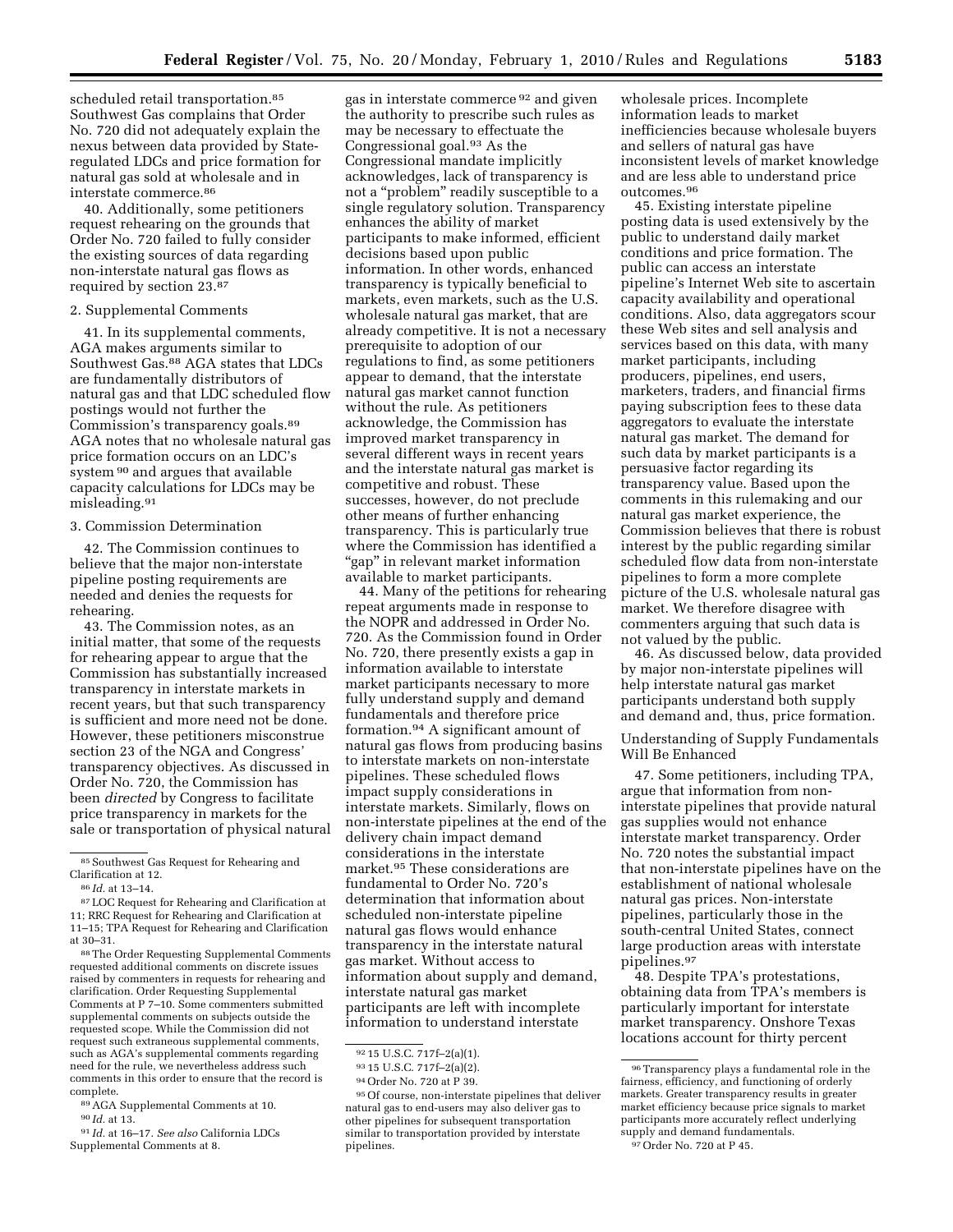scheduled retail transportation.[85] Southwest Gas complains that Order No. 720 did not adequately explain the nexus between data provided by State-regulated LDCs and price formation for natural gas sold at wholesale and in interstate commerce.[86]

40. Additionally, some petitioners request rehearing on the grounds that Order No. 720 failed to fully consider the existing sources of data regarding non-interstate natural gas flows as required by section 23.[87]

2. Supplemental Comments

41. In its supplemental comments, AGA makes arguments similar to Southwest Gas.[88] AGA states that LDCs are fundamentally distributors of natural gas and that LDC scheduled flow postings would not further the Commission's transparency goals.[89] AGA notes that no wholesale natural gas price formation occurs on an LDC's system [90] and argues that available capacity calculations for LDCs may be misleading.[91]

3. Commission Determination

42. The Commission continues to believe that the major non-interstate pipeline posting requirements are needed and denies the requests for rehearing.

43. The Commission notes, as an initial matter, that some of the requests for rehearing appear to argue that the Commission has substantially increased transparency in interstate markets in recent years, but that such transparency is sufficient and more need not be done. However, these petitioners misconstrue section 23 of the NGA and Congress' transparency objectives. As discussed in Order No. 720, the Commission has been *directed* by Congress to facilitate price transparency in markets for the sale or transportation of physical natural gas in interstate commerce [92] and given the authority to prescribe such rules as may be necessary to effectuate the Congressional goal.[93] As the Congressional mandate implicitly acknowledges, lack of transparency is not a "problem" readily susceptible to a single regulatory solution. Transparency enhances the ability of market participants to make informed, efficient decisions based upon public information. In other words, enhanced transparency is typically beneficial to markets, even markets, such as the U.S. wholesale natural gas market, that are already competitive. It is not a necessary prerequisite to adoption of our regulations to find, as some petitioners appear to demand, that the interstate natural gas market cannot function without the rule. As petitioners acknowledge, the Commission has improved market transparency in several different ways in recent years and the interstate natural gas market is competitive and robust. These successes, however, do not preclude other means of further enhancing transparency. This is particularly true where the Commission has identified a "gap" in relevant market information available to market participants.

44. Many of the petitions for rehearing repeat arguments made in response to the NOPR and addressed in Order No. 720. As the Commission found in Order No. 720, there presently exists a gap in information available to interstate market participants necessary to more fully understand supply and demand fundamentals and therefore price formation.[94] A significant amount of natural gas flows from producing basins to interstate markets on non-interstate pipelines. These scheduled flows impact supply considerations in interstate markets. Similarly, flows on non-interstate pipelines at the end of the delivery chain impact demand considerations in the interstate market.[95] These considerations are fundamental to Order No. 720's determination that information about scheduled non-interstate pipeline natural gas flows would enhance transparency in the interstate natural gas market. Without access to information about supply and demand, interstate natural gas market participants are left with incomplete information to understand interstate wholesale prices. Incomplete information leads to market inefficiencies because wholesale buyers and sellers of natural gas have inconsistent levels of market knowledge and are less able to understand price outcomes.[96]

45. Existing interstate pipeline posting data is used extensively by the public to understand daily market conditions and price formation. The public can access an interstate pipeline's Internet Web site to ascertain capacity availability and operational conditions. Also, data aggregators scour these Web sites and sell analysis and services based on this data, with many market participants, including producers, pipelines, end users, marketers, traders, and financial firms paying subscription fees to these data aggregators to evaluate the interstate natural gas market. The demand for such data by market participants is a persuasive factor regarding its transparency value. Based upon the comments in this rulemaking and our natural gas market experience, the Commission believes that there is robust interest by the public regarding similar scheduled flow data from non-interstate pipelines to form a more complete picture of the U.S. wholesale natural gas market. We therefore disagree with commenters arguing that such data is not valued by the public.

46. As discussed below, data provided by major non-interstate pipelines will help interstate natural gas market participants understand both supply and demand and, thus, price formation.

Understanding of Supply Fundamentals Will Be Enhanced

47. Some petitioners, including TPA, argue that information from non-interstate pipelines that provide natural gas supplies would not enhance interstate market transparency. Order No. 720 notes the substantial impact that non-interstate pipelines have on the establishment of national wholesale natural gas prices. Non-interstate pipelines, particularly those in the south-central United States, connect large production areas with interstate pipelines.[97]

48. Despite TPA's protestations, obtaining data from TPA's members is particularly important for interstate market transparency. Onshore Texas locations account for thirty percent

---

[85] Southwest Gas Request for Rehearing and Clarification at 12.

[86] *Id.* at 13–14.

[87] LOC Request for Rehearing and Clarification at 11; RRC Request for Rehearing and Clarification at 11–15; TPA Request for Rehearing and Clarification at 30–31.

[88] The Order Requesting Supplemental Comments requested additional comments on discrete issues raised by commenters in requests for rehearing and clarification. Order Requesting Supplemental Comments at P 7–10. Some commenters submitted supplemental comments on subjects outside the requested scope. While the Commission did not request such extraneous supplemental comments, such as AGA's supplemental comments regarding need for the rule, we nevertheless address such comments in this order to ensure that the record is complete.

[89] AGA Supplemental Comments at 10.

[90] *Id.* at 13.

[91] *Id.* at 16–17. *See also* California LDCs Supplemental Comments at 8.

[92] 15 U.S.C. 717f–2(a)(1).

[93] 15 U.S.C. 717f–2(a)(2).

[94] Order No. 720 at P 39.

[95] Of course, non-interstate pipelines that deliver natural gas to end-users may also deliver gas to other pipelines for subsequent transportation similar to transportation provided by interstate pipelines.

[96] Transparency plays a fundamental role in the fairness, efficiency, and functioning of orderly markets. Greater transparency results in greater market efficiency because price signals to market participants more accurately reflect underlying supply and demand fundamentals.

[97] Order No. 720 at P 45.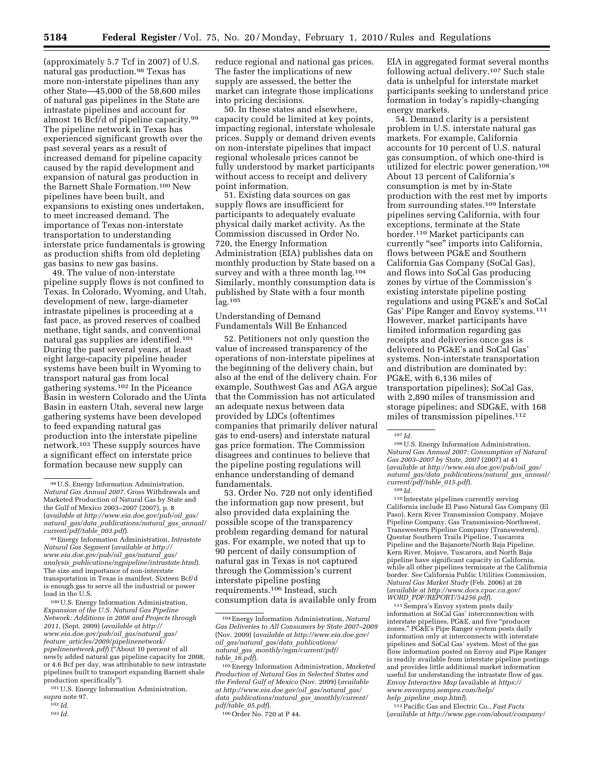(approximately 5.7 Tcf in 2007) of U.S. natural gas production.[98] Texas has more non-interstate pipelines than any other State—45,000 of the 58,600 miles of natural gas pipelines in the State are intrastate pipelines and account for almost 16 Bcf/d of pipeline capacity.[99] The pipeline network in Texas has experienced significant growth over the past several years as a result of increased demand for pipeline capacity caused by the rapid development and expansion of natural gas production in the Barnett Shale Formation.[100] New pipelines have been built, and expansions to existing ones undertaken, to meet increased demand. The importance of Texas non-interstate transportation to understanding interstate price fundamentals is growing as production shifts from old depleting gas basins to new gas basins.

49. The value of non-interstate pipeline supply flows is not confined to Texas. In Colorado, Wyoming, and Utah, development of new, large-diameter intrastate pipelines is proceeding at a fast pace, as proved reserves of coalbed methane, tight sands, and conventional natural gas supplies are identified.[101] During the past several years, at least eight large-capacity pipeline header systems have been built in Wyoming to transport natural gas from local gathering systems.[102] In the Piceance Basin in western Colorado and the Uinta Basin in eastern Utah, several new large gathering systems have been developed to feed expanding natural gas production into the interstate pipeline network.[103] These supply sources have a significant effect on interstate price formation because new supply can reduce regional and national gas prices. The faster the implications of new supply are assessed, the better the market can integrate those implications into pricing decisions.

50. In these states and elsewhere, capacity could be limited at key points, impacting regional, interstate wholesale prices. Supply or demand driven events on non-interstate pipelines that impact regional wholesale prices cannot be fully understood by market participants without access to receipt and delivery point information.

51. Existing data sources on gas supply flows are insufficient for participants to adequately evaluate physical daily market activity. As the Commission discussed in Order No. 720, the Energy Information Administration (EIA) publishes data on monthly production by State based on a survey and with a three month lag.[104] Similarly, monthly consumption data is published by State with a four month lag.[105]

### Understanding of Demand Fundamentals Will Be Enhanced

52. Petitioners not only question the value of increased transparency of the operations of non-interstate pipelines at the beginning of the delivery chain, but also at the end of the delivery chain. For example, Southwest Gas and AGA argue that the Commission has not articulated an adequate nexus between data provided by LDCs (oftentimes companies that primarily deliver natural gas to end-users) and interstate natural gas price formation. The Commission disagrees and continues to believe that the pipeline posting regulations will enhance understanding of demand fundamentals.

53. Order No. 720 not only identified the information gap now present, but also provided data explaining the possible scope of the transparency problem regarding demand for natural gas. For example, we noted that up to 90 percent of daily consumption of natural gas in Texas is not captured through the Commission's current interstate pipeline posting requirements.[106] Instead, such consumption data is available only from EIA in aggregated format several months following actual delivery.[107] Such stale data is unhelpful for interstate market participants seeking to understand price formation in today's rapidly-changing energy markets.

54. Demand clarity is a persistent problem in U.S. interstate natural gas markets. For example, California accounts for 10 percent of U.S. natural gas consumption, of which one-third is utilized for electric power generation.[108] About 13 percent of California's consumption is met by in-State production with the rest met by imports from surrounding states.[109] Interstate pipelines serving California, with four exceptions, terminate at the State border.[110] Market participants can currently "see" imports into California, flows between PG&E and Southern California Gas Company (SoCal Gas), and flows into SoCal Gas producing zones by virtue of the Commission's existing interstate pipeline posting regulations and using PG&E's and SoCal Gas' Pipe Ranger and Envoy systems.[111] However, market participants have limited information regarding gas receipts and deliveries once gas is delivered to PG&E's and SoCal Gas' systems. Non-interstate transportation and distribution are dominated by: PG&E, with 6,136 miles of transportation pipelines); SoCal Gas, with 2,890 miles of transmission and storage pipelines; and SDG&E, with 168 miles of transmission pipelines.[112]

---

[98] U.S. Energy Information Administration, *Natural Gas Annual 2007*, Gross Withdrawals and Marketed Production of Natural Gas by State and the Gulf of Mexico 2003–2007 (2007), p. 8 (*available at http://www.eia.doe.gov/pub/oil_gas/natural_gas/data_publications/natural_gas_annual/current/pdf/table_003.pdf*).

[99] Energy Information Administration, *Intrastate Natural Gas Segment* (*available at http://www.eia.doe.gov/pub/oil_gas/natural_gas/analysis_publications/ngpipeline/intrastate.html*). The size and importance of non-interstate transportation in Texas is manifest. Sixteen Bcf/d is enough gas to serve all the industrial or power load in the U.S.

[100] U.S. Energy Information Administration, *Expansion of the U.S. Natural Gas Pipeline Network: Additions in 2008 and Projects through 2011,* (Sept. 2009) (*available at http://www.eia.doe.gov/pub/oil_gas/natural_gas/feature_articles/2009/pipelinenetwork/pipelinenetwork.pdf*) ("About 10 percent of all newly added natural gas pipeline capacity for 2008, or 4.6 Bcf per day, was attributable to new intrastate pipelines built to transport expanding Barnett shale production specifically").

[101] U.S. Energy Information Administration, *supra* note 97.

[102] *Id.*

[103] *Id.*

[104] Energy Information Administration, *Natural Gas Deliveries to All Consumers by State 2007–2009* (Nov. 2009) (*available at http://www.eia.doe.gov/oil_gas/natural_gas/data_publications/natural_gas_monthly/ngm/current/pdf/table_16.pdf*).

[105] Energy Information Administration, *Marketed Production of Natural Gas in Selected States and the Federal Gulf of Mexico* (Nov. 2009) (*available at http://www.eia.doe.gov/oil_gas/natural_gas/data_publications/natural_gas_monthly/current/pdf/table_05.pdf*).

[106] Order No. 720 at P 44.

[107] *Id.*

[108] U.S. Energy Information Administration, *Natural Gas Annual 2007: Consumption of Natural Gas 2003–2007 by State, 2007* (2007) at 41 (*available at http://www.eia.doe.gov/pub/oil_gas/natural_gas/data_publications/natural_gas_annual/current/pdf/table_015.pdf*).

[109] *Id.*

[110] Interstate pipelines currently serving California include El Paso Natural Gas Company (El Paso), Kern River Transmission Company, Mojave Pipeline Company, Gas Transmission-Northwest, Transwestern Pipeline Company (Transwestern), Questar Southern Trails Pipeline, Tuscarora Pipeline and the Bajanorte/North Baja Pipeline. Kern River, Mojave, Tuscarora, and North Baja pipeline have significant capacity in California, while all other pipelines terminate at the California border. *See* California Public Utilities Commission, *Natural Gas Market Study* (Feb. 2006) at 28 (*available at http://www.docs.cpuc.ca.gov/WORD_PDF/REPORT/54256.pdf*).

[111] Sempra's Envoy system posts daily information at SoCal Gas' interconnection with interstate pipelines, PG&E, and five "producer zones." PG&E's Pipe Ranger system posts daily information only at interconnects with interstate pipelines and SoCal Gas' system. Most of the gas flow information posted on Envoy and Pipe Ranger is readily available from interstate pipeline postings and provides little additional market information useful for understanding the intrastate flow of gas. *Envoy Interactive Map* (available at *https://www.envoyproj.sempra.com/help/help_pipeline_map.html*).

[112] Pacific Gas and Electric Co., *Fast Facts* (*available at http://www.pge.com/about/company/*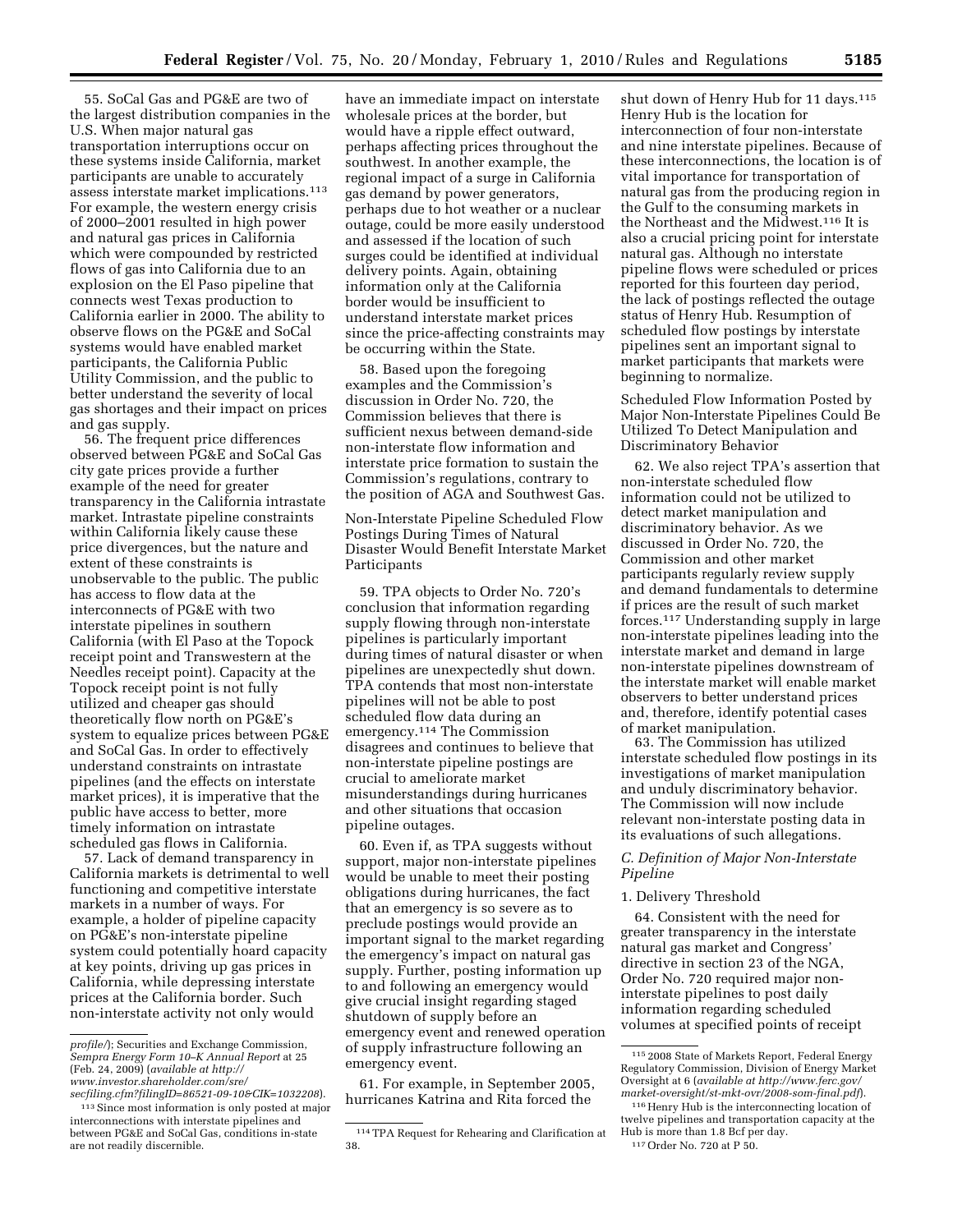55. SoCal Gas and PG&E are two of the largest distribution companies in the U.S. When major natural gas transportation interruptions occur on these systems inside California, market participants are unable to accurately assess interstate market implications.[113] For example, the western energy crisis of 2000–2001 resulted in high power and natural gas prices in California which were compounded by restricted flows of gas into California due to an explosion on the El Paso pipeline that connects west Texas production to California earlier in 2000. The ability to observe flows on the PG&E and SoCal systems would have enabled market participants, the California Public Utility Commission, and the public to better understand the severity of local gas shortages and their impact on prices and gas supply.

56. The frequent price differences observed between PG&E and SoCal Gas city gate prices provide a further example of the need for greater transparency in the California intrastate market. Intrastate pipeline constraints within California likely cause these price divergences, but the nature and extent of these constraints is unobservable to the public. The public has access to flow data at the interconnects of PG&E with two interstate pipelines in southern California (with El Paso at the Topock receipt point and Transwestern at the Needles receipt point). Capacity at the Topock receipt point is not fully utilized and cheaper gas should theoretically flow north on PG&E's system to equalize prices between PG&E and SoCal Gas. In order to effectively understand constraints on intrastate pipelines (and the effects on interstate market prices), it is imperative that the public have access to better, more timely information on intrastate scheduled gas flows in California.

57. Lack of demand transparency in California markets is detrimental to well functioning and competitive interstate markets in a number of ways. For example, a holder of pipeline capacity on PG&E's non-interstate pipeline system could potentially hoard capacity at key points, driving up gas prices in California, while depressing interstate prices at the California border. Such non-interstate activity not only would have an immediate impact on interstate wholesale prices at the border, but would have a ripple effect outward, perhaps affecting prices throughout the southwest. In another example, the regional impact of a surge in California gas demand by power generators, perhaps due to hot weather or a nuclear outage, could be more easily understood and assessed if the location of such surges could be identified at individual delivery points. Again, obtaining information only at the California border would be insufficient to understand interstate market prices since the price-affecting constraints may be occurring within the State.

58. Based upon the foregoing examples and the Commission's discussion in Order No. 720, the Commission believes that there is sufficient nexus between demand-side non-interstate flow information and interstate price formation to sustain the Commission's regulations, contrary to the position of AGA and Southwest Gas.

Non-Interstate Pipeline Scheduled Flow Postings During Times of Natural Disaster Would Benefit Interstate Market Participants

59. TPA objects to Order No. 720's conclusion that information regarding supply flowing through non-interstate pipelines is particularly important during times of natural disaster or when pipelines are unexpectedly shut down. TPA contends that most non-interstate pipelines will not be able to post scheduled flow data during an emergency.[114] The Commission disagrees and continues to believe that non-interstate pipeline postings are crucial to ameliorate market misunderstandings during hurricanes and other situations that occasion pipeline outages.

60. Even if, as TPA suggests without support, major non-interstate pipelines would be unable to meet their posting obligations during hurricanes, the fact that an emergency is so severe as to preclude postings would provide an important signal to the market regarding the emergency's impact on natural gas supply. Further, posting information up to and following an emergency would give crucial insight regarding staged shutdown of supply before an emergency event and renewed operation of supply infrastructure following an emergency event.

61. For example, in September 2005, hurricanes Katrina and Rita forced the shut down of Henry Hub for 11 days.[115] Henry Hub is the location for interconnection of four non-interstate and nine interstate pipelines. Because of these interconnections, the location is of vital importance for transportation of natural gas from the producing region in the Gulf to the consuming markets in the Northeast and the Midwest.[116] It is also a crucial pricing point for interstate natural gas. Although no interstate pipeline flows were scheduled or prices reported for this fourteen day period, the lack of postings reflected the outage status of Henry Hub. Resumption of scheduled flow postings by interstate pipelines sent an important signal to market participants that markets were beginning to normalize.

Scheduled Flow Information Posted by Major Non-Interstate Pipelines Could Be Utilized To Detect Manipulation and Discriminatory Behavior

62. We also reject TPA's assertion that non-interstate scheduled flow information could not be utilized to detect market manipulation and discriminatory behavior. As we discussed in Order No. 720, the Commission and other market participants regularly review supply and demand fundamentals to determine if prices are the result of such market forces.[117] Understanding supply in large non-interstate pipelines leading into the interstate market and demand in large non-interstate pipelines downstream of the interstate market will enable market observers to better understand prices and, therefore, identify potential cases of market manipulation.

63. The Commission has utilized interstate scheduled flow postings in its investigations of market manipulation and unduly discriminatory behavior. The Commission will now include relevant non-interstate posting data in its evaluations of such allegations.

### *C. Definition of Major Non-Interstate Pipeline*

#### 1. Delivery Threshold

64. Consistent with the need for greater transparency in the interstate natural gas market and Congress' directive in section 23 of the NGA, Order No. 720 required major non-interstate pipelines to post daily information regarding scheduled volumes at specified points of receipt

---

*profile/*); Securities and Exchange Commission, *Sempra Energy Form 10–K Annual Report* at 25 (Feb. 24, 2009) (*available at http://www.investor.shareholder.com/sre/secfiling.cfm?filingID=86521-09-10&CIK=1032208*).

[113] Since most information is only posted at major interconnections with interstate pipelines and between PG&E and SoCal Gas, conditions in-state are not readily discernible.

[114] TPA Request for Rehearing and Clarification at 38.

[115] 2008 State of Markets Report, Federal Energy Regulatory Commission, Division of Energy Market Oversight at 6 (*available at http://www.ferc.gov/market-oversight/st-mkt-ovr/2008-som-final.pdf*).

[116] Henry Hub is the interconnecting location of twelve pipelines and transportation capacity at the Hub is more than 1.8 Bcf per day.

[117] Order No. 720 at P 50.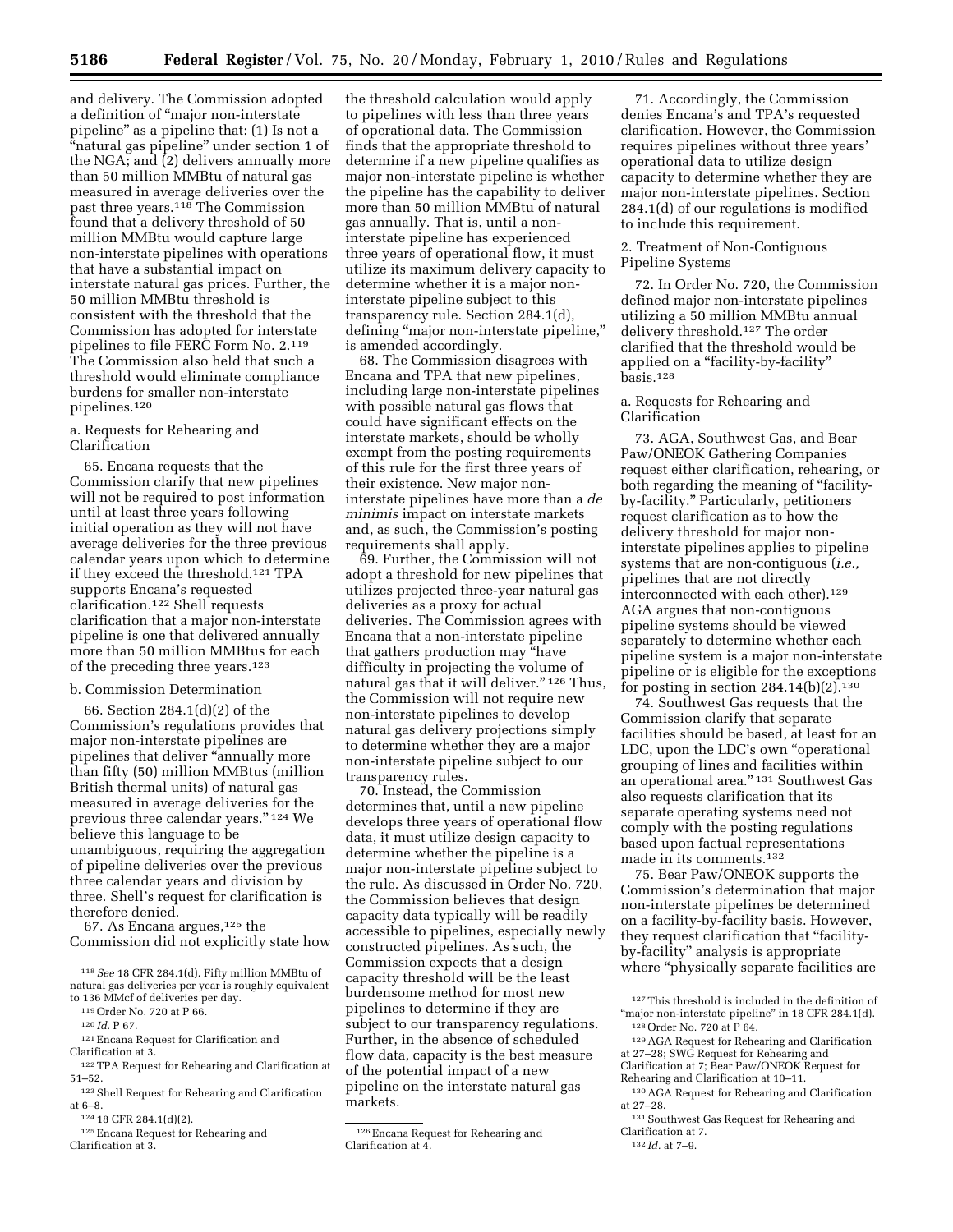and delivery. The Commission adopted a definition of "major non-interstate pipeline" as a pipeline that: (1) Is not a "natural gas pipeline" under section 1 of the NGA; and (2) delivers annually more than 50 million MMBtu of natural gas measured in average deliveries over the past three years.[118] The Commission found that a delivery threshold of 50 million MMBtu would capture large non-interstate pipelines with operations that have a substantial impact on interstate natural gas prices. Further, the 50 million MMBtu threshold is consistent with the threshold that the Commission has adopted for interstate pipelines to file FERC Form No. 2.[119] The Commission also held that such a threshold would eliminate compliance burdens for smaller non-interstate pipelines.[120]

a. Requests for Rehearing and Clarification

65. Encana requests that the Commission clarify that new pipelines will not be required to post information until at least three years following initial operation as they will not have average deliveries for the three previous calendar years upon which to determine if they exceed the threshold.[121] TPA supports Encana's requested clarification.[122] Shell requests clarification that a major non-interstate pipeline is one that delivered annually more than 50 million MMBtus for each of the preceding three years.[123]

b. Commission Determination

66. Section 284.1(d)(2) of the Commission's regulations provides that major non-interstate pipelines are pipelines that deliver "annually more than fifty (50) million MMBtus (million British thermal units) of natural gas measured in average deliveries for the previous three calendar years." [124] We believe this language to be unambiguous, requiring the aggregation of pipeline deliveries over the previous three calendar years and division by three. Shell's request for clarification is therefore denied.

67. As Encana argues,[125] the Commission did not explicitly state how the threshold calculation would apply to pipelines with less than three years of operational data. The Commission finds that the appropriate threshold to determine if a new pipeline qualifies as major non-interstate pipeline is whether the pipeline has the capability to deliver more than 50 million MMBtu of natural gas annually. That is, until a non-interstate pipeline has experienced three years of operational flow, it must utilize its maximum delivery capacity to determine whether it is a major non-interstate pipeline subject to this transparency rule. Section 284.1(d), defining "major non-interstate pipeline," is amended accordingly.

68. The Commission disagrees with Encana and TPA that new pipelines, including large non-interstate pipelines with possible natural gas flows that could have significant effects on the interstate markets, should be wholly exempt from the posting requirements of this rule for the first three years of their existence. New major non-interstate pipelines have more than a *de minimis* impact on interstate markets and, as such, the Commission's posting requirements shall apply.

69. Further, the Commission will not adopt a threshold for new pipelines that utilizes projected three-year natural gas deliveries as a proxy for actual deliveries. The Commission agrees with Encana that a non-interstate pipeline that gathers production may "have difficulty in projecting the volume of natural gas that it will deliver." [126] Thus, the Commission will not require new non-interstate pipelines to develop natural gas delivery projections simply to determine whether they are a major non-interstate pipeline subject to our transparency rules.

70. Instead, the Commission determines that, until a new pipeline develops three years of operational flow data, it must utilize design capacity to determine whether the pipeline is a major non-interstate pipeline subject to the rule. As discussed in Order No. 720, the Commission believes that design capacity data typically will be readily accessible to pipelines, especially newly constructed pipelines. As such, the Commission expects that a design capacity threshold will be the least burdensome method for most new pipelines to determine if they are subject to our transparency regulations. Further, in the absence of scheduled flow data, capacity is the best measure of the potential impact of a new pipeline on the interstate natural gas markets.

71. Accordingly, the Commission denies Encana's and TPA's requested clarification. However, the Commission requires pipelines without three years' operational data to utilize design capacity to determine whether they are major non-interstate pipelines. Section 284.1(d) of our regulations is modified to include this requirement.

2. Treatment of Non-Contiguous Pipeline Systems

72. In Order No. 720, the Commission defined major non-interstate pipelines utilizing a 50 million MMBtu annual delivery threshold.[127] The order clarified that the threshold would be applied on a "facility-by-facility" basis.[128]

a. Requests for Rehearing and Clarification

73. AGA, Southwest Gas, and Bear Paw/ONEOK Gathering Companies request either clarification, rehearing, or both regarding the meaning of "facility-by-facility." Particularly, petitioners request clarification as to how the delivery threshold for major non-interstate pipelines applies to pipeline systems that are non-contiguous (*i.e.,* pipelines that are not directly interconnected with each other).[129] AGA argues that non-contiguous pipeline systems should be viewed separately to determine whether each pipeline system is a major non-interstate pipeline or is eligible for the exceptions for posting in section 284.14(b)(2).[130]

74. Southwest Gas requests that the Commission clarify that separate facilities should be based, at least for an LDC, upon the LDC's own "operational grouping of lines and facilities within an operational area." [131] Southwest Gas also requests clarification that its separate operating systems need not comply with the posting regulations based upon factual representations made in its comments.[132]

75. Bear Paw/ONEOK supports the Commission's determination that major non-interstate pipelines be determined on a facility-by-facility basis. However, they request clarification that "facility-by-facility" analysis is appropriate where "physically separate facilities are

---

[118] *See* 18 CFR 284.1(d). Fifty million MMBtu of natural gas deliveries per year is roughly equivalent to 136 MMcf of deliveries per day.

[119] Order No. 720 at P 66.

[120] *Id.* P 67.

[121] Encana Request for Clarification and Clarification at 3.

[122] TPA Request for Rehearing and Clarification at 51–52.

[123] Shell Request for Rehearing and Clarification at 6–8.

[124] 18 CFR 284.1(d)(2).

[125] Encana Request for Rehearing and Clarification at 3.

[126] Encana Request for Rehearing and Clarification at 4.

[127] This threshold is included in the definition of "major non-interstate pipeline" in 18 CFR 284.1(d).

[128] Order No. 720 at P 64.

[129] AGA Request for Rehearing and Clarification at 27–28; SWG Request for Rehearing and Clarification at 7; Bear Paw/ONEOK Request for Rehearing and Clarification at 10–11.

[130] AGA Request for Rehearing and Clarification at 27–28.

[131] Southwest Gas Request for Rehearing and Clarification at 7.

[132] *Id.* at 7–9.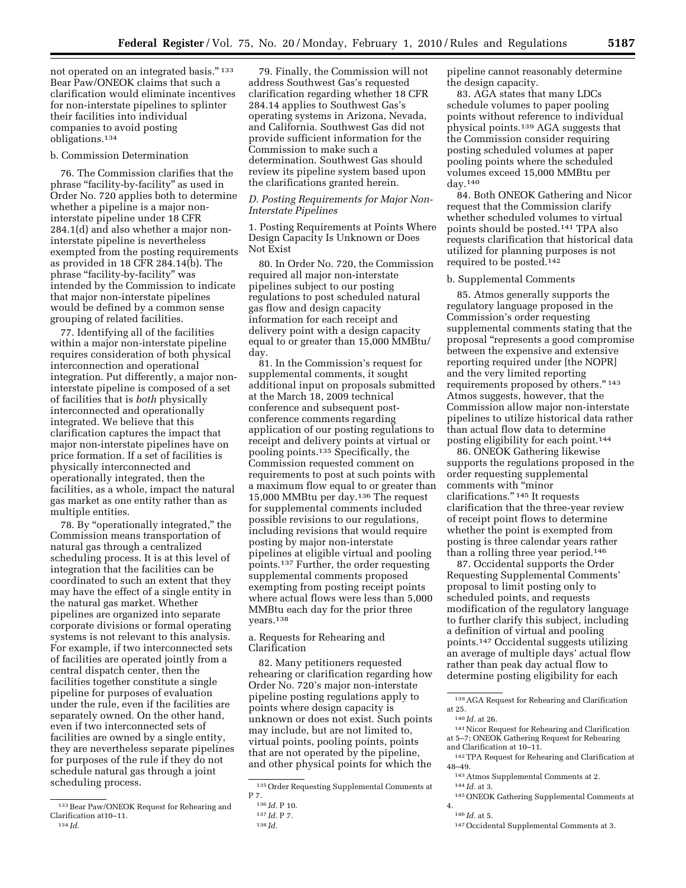not operated on an integrated basis." [133] Bear Paw/ONEOK claims that such a clarification would eliminate incentives for non-interstate pipelines to splinter their facilities into individual companies to avoid posting obligations.[134]

b. Commission Determination

76. The Commission clarifies that the phrase "facility-by-facility" as used in Order No. 720 applies both to determine whether a pipeline is a major non-interstate pipeline under 18 CFR 284.1(d) and also whether a major non-interstate pipeline is nevertheless exempted from the posting requirements as provided in 18 CFR 284.14(b). The phrase "facility-by-facility" was intended by the Commission to indicate that major non-interstate pipelines would be defined by a common sense grouping of related facilities.

77. Identifying all of the facilities within a major non-interstate pipeline requires consideration of both physical interconnection and operational integration. Put differently, a major non-interstate pipeline is composed of a set of facilities that is *both* physically interconnected and operationally integrated. We believe that this clarification captures the impact that major non-interstate pipelines have on price formation. If a set of facilities is physically interconnected and operationally integrated, then the facilities, as a whole, impact the natural gas market as one entity rather than as multiple entities.

78. By "operationally integrated," the Commission means transportation of natural gas through a centralized scheduling process. It is at this level of integration that the facilities can be coordinated to such an extent that they may have the effect of a single entity in the natural gas market. Whether pipelines are organized into separate corporate divisions or formal operating systems is not relevant to this analysis. For example, if two interconnected sets of facilities are operated jointly from a central dispatch center, then the facilities together constitute a single pipeline for purposes of evaluation under the rule, even if the facilities are separately owned. On the other hand, even if two interconnected sets of facilities are owned by a single entity, they are nevertheless separate pipelines for purposes of the rule if they do not schedule natural gas through a joint scheduling process.

79. Finally, the Commission will not address Southwest Gas's requested clarification regarding whether 18 CFR 284.14 applies to Southwest Gas's operating systems in Arizona, Nevada, and California. Southwest Gas did not provide sufficient information for the Commission to make such a determination. Southwest Gas should review its pipeline system based upon the clarifications granted herein.

*D. Posting Requirements for Major Non-Interstate Pipelines*

1. Posting Requirements at Points Where Design Capacity Is Unknown or Does Not Exist

80. In Order No. 720, the Commission required all major non-interstate pipelines subject to our posting regulations to post scheduled natural gas flow and design capacity information for each receipt and delivery point with a design capacity equal to or greater than 15,000 MMBtu/day.

81. In the Commission's request for supplemental comments, it sought additional input on proposals submitted at the March 18, 2009 technical conference and subsequent post-conference comments regarding application of our posting regulations to receipt and delivery points at virtual or pooling points.[135] Specifically, the Commission requested comment on requirements to post at such points with a maximum flow equal to or greater than 15,000 MMBtu per day.[136] The request for supplemental comments included possible revisions to our regulations, including revisions that would require posting by major non-interstate pipelines at eligible virtual and pooling points.[137] Further, the order requesting supplemental comments proposed exempting from posting receipt points where actual flows were less than 5,000 MMBtu each day for the prior three years.[138]

a. Requests for Rehearing and Clarification

82. Many petitioners requested rehearing or clarification regarding how Order No. 720's major non-interstate pipeline posting regulations apply to points where design capacity is unknown or does not exist. Such points may include, but are not limited to, virtual points, pooling points, points that are not operated by the pipeline, and other physical points for which the pipeline cannot reasonably determine the design capacity.

83. AGA states that many LDCs schedule volumes to paper pooling points without reference to individual physical points.[139] AGA suggests that the Commission consider requiring posting scheduled volumes at paper pooling points where the scheduled volumes exceed 15,000 MMBtu per day.[140]

84. Both ONEOK Gathering and Nicor request that the Commission clarify whether scheduled volumes to virtual points should be posted.[141] TPA also requests clarification that historical data utilized for planning purposes is not required to be posted.[142]

b. Supplemental Comments

85. Atmos generally supports the regulatory language proposed in the Commission's order requesting supplemental comments stating that the proposal "represents a good compromise between the expensive and extensive reporting required under [the NOPR] and the very limited reporting requirements proposed by others." [143] Atmos suggests, however, that the Commission allow major non-interstate pipelines to utilize historical data rather than actual flow data to determine posting eligibility for each point.[144]

86. ONEOK Gathering likewise supports the regulations proposed in the order requesting supplemental comments with "minor clarifications." [145] It requests clarification that the three-year review of receipt point flows to determine whether the point is exempted from posting is three calendar years rather than a rolling three year period.[146]

87. Occidental supports the Order Requesting Supplemental Comments' proposal to limit posting only to scheduled points, and requests modification of the regulatory language to further clarify this subject, including a definition of virtual and pooling points.[147] Occidental suggests utilizing an average of multiple days' actual flow rather than peak day actual flow to determine posting eligibility for each

---

[133] Bear Paw/ONEOK Request for Rehearing and Clarification at10–11.

[134] *Id.*

[135] Order Requesting Supplemental Comments at P 7.

[136] *Id.* P 10.

[137] *Id.* P 7.

[138] *Id.*

[139] AGA Request for Rehearing and Clarification at 25.

[140] *Id.* at 26.

[141] Nicor Request for Rehearing and Clarification at 5–7; ONEOK Gathering Request for Rehearing and Clarification at 10–11.

[142] TPA Request for Rehearing and Clarification at 48–49.

[143] Atmos Supplemental Comments at 2.

[144] *Id.* at 3.

[145] ONEOK Gathering Supplemental Comments at 4.

[146] *Id.* at 5.

[147] Occidental Supplemental Comments at 3.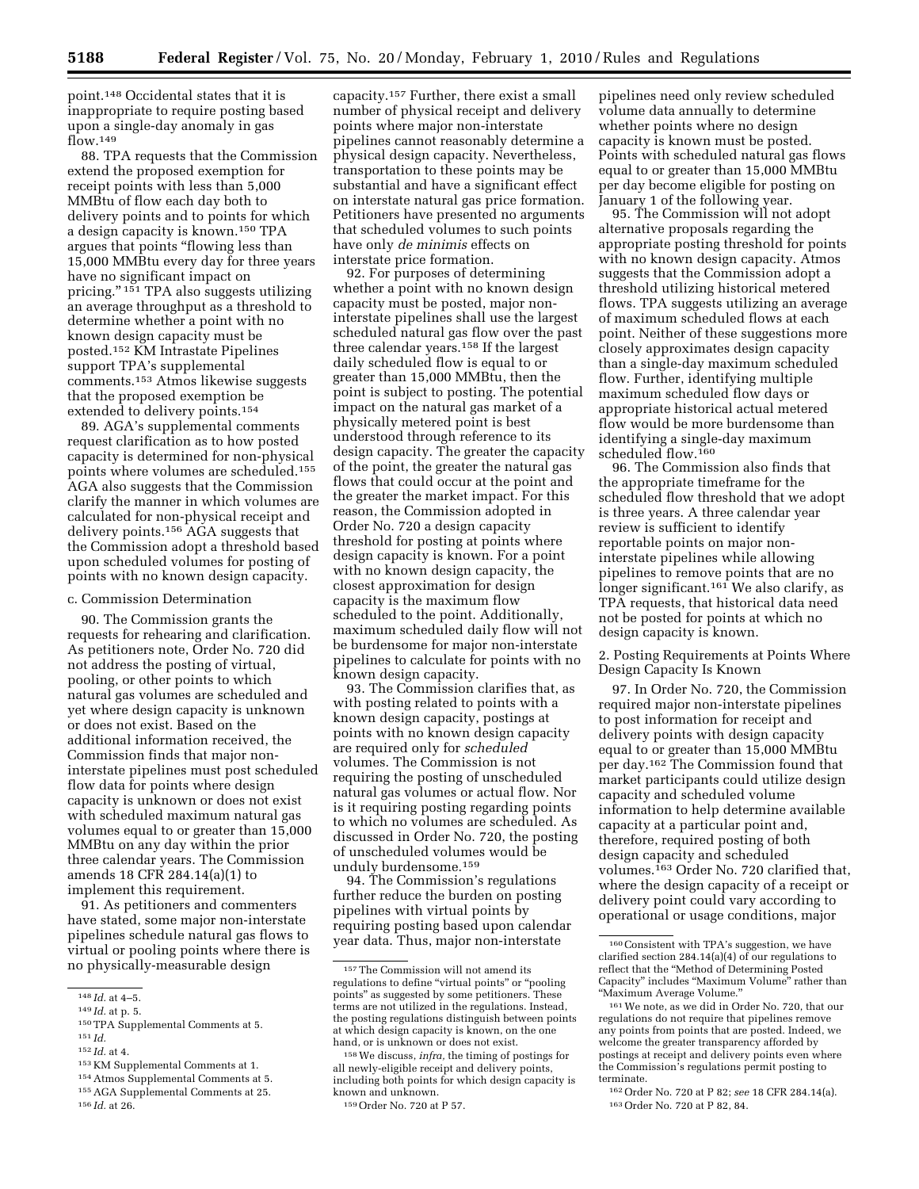point.[148] Occidental states that it is inappropriate to require posting based upon a single-day anomaly in gas flow.[149]

88. TPA requests that the Commission extend the proposed exemption for receipt points with less than 5,000 MMBtu of flow each day both to delivery points and to points for which a design capacity is known.[150] TPA argues that points "flowing less than 15,000 MMBtu every day for three years have no significant impact on pricing."[151] TPA also suggests utilizing an average throughput as a threshold to determine whether a point with no known design capacity must be posted.[152] KM Intrastate Pipelines support TPA's supplemental comments.[153] Atmos likewise suggests that the proposed exemption be extended to delivery points.[154]

89. AGA's supplemental comments request clarification as to how posted capacity is determined for non-physical points where volumes are scheduled.[155] AGA also suggests that the Commission clarify the manner in which volumes are calculated for non-physical receipt and delivery points.[156] AGA suggests that the Commission adopt a threshold based upon scheduled volumes for posting of points with no known design capacity.

c. Commission Determination

90. The Commission grants the requests for rehearing and clarification. As petitioners note, Order No. 720 did not address the posting of virtual, pooling, or other points to which natural gas volumes are scheduled and yet where design capacity is unknown or does not exist. Based on the additional information received, the Commission finds that major non-interstate pipelines must post scheduled flow data for points where design capacity is unknown or does not exist with scheduled maximum natural gas volumes equal to or greater than 15,000 MMBtu on any day within the prior three calendar years. The Commission amends 18 CFR 284.14(a)(1) to implement this requirement.

91. As petitioners and commenters have stated, some major non-interstate pipelines schedule natural gas flows to virtual or pooling points where there is no physically-measurable design capacity.[157] Further, there exist a small number of physical receipt and delivery points where major non-interstate pipelines cannot reasonably determine a physical design capacity. Nevertheless, transportation to these points may be substantial and have a significant effect on interstate natural gas price formation. Petitioners have presented no arguments that scheduled volumes to such points have only *de minimis* effects on interstate price formation.

92. For purposes of determining whether a point with no known design capacity must be posted, major non-interstate pipelines shall use the largest scheduled natural gas flow over the past three calendar years.[158] If the largest daily scheduled flow is equal to or greater than 15,000 MMBtu, then the point is subject to posting. The potential impact on the natural gas market of a physically metered point is best understood through reference to its design capacity. The greater the capacity of the point, the greater the natural gas flows that could occur at the point and the greater the market impact. For this reason, the Commission adopted in Order No. 720 a design capacity threshold for posting at points where design capacity is known. For a point with no known design capacity, the closest approximation for design capacity is the maximum flow scheduled to the point. Additionally, maximum scheduled daily flow will not be burdensome for major non-interstate pipelines to calculate for points with no known design capacity.

93. The Commission clarifies that, as with posting related to points with a known design capacity, postings at points with no known design capacity are required only for *scheduled* volumes. The Commission is not requiring the posting of unscheduled natural gas volumes or actual flow. Nor is it requiring posting regarding points to which no volumes are scheduled. As discussed in Order No. 720, the posting of unscheduled volumes would be unduly burdensome.[159]

94. The Commission's regulations further reduce the burden on posting pipelines with virtual points by requiring posting based upon calendar year data. Thus, major non-interstate pipelines need only review scheduled volume data annually to determine whether points where no design capacity is known must be posted. Points with scheduled natural gas flows equal to or greater than 15,000 MMBtu per day become eligible for posting on January 1 of the following year.

95. The Commission will not adopt alternative proposals regarding the appropriate posting threshold for points with no known design capacity. Atmos suggests that the Commission adopt a threshold utilizing historical metered flows. TPA suggests utilizing an average of maximum scheduled flows at each point. Neither of these suggestions more closely approximates design capacity than a single-day maximum scheduled flow. Further, identifying multiple maximum scheduled flow days or appropriate historical actual metered flow would be more burdensome than identifying a single-day maximum scheduled flow.[160]

96. The Commission also finds that the appropriate timeframe for the scheduled flow threshold that we adopt is three years. A three calendar year review is sufficient to identify reportable points on major non-interstate pipelines while allowing pipelines to remove points that are no longer significant.[161] We also clarify, as TPA requests, that historical data need not be posted for points at which no design capacity is known.

2. Posting Requirements at Points Where Design Capacity Is Known

97. In Order No. 720, the Commission required major non-interstate pipelines to post information for receipt and delivery points with design capacity equal to or greater than 15,000 MMBtu per day.[162] The Commission found that market participants could utilize design capacity and scheduled volume information to help determine available capacity at a particular point and, therefore, required posting of both design capacity and scheduled volumes.[163] Order No. 720 clarified that, where the design capacity of a receipt or delivery point could vary according to operational or usage conditions, major

---

[148] *Id.* at 4–5.

[149] *Id.* at p. 5.

[150] TPA Supplemental Comments at 5.

[151] *Id.*

[152] *Id.* at 4.

[153] KM Supplemental Comments at 1.

[154] Atmos Supplemental Comments at 5.

[155] AGA Supplemental Comments at 25.

[156] *Id.* at 26.

[157] The Commission will not amend its regulations to define "virtual points" or "pooling points" as suggested by some petitioners. These terms are not utilized in the regulations. Instead, the posting regulations distinguish between points at which design capacity is known, on the one hand, or is unknown or does not exist.

[158] We discuss, *infra,* the timing of postings for all newly-eligible receipt and delivery points, including both points for which design capacity is known and unknown.

[159] Order No. 720 at P 57.

[160] Consistent with TPA's suggestion, we have clarified section 284.14(a)(4) of our regulations to reflect that the "Method of Determining Posted Capacity" includes "Maximum Volume" rather than "Maximum Average Volume."

[161] We note, as we did in Order No. 720, that our regulations do not require that pipelines remove any points from points that are posted. Indeed, we welcome the greater transparency afforded by postings at receipt and delivery points even where the Commission's regulations permit posting to terminate.

[162] Order No. 720 at P 82; *see* 18 CFR 284.14(a).

[163] Order No. 720 at P 82, 84.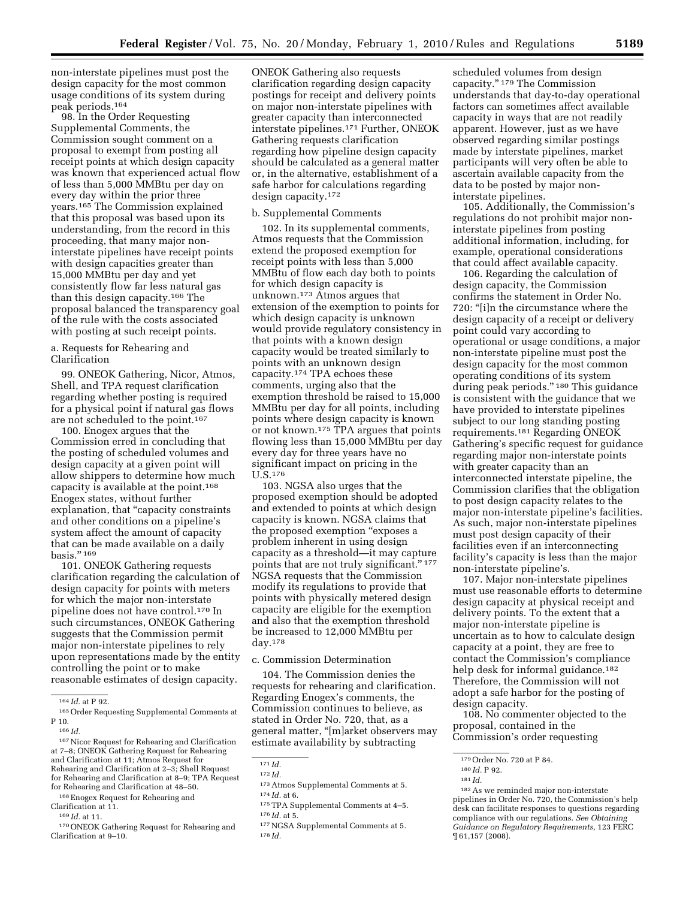non-interstate pipelines must post the design capacity for the most common usage conditions of its system during peak periods.[164]

98. In the Order Requesting Supplemental Comments, the Commission sought comment on a proposal to exempt from posting all receipt points at which design capacity was known that experienced actual flow of less than 5,000 MMBtu per day on every day within the prior three years.[165] The Commission explained that this proposal was based upon its understanding, from the record in this proceeding, that many major non-interstate pipelines have receipt points with design capacities greater than 15,000 MMBtu per day and yet consistently flow far less natural gas than this design capacity.[166] The proposal balanced the transparency goal of the rule with the costs associated with posting at such receipt points.

a. Requests for Rehearing and Clarification

99. ONEOK Gathering, Nicor, Atmos, Shell, and TPA request clarification regarding whether posting is required for a physical point if natural gas flows are not scheduled to the point.[167]

100. Enogex argues that the Commission erred in concluding that the posting of scheduled volumes and design capacity at a given point will allow shippers to determine how much capacity is available at the point.[168] Enogex states, without further explanation, that "capacity constraints and other conditions on a pipeline's system affect the amount of capacity that can be made available on a daily basis." [169]

101. ONEOK Gathering requests clarification regarding the calculation of design capacity for points with meters for which the major non-interstate pipeline does not have control.[170] In such circumstances, ONEOK Gathering suggests that the Commission permit major non-interstate pipelines to rely upon representations made by the entity controlling the point or to make reasonable estimates of design capacity. ONEOK Gathering also requests clarification regarding design capacity postings for receipt and delivery points on major non-interstate pipelines with greater capacity than interconnected interstate pipelines.[171] Further, ONEOK Gathering requests clarification regarding how pipeline design capacity should be calculated as a general matter or, in the alternative, establishment of a safe harbor for calculations regarding design capacity.[172]

b. Supplemental Comments

102. In its supplemental comments, Atmos requests that the Commission extend the proposed exemption for receipt points with less than 5,000 MMBtu of flow each day both to points for which design capacity is unknown.[173] Atmos argues that extension of the exemption to points for which design capacity is unknown would provide regulatory consistency in that points with a known design capacity would be treated similarly to points with an unknown design capacity.[174] TPA echoes these comments, urging also that the exemption threshold be raised to 15,000 MMBtu per day for all points, including points where design capacity is known or not known.[175] TPA argues that points flowing less than 15,000 MMBtu per day every day for three years have no significant impact on pricing in the U.S.[176]

103. NGSA also urges that the proposed exemption should be adopted and extended to points at which design capacity is known. NGSA claims that the proposed exemption "exposes a problem inherent in using design capacity as a threshold—it may capture points that are not truly significant." [177] NGSA requests that the Commission modify its regulations to provide that points with physically metered design capacity are eligible for the exemption and also that the exemption threshold be increased to 12,000 MMBtu per day.[178]

c. Commission Determination

104. The Commission denies the requests for rehearing and clarification. Regarding Enogex's comments, the Commission continues to believe, as stated in Order No. 720, that, as a general matter, "[m]arket observers may estimate availability by subtracting scheduled volumes from design capacity." [179] The Commission understands that day-to-day operational factors can sometimes affect available capacity in ways that are not readily apparent. However, just as we have observed regarding similar postings made by interstate pipelines, market participants will very often be able to ascertain available capacity from the data to be posted by major non-interstate pipelines.

105. Additionally, the Commission's regulations do not prohibit major non-interstate pipelines from posting additional information, including, for example, operational considerations that could affect available capacity.

106. Regarding the calculation of design capacity, the Commission confirms the statement in Order No. 720: "[i]n the circumstance where the design capacity of a receipt or delivery point could vary according to operational or usage conditions, a major non-interstate pipeline must post the design capacity for the most common operating conditions of its system during peak periods." [180] This guidance is consistent with the guidance that we have provided to interstate pipelines subject to our long standing posting requirements.[181] Regarding ONEOK Gathering's specific request for guidance regarding major non-interstate points with greater capacity than an interconnected interstate pipeline, the Commission clarifies that the obligation to post design capacity relates to the major non-interstate pipeline's facilities. As such, major non-interstate pipelines must post design capacity of their facilities even if an interconnecting facility's capacity is less than the major non-interstate pipeline's.

107. Major non-interstate pipelines must use reasonable efforts to determine design capacity at physical receipt and delivery points. To the extent that a major non-interstate pipeline is uncertain as to how to calculate design capacity at a point, they are free to contact the Commission's compliance help desk for informal guidance.[182] Therefore, the Commission will not adopt a safe harbor for the posting of design capacity.

108. No commenter objected to the proposal, contained in the Commission's order requesting

---

[164] *Id.* at P 92.

[165] Order Requesting Supplemental Comments at P 10.

[166] *Id.*

[167] Nicor Request for Rehearing and Clarification at 7–8; ONEOK Gathering Request for Rehearing and Clarification at 11; Atmos Request for Rehearing and Clarification at 2–3; Shell Request for Rehearing and Clarification at 8–9; TPA Request for Rehearing and Clarification at 48–50.

[168] Enogex Request for Rehearing and Clarification at 11.

[169] *Id.* at 11.

[170] ONEOK Gathering Request for Rehearing and Clarification at 9–10.

[171] *Id.*

[172] *Id.*

[173] Atmos Supplemental Comments at 5.

[174] *Id.* at 6.

[175] TPA Supplemental Comments at 4–5.

[176] *Id.* at 5.

[177] NGSA Supplemental Comments at 5.

[178] *Id.*

[179] Order No. 720 at P 84.

[180] *Id.* P 92.

[181] *Id.*

[182] As we reminded major non-interstate pipelines in Order No. 720, the Commission's help desk can facilitate responses to questions regarding compliance with our regulations. *See Obtaining Guidance on Regulatory Requirements,* 123 FERC ¶ 61,157 (2008).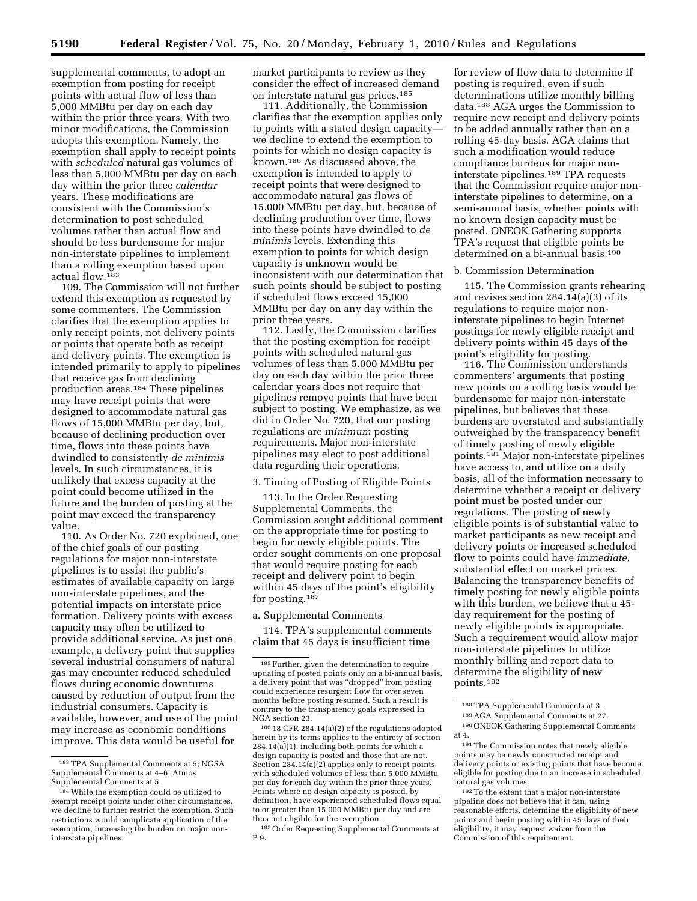supplemental comments, to adopt an exemption from posting for receipt points with actual flow of less than 5,000 MMBtu per day on each day within the prior three years. With two minor modifications, the Commission adopts this exemption. Namely, the exemption shall apply to receipt points with *scheduled* natural gas volumes of less than 5,000 MMBtu per day on each day within the prior three *calendar* years. These modifications are consistent with the Commission's determination to post scheduled volumes rather than actual flow and should be less burdensome for major non-interstate pipelines to implement than a rolling exemption based upon actual flow.[183]

109. The Commission will not further extend this exemption as requested by some commenters. The Commission clarifies that the exemption applies to only receipt points, not delivery points or points that operate both as receipt and delivery points. The exemption is intended primarily to apply to pipelines that receive gas from declining production areas.[184] These pipelines may have receipt points that were designed to accommodate natural gas flows of 15,000 MMBtu per day, but, because of declining production over time, flows into these points have dwindled to consistently *de minimis* levels. In such circumstances, it is unlikely that excess capacity at the point could become utilized in the future and the burden of posting at the point may exceed the transparency value.

110. As Order No. 720 explained, one of the chief goals of our posting regulations for major non-interstate pipelines is to assist the public's estimates of available capacity on large non-interstate pipelines, and the potential impacts on interstate price formation. Delivery points with excess capacity may often be utilized to provide additional service. As just one example, a delivery point that supplies several industrial consumers of natural gas may encounter reduced scheduled flows during economic downturns caused by reduction of output from the industrial consumers. Capacity is available, however, and use of the point may increase as economic conditions improve. This data would be useful for market participants to review as they consider the effect of increased demand on interstate natural gas prices.[185]

111. Additionally, the Commission clarifies that the exemption applies only to points with a stated design capacity—we decline to extend the exemption to points for which no design capacity is known.[186] As discussed above, the exemption is intended to apply to receipt points that were designed to accommodate natural gas flows of 15,000 MMBtu per day, but, because of declining production over time, flows into these points have dwindled to *de minimis* levels. Extending this exemption to points for which design capacity is unknown would be inconsistent with our determination that such points should be subject to posting if scheduled flows exceed 15,000 MMBtu per day on any day within the prior three years.

112. Lastly, the Commission clarifies that the posting exemption for receipt points with scheduled natural gas volumes of less than 5,000 MMBtu per day on each day within the prior three calendar years does not require that pipelines remove points that have been subject to posting. We emphasize, as we did in Order No. 720, that our posting regulations are *minimum* posting requirements. Major non-interstate pipelines may elect to post additional data regarding their operations.

3. Timing of Posting of Eligible Points

113. In the Order Requesting Supplemental Comments, the Commission sought additional comment on the appropriate time for posting to begin for newly eligible points. The order sought comments on one proposal that would require posting for each receipt and delivery point to begin within 45 days of the point's eligibility for posting.[187]

a. Supplemental Comments

114. TPA's supplemental comments claim that 45 days is insufficient time for review of flow data to determine if posting is required, even if such determinations utilize monthly billing data.[188] AGA urges the Commission to require new receipt and delivery points to be added annually rather than on a rolling 45-day basis. AGA claims that such a modification would reduce compliance burdens for major non-interstate pipelines.[189] TPA requests that the Commission require major non-interstate pipelines to determine, on a semi-annual basis, whether points with no known design capacity must be posted. ONEOK Gathering supports TPA's request that eligible points be determined on a bi-annual basis.[190]

b. Commission Determination

115. The Commission grants rehearing and revises section 284.14(a)(3) of its regulations to require major non-interstate pipelines to begin Internet postings for newly eligible receipt and delivery points within 45 days of the point's eligibility for posting.

116. The Commission understands commenters' arguments that posting new points on a rolling basis would be burdensome for major non-interstate pipelines, but believes that these burdens are overstated and substantially outweighed by the transparency benefit of timely posting of newly eligible points.[191] Major non-interstate pipelines have access to, and utilize on a daily basis, all of the information necessary to determine whether a receipt or delivery point must be posted under our regulations. The posting of newly eligible points is of substantial value to market participants as new receipt and delivery points or increased scheduled flow to points could have *immediate,* substantial effect on market prices. Balancing the transparency benefits of timely posting for newly eligible points with this burden, we believe that a 45-day requirement for the posting of newly eligible points is appropriate. Such a requirement would allow major non-interstate pipelines to utilize monthly billing and report data to determine the eligibility of new points.[192]

---

[183] TPA Supplemental Comments at 5; NGSA Supplemental Comments at 4–6; Atmos Supplemental Comments at 5.

[184] While the exemption could be utilized to exempt receipt points under other circumstances, we decline to further restrict the exemption. Such restrictions would complicate application of the exemption, increasing the burden on major non-interstate pipelines.

[185] Further, given the determination to require updating of posted points only on a bi-annual basis, a delivery point that was "dropped" from posting could experience resurgent flow for over seven months before posting resumed. Such a result is contrary to the transparency goals expressed in NGA section 23.

[186] 18 CFR 284.14(a)(2) of the regulations adopted herein by its terms applies to the entirety of section 284.14(a)(1), including both points for which a design capacity is posted and those that are not. Section 284.14(a)(2) applies only to receipt points with scheduled volumes of less than 5,000 MMBtu per day for each day within the prior three years. Points where no design capacity is posted, by definition, have experienced scheduled flows equal to or greater than 15,000 MMBtu per day and are thus not eligible for the exemption.

[187] Order Requesting Supplemental Comments at P 9.

[188] TPA Supplemental Comments at 3.

[189] AGA Supplemental Comments at 27.

[190] ONEOK Gathering Supplemental Comments at 4.

[191] The Commission notes that newly eligible points may be newly constructed receipt and delivery points or existing points that have become eligible for posting due to an increase in scheduled natural gas volumes.

[192] To the extent that a major non-interstate pipeline does not believe that it can, using reasonable efforts, determine the eligibility of new points and begin posting within 45 days of their eligibility, it may request waiver from the Commission of this requirement.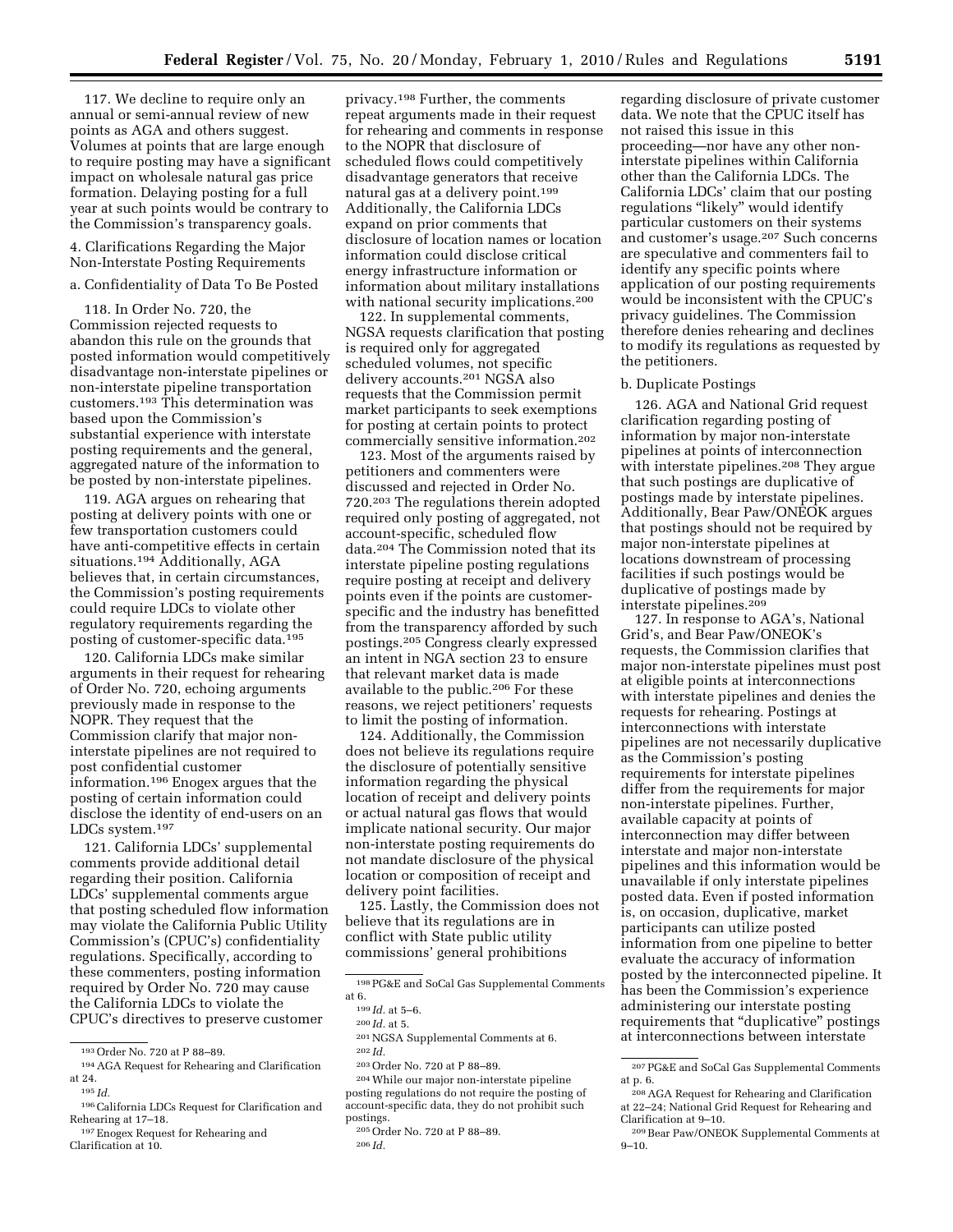117. We decline to require only an annual or semi-annual review of new points as AGA and others suggest. Volumes at points that are large enough to require posting may have a significant impact on wholesale natural gas price formation. Delaying posting for a full year at such points would be contrary to the Commission's transparency goals.

4. Clarifications Regarding the Major Non-Interstate Posting Requirements

a. Confidentiality of Data To Be Posted

118. In Order No. 720, the Commission rejected requests to abandon this rule on the grounds that posted information would competitively disadvantage non-interstate pipelines or non-interstate pipeline transportation customers.[193] This determination was based upon the Commission's substantial experience with interstate posting requirements and the general, aggregated nature of the information to be posted by non-interstate pipelines.

119. AGA argues on rehearing that posting at delivery points with one or few transportation customers could have anti-competitive effects in certain situations.[194] Additionally, AGA believes that, in certain circumstances, the Commission's posting requirements could require LDCs to violate other regulatory requirements regarding the posting of customer-specific data.[195]

120. California LDCs make similar arguments in their request for rehearing of Order No. 720, echoing arguments previously made in response to the NOPR. They request that the Commission clarify that major non-interstate pipelines are not required to post confidential customer information.[196] Enogex argues that the posting of certain information could disclose the identity of end-users on an LDCs system.[197]

121. California LDCs' supplemental comments provide additional detail regarding their position. California LDCs' supplemental comments argue that posting scheduled flow information may violate the California Public Utility Commission's (CPUC's) confidentiality regulations. Specifically, according to these commenters, posting information required by Order No. 720 may cause the California LDCs to violate the CPUC's directives to preserve customer privacy.[198] Further, the comments repeat arguments made in their request for rehearing and comments in response to the NOPR that disclosure of scheduled flows could competitively disadvantage generators that receive natural gas at a delivery point.[199] Additionally, the California LDCs expand on prior comments that disclosure of location names or location information could disclose critical energy infrastructure information or information about military installations with national security implications.[200]

122. In supplemental comments, NGSA requests clarification that posting is required only for aggregated scheduled volumes, not specific delivery accounts.[201] NGSA also requests that the Commission permit market participants to seek exemptions for posting at certain points to protect commercially sensitive information.[202]

123. Most of the arguments raised by petitioners and commenters were discussed and rejected in Order No. 720.[203] The regulations therein adopted required only posting of aggregated, not account-specific, scheduled flow data.[204] The Commission noted that its interstate pipeline posting regulations require posting at receipt and delivery points even if the points are customer-specific and the industry has benefitted from the transparency afforded by such postings.[205] Congress clearly expressed an intent in NGA section 23 to ensure that relevant market data is made available to the public.[206] For these reasons, we reject petitioners' requests to limit the posting of information.

124. Additionally, the Commission does not believe its regulations require the disclosure of potentially sensitive information regarding the physical location of receipt and delivery points or actual natural gas flows that would implicate national security. Our major non-interstate posting requirements do not mandate disclosure of the physical location or composition of receipt and delivery point facilities.

125. Lastly, the Commission does not believe that its regulations are in conflict with State public utility commissions' general prohibitions regarding disclosure of private customer data. We note that the CPUC itself has not raised this issue in this proceeding—nor have any other non-interstate pipelines within California other than the California LDCs. The California LDCs' claim that our posting regulations "likely" would identify particular customers on their systems and customer's usage.[207] Such concerns are speculative and commenters fail to identify any specific points where application of our posting requirements would be inconsistent with the CPUC's privacy guidelines. The Commission therefore denies rehearing and declines to modify its regulations as requested by the petitioners.

b. Duplicate Postings

126. AGA and National Grid request clarification regarding posting of information by major non-interstate pipelines at points of interconnection with interstate pipelines.[208] They argue that such postings are duplicative of postings made by interstate pipelines. Additionally, Bear Paw/ONEOK argues that postings should not be required by major non-interstate pipelines at locations downstream of processing facilities if such postings would be duplicative of postings made by interstate pipelines.[209]

127. In response to AGA's, National Grid's, and Bear Paw/ONEOK's requests, the Commission clarifies that major non-interstate pipelines must post at eligible points at interconnections with interstate pipelines and denies the requests for rehearing. Postings at interconnections with interstate pipelines are not necessarily duplicative as the Commission's posting requirements for interstate pipelines differ from the requirements for major non-interstate pipelines. Further, available capacity at points of interconnection may differ between interstate and major non-interstate pipelines and this information would be unavailable if only interstate pipelines posted data. Even if posted information is, on occasion, duplicative, market participants can utilize posted information from one pipeline to better evaluate the accuracy of information posted by the interconnected pipeline. It has been the Commission's experience administering our interstate posting requirements that "duplicative" postings at interconnections between interstate

---

[193] Order No. 720 at P 88–89.

[194] AGA Request for Rehearing and Clarification at 24.

[195] *Id.*

[196] California LDCs Request for Clarification and Rehearing at 17–18.

[197] Enogex Request for Rehearing and Clarification at 10.

[198] PG&E and SoCal Gas Supplemental Comments at 6.

[199] *Id.* at 5–6.

[200] *Id.* at 5.

[201] NGSA Supplemental Comments at 6.

[202] *Id.*

[203] Order No. 720 at P 88–89.

[204] While our major non-interstate pipeline posting regulations do not require the posting of account-specific data, they do not prohibit such postings.

[205] Order No. 720 at P 88–89.

[206] *Id.*

[207] PG&E and SoCal Gas Supplemental Comments at p. 6.

[208] AGA Request for Rehearing and Clarification at 22–24; National Grid Request for Rehearing and Clarification at 9–10.

[209] Bear Paw/ONEOK Supplemental Comments at 9–10.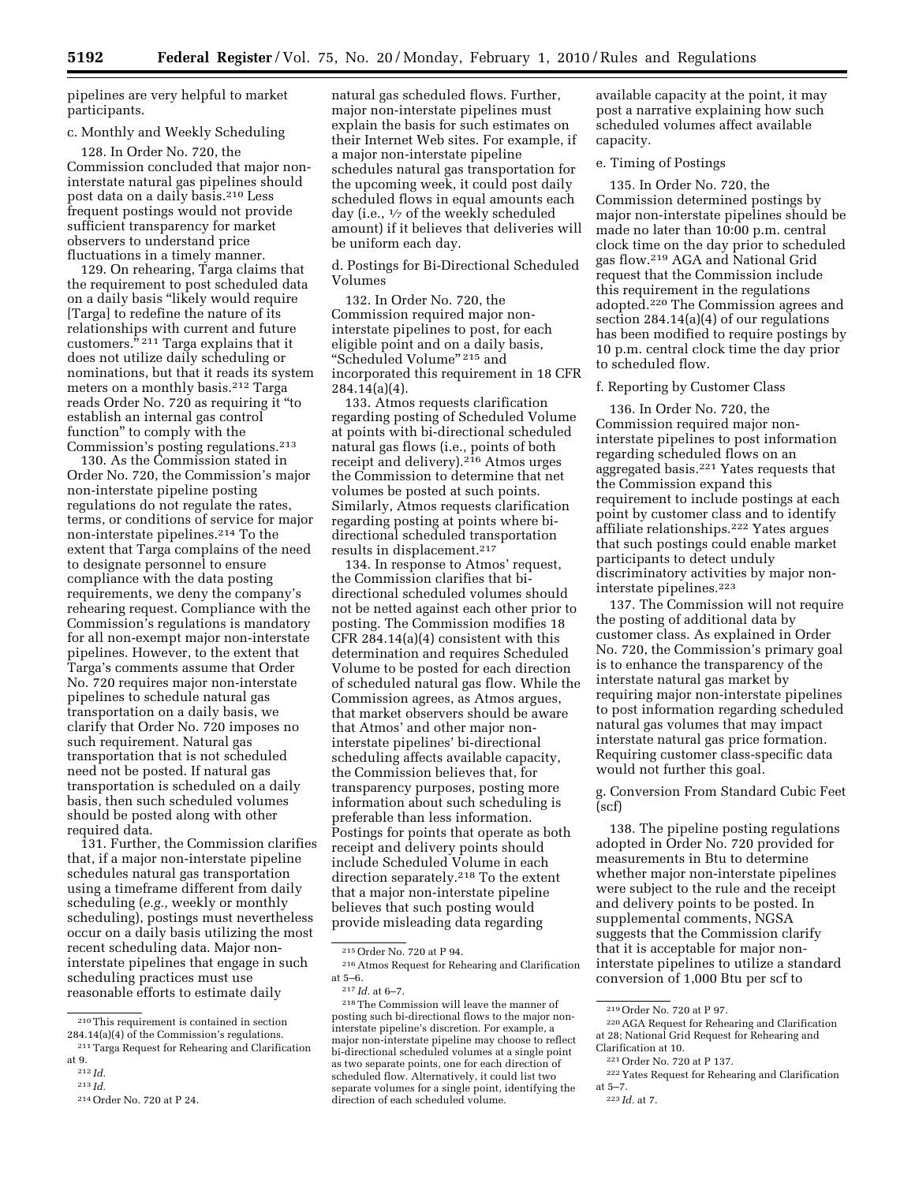pipelines are very helpful to market participants.

c. Monthly and Weekly Scheduling

128. In Order No. 720, the Commission concluded that major non-interstate natural gas pipelines should post data on a daily basis.[210] Less frequent postings would not provide sufficient transparency for market observers to understand price fluctuations in a timely manner.

129. On rehearing, Targa claims that the requirement to post scheduled data on a daily basis "likely would require [Targa] to redefine the nature of its relationships with current and future customers."[211] Targa explains that it does not utilize daily scheduling or nominations, but that it reads its system meters on a monthly basis.[212] Targa reads Order No. 720 as requiring it "to establish an internal gas control function" to comply with the Commission's posting regulations.[213]

130. As the Commission stated in Order No. 720, the Commission's major non-interstate pipeline posting regulations do not regulate the rates, terms, or conditions of service for major non-interstate pipelines.[214] To the extent that Targa complains of the need to designate personnel to ensure compliance with the data posting requirements, we deny the company's rehearing request. Compliance with the Commission's regulations is mandatory for all non-exempt major non-interstate pipelines. However, to the extent that Targa's comments assume that Order No. 720 requires major non-interstate pipelines to schedule natural gas transportation on a daily basis, we clarify that Order No. 720 imposes no such requirement. Natural gas transportation that is not scheduled need not be posted. If natural gas transportation is scheduled on a daily basis, then such scheduled volumes should be posted along with other required data.

131. Further, the Commission clarifies that, if a major non-interstate pipeline schedules natural gas transportation using a timeframe different from daily scheduling (*e.g.,* weekly or monthly scheduling), postings must nevertheless occur on a daily basis utilizing the most recent scheduling data. Major non-interstate pipelines that engage in such scheduling practices must use reasonable efforts to estimate daily natural gas scheduled flows. Further, major non-interstate pipelines must explain the basis for such estimates on their Internet Web sites. For example, if a major non-interstate pipeline schedules natural gas transportation for the upcoming week, it could post daily scheduled flows in equal amounts each day (i.e., 1/7 of the weekly scheduled amount) if it believes that deliveries will be uniform each day.

d. Postings for Bi-Directional Scheduled Volumes

132. In Order No. 720, the Commission required major non-interstate pipelines to post, for each eligible point and on a daily basis, "Scheduled Volume"[215] and incorporated this requirement in 18 CFR 284.14(a)(4).

133. Atmos requests clarification regarding posting of Scheduled Volume at points with bi-directional scheduled natural gas flows (i.e., points of both receipt and delivery).[216] Atmos urges the Commission to determine that net volumes be posted at such points. Similarly, Atmos requests clarification regarding posting at points where bi-directional scheduled transportation results in displacement.[217]

134. In response to Atmos' request, the Commission clarifies that bi-directional scheduled volumes should not be netted against each other prior to posting. The Commission modifies 18 CFR 284.14(a)(4) consistent with this determination and requires Scheduled Volume to be posted for each direction of scheduled natural gas flow. While the Commission agrees, as Atmos argues, that market observers should be aware that Atmos' and other major non-interstate pipelines' bi-directional scheduling affects available capacity, the Commission believes that, for transparency purposes, posting more information about such scheduling is preferable than less information. Postings for points that operate as both receipt and delivery points should include Scheduled Volume in each direction separately.[218] To the extent that a major non-interstate pipeline believes that such posting would provide misleading data regarding available capacity at the point, it may post a narrative explaining how such scheduled volumes affect available capacity.

e. Timing of Postings

135. In Order No. 720, the Commission determined postings by major non-interstate pipelines should be made no later than 10:00 p.m. central clock time on the day prior to scheduled gas flow.[219] AGA and National Grid request that the Commission include this requirement in the regulations adopted.[220] The Commission agrees and section 284.14(a)(4) of our regulations has been modified to require postings by 10 p.m. central clock time the day prior to scheduled flow.

f. Reporting by Customer Class

136. In Order No. 720, the Commission required major non-interstate pipelines to post information regarding scheduled flows on an aggregated basis.[221] Yates requests that the Commission expand this requirement to include postings at each point by customer class and to identify affiliate relationships.[222] Yates argues that such postings could enable market participants to detect unduly discriminatory activities by major non-interstate pipelines.[223]

137. The Commission will not require the posting of additional data by customer class. As explained in Order No. 720, the Commission's primary goal is to enhance the transparency of the interstate natural gas market by requiring major non-interstate pipelines to post information regarding scheduled natural gas volumes that may impact interstate natural gas price formation. Requiring customer class-specific data would not further this goal.

g. Conversion From Standard Cubic Feet (scf)

138. The pipeline posting regulations adopted in Order No. 720 provided for measurements in Btu to determine whether major non-interstate pipelines were subject to the rule and the receipt and delivery points to be posted. In supplemental comments, NGSA suggests that the Commission clarify that it is acceptable for major non-interstate pipelines to utilize a standard conversion of 1,000 Btu per scf to

---

[210] This requirement is contained in section 284.14(a)(4) of the Commission's regulations.

[211] Targa Request for Rehearing and Clarification at 9.

[212] *Id.*

[213] *Id.*

[214] Order No. 720 at P 24.

[215] Order No. 720 at P 94.

[216] Atmos Request for Rehearing and Clarification at 5–6.

[217] *Id.* at 6–7.

[218] The Commission will leave the manner of posting such bi-directional flows to the major non-interstate pipeline's discretion. For example, a major non-interstate pipeline may choose to reflect bi-directional scheduled volumes at a single point as two separate points, one for each direction of scheduled flow. Alternatively, it could list two separate volumes for a single point, identifying the direction of each scheduled volume.

[219] Order No. 720 at P 97.

[220] AGA Request for Rehearing and Clarification at 28; National Grid Request for Rehearing and Clarification at 10.

[221] Order No. 720 at P 137.

[222] Yates Request for Rehearing and Clarification at 5–7.

[223] *Id.* at 7.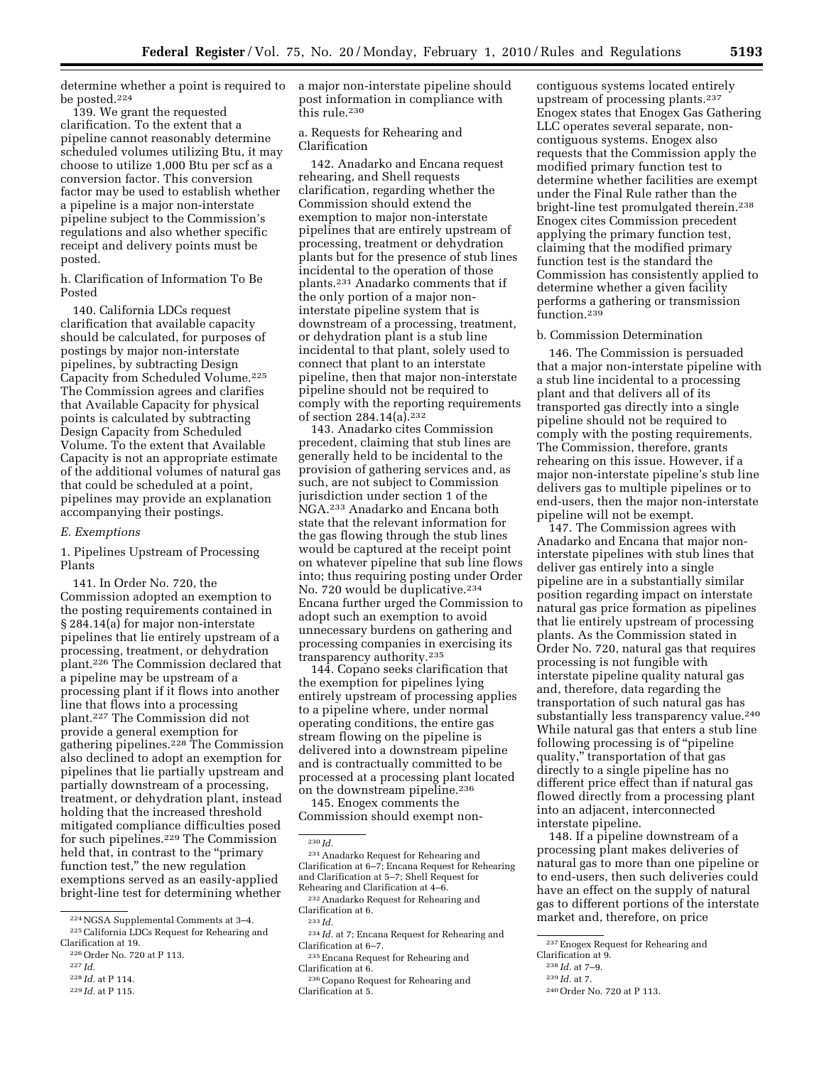determine whether a point is required to be posted.[224]

139. We grant the requested clarification. To the extent that a pipeline cannot reasonably determine scheduled volumes utilizing Btu, it may choose to utilize 1,000 Btu per scf as a conversion factor. This conversion factor may be used to establish whether a pipeline is a major non-interstate pipeline subject to the Commission's regulations and also whether specific receipt and delivery points must be posted.

h. Clarification of Information To Be Posted

140. California LDCs request clarification that available capacity should be calculated, for purposes of postings by major non-interstate pipelines, by subtracting Design Capacity from Scheduled Volume.[225] The Commission agrees and clarifies that Available Capacity for physical points is calculated by subtracting Design Capacity from Scheduled Volume. To the extent that Available Capacity is not an appropriate estimate of the additional volumes of natural gas that could be scheduled at a point, pipelines may provide an explanation accompanying their postings.

*E. Exemptions*

1. Pipelines Upstream of Processing Plants

141. In Order No. 720, the Commission adopted an exemption to the posting requirements contained in § 284.14(a) for major non-interstate pipelines that lie entirely upstream of a processing, treatment, or dehydration plant.[226] The Commission declared that a pipeline may be upstream of a processing plant if it flows into another line that flows into a processing plant.[227] The Commission did not provide a general exemption for gathering pipelines.[228] The Commission also declined to adopt an exemption for pipelines that lie partially upstream and partially downstream of a processing, treatment, or dehydration plant, instead holding that the increased threshold mitigated compliance difficulties posed for such pipelines.[229] The Commission held that, in contrast to the "primary function test," the new regulation exemptions served as an easily-applied bright-line test for determining whether a major non-interstate pipeline should post information in compliance with this rule.[230]

a. Requests for Rehearing and Clarification

142. Anadarko and Encana request rehearing, and Shell requests clarification, regarding whether the Commission should extend the exemption to major non-interstate pipelines that are entirely upstream of processing, treatment or dehydration plants but for the presence of stub lines incidental to the operation of those plants.[231] Anadarko comments that if the only portion of a major non-interstate pipeline system that is downstream of a processing, treatment, or dehydration plant is a stub line incidental to that plant, solely used to connect that plant to an interstate pipeline, then that major non-interstate pipeline should not be required to comply with the reporting requirements of section 284.14(a).[232]

143. Anadarko cites Commission precedent, claiming that stub lines are generally held to be incidental to the provision of gathering services and, as such, are not subject to Commission jurisdiction under section 1 of the NGA.[233] Anadarko and Encana both state that the relevant information for the gas flowing through the stub lines would be captured at the receipt point on whatever pipeline that sub line flows into; thus requiring posting under Order No. 720 would be duplicative.[234] Encana further urged the Commission to adopt such an exemption to avoid unnecessary burdens on gathering and processing companies in exercising its transparency authority.[235]

144. Copano seeks clarification that the exemption for pipelines lying entirely upstream of processing applies to a pipeline where, under normal operating conditions, the entire gas stream flowing on the pipeline is delivered into a downstream pipeline and is contractually committed to be processed at a processing plant located on the downstream pipeline.[236]

145. Enogex comments the Commission should exempt non-contiguous systems located entirely upstream of processing plants.[237] Enogex states that Enogex Gas Gathering LLC operates several separate, non-contiguous systems. Enogex also requests that the Commission apply the modified primary function test to determine whether facilities are exempt under the Final Rule rather than the bright-line test promulgated therein.[238] Enogex cites Commission precedent applying the primary function test, claiming that the modified primary function test is the standard the Commission has consistently applied to determine whether a given facility performs a gathering or transmission function.[239]

b. Commission Determination

146. The Commission is persuaded that a major non-interstate pipeline with a stub line incidental to a processing plant and that delivers all of its transported gas directly into a single pipeline should not be required to comply with the posting requirements. The Commission, therefore, grants rehearing on this issue. However, if a major non-interstate pipeline's stub line delivers gas to multiple pipelines or to end-users, then the major non-interstate pipeline will not be exempt.

147. The Commission agrees with Anadarko and Encana that major non-interstate pipelines with stub lines that deliver gas entirely into a single pipeline are in a substantially similar position regarding impact on interstate natural gas price formation as pipelines that lie entirely upstream of processing plants. As the Commission stated in Order No. 720, natural gas that requires processing is not fungible with interstate pipeline quality natural gas and, therefore, data regarding the transportation of such natural gas has substantially less transparency value.[240] While natural gas that enters a stub line following processing is of "pipeline quality," transportation of that gas directly to a single pipeline has no different price effect than if natural gas flowed directly from a processing plant into an adjacent, interconnected interstate pipeline.

148. If a pipeline downstream of a processing plant makes deliveries of natural gas to more than one pipeline or to end-users, then such deliveries could have an effect on the supply of natural gas to different portions of the interstate market and, therefore, on price

---

[224] NGSA Supplemental Comments at 3–4.

[225] California LDCs Request for Rehearing and Clarification at 19.

[226] Order No. 720 at P 113.

[227] *Id.*

[228] *Id.* at P 114.

[229] *Id.* at P 115.

[230] *Id.*

[231] Anadarko Request for Rehearing and Clarification at 6–7; Encana Request for Rehearing and Clarification at 5–7; Shell Request for Rehearing and Clarification at 4–6.

[232] Anadarko Request for Rehearing and Clarification at 6.

[233] *Id.*

[234] *Id.* at 7; Encana Request for Rehearing and Clarification at 6–7.

[235] Encana Request for Rehearing and Clarification at 6.

[236] Copano Request for Rehearing and Clarification at 5.

[237] Enogex Request for Rehearing and Clarification at 9.

[238] *Id.* at 7–9.

[239] *Id.* at 7.

[240] Order No. 720 at P 113.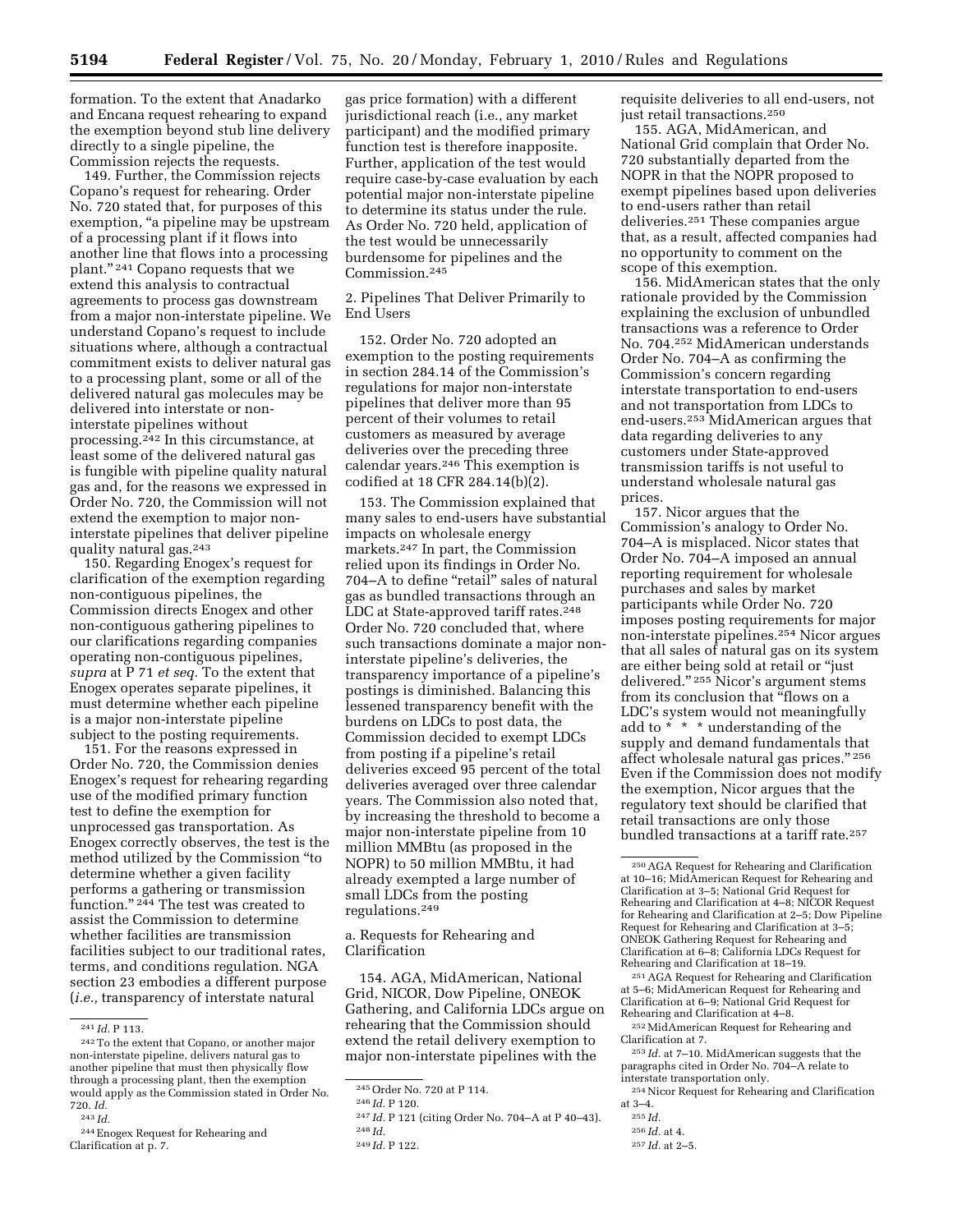formation. To the extent that Anadarko and Encana request rehearing to expand the exemption beyond stub line delivery directly to a single pipeline, the Commission rejects the requests.

149. Further, the Commission rejects Copano's request for rehearing. Order No. 720 stated that, for purposes of this exemption, "a pipeline may be upstream of a processing plant if it flows into another line that flows into a processing plant." [241] Copano requests that we extend this analysis to contractual agreements to process gas downstream from a major non-interstate pipeline. We understand Copano's request to include situations where, although a contractual commitment exists to deliver natural gas to a processing plant, some or all of the delivered natural gas molecules may be delivered into interstate or non-interstate pipelines without processing.[242] In this circumstance, at least some of the delivered natural gas is fungible with pipeline quality natural gas and, for the reasons we expressed in Order No. 720, the Commission will not extend the exemption to major non-interstate pipelines that deliver pipeline quality natural gas.[243]

150. Regarding Enogex's request for clarification of the exemption regarding non-contiguous pipelines, the Commission directs Enogex and other non-contiguous gathering pipelines to our clarifications regarding companies operating non-contiguous pipelines, *supra* at P 71 *et seq.* To the extent that Enogex operates separate pipelines, it must determine whether each pipeline is a major non-interstate pipeline subject to the posting requirements.

151. For the reasons expressed in Order No. 720, the Commission denies Enogex's request for rehearing regarding use of the modified primary function test to define the exemption for unprocessed gas transportation. As Enogex correctly observes, the test is the method utilized by the Commission "to determine whether a given facility performs a gathering or transmission function." [244] The test was created to assist the Commission to determine whether facilities are transmission facilities subject to our traditional rates, terms, and conditions regulation. NGA section 23 embodies a different purpose (*i.e.,* transparency of interstate natural gas price formation) with a different jurisdictional reach (i.e., any market participant) and the modified primary function test is therefore inapposite. Further, application of the test would require case-by-case evaluation by each potential major non-interstate pipeline to determine its status under the rule. As Order No. 720 held, application of the test would be unnecessarily burdensome for pipelines and the Commission.[245]

### 2. Pipelines That Deliver Primarily to End Users

152. Order No. 720 adopted an exemption to the posting requirements in section 284.14 of the Commission's regulations for major non-interstate pipelines that deliver more than 95 percent of their volumes to retail customers as measured by average deliveries over the preceding three calendar years.[246] This exemption is codified at 18 CFR 284.14(b)(2).

153. The Commission explained that many sales to end-users have substantial impacts on wholesale energy markets.[247] In part, the Commission relied upon its findings in Order No. 704–A to define "retail" sales of natural gas as bundled transactions through an LDC at State-approved tariff rates.[248] Order No. 720 concluded that, where such transactions dominate a major non-interstate pipeline's deliveries, the transparency importance of a pipeline's postings is diminished. Balancing this lessened transparency benefit with the burdens on LDCs to post data, the Commission decided to exempt LDCs from posting if a pipeline's retail deliveries exceed 95 percent of the total deliveries averaged over three calendar years. The Commission also noted that, by increasing the threshold to become a major non-interstate pipeline from 10 million MMBtu (as proposed in the NOPR) to 50 million MMBtu, it had already exempted a large number of small LDCs from the posting regulations.[249]

#### a. Requests for Rehearing and Clarification

154. AGA, MidAmerican, National Grid, NICOR, Dow Pipeline, ONEOK Gathering, and California LDCs argue on rehearing that the Commission should extend the retail delivery exemption to major non-interstate pipelines with the requisite deliveries to all end-users, not just retail transactions.[250]

155. AGA, MidAmerican, and National Grid complain that Order No. 720 substantially departed from the NOPR in that the NOPR proposed to exempt pipelines based upon deliveries to end-users rather than retail deliveries.[251] These companies argue that, as a result, affected companies had no opportunity to comment on the scope of this exemption.

156. MidAmerican states that the only rationale provided by the Commission explaining the exclusion of unbundled transactions was a reference to Order No. 704.[252] MidAmerican understands Order No. 704–A as confirming the Commission's concern regarding interstate transportation to end-users and not transportation from LDCs to end-users.[253] MidAmerican argues that data regarding deliveries to any customers under State-approved transmission tariffs is not useful to understand wholesale natural gas prices.

157. Nicor argues that the Commission's analogy to Order No. 704–A is misplaced. Nicor states that Order No. 704–A imposed an annual reporting requirement for wholesale purchases and sales by market participants while Order No. 720 imposes posting requirements for major non-interstate pipelines.[254] Nicor argues that all sales of natural gas on its system are either being sold at retail or "just delivered." [255] Nicor's argument stems from its conclusion that "flows on a LDC's system would not meaningfully add to * * * understanding of the supply and demand fundamentals that affect wholesale natural gas prices." [256] Even if the Commission does not modify the exemption, Nicor argues that the regulatory text should be clarified that retail transactions are only those bundled transactions at a tariff rate.[257]

---

[241] *Id.* P 113.

[242] To the extent that Copano, or another major non-interstate pipeline, delivers natural gas to another pipeline that must then physically flow through a processing plant, then the exemption would apply as the Commission stated in Order No. 720. *Id.*

[243] *Id.*

[244] Enogex Request for Rehearing and Clarification at p. 7.

[245] Order No. 720 at P 114.

[246] *Id.* P 120.

[247] *Id.* P 121 (citing Order No. 704–A at P 40–43).

[248] *Id.*

[249] *Id.* P 122.

[250] AGA Request for Rehearing and Clarification at 10–16; MidAmerican Request for Rehearing and Clarification at 3–5; National Grid Request for Rehearing and Clarification at 4–8; NICOR Request for Rehearing and Clarification at 2–5; Dow Pipeline Request for Rehearing and Clarification at 3–5; ONEOK Gathering Request for Rehearing and Clarification at 6–8; California LDCs Request for Rehearing and Clarification at 18–19.

[251] AGA Request for Rehearing and Clarification at 5–6; MidAmerican Request for Rehearing and Clarification at 6–9; National Grid Request for Rehearing and Clarification at 4–8.

[252] MidAmerican Request for Rehearing and Clarification at 7.

[253] *Id.* at 7–10. MidAmerican suggests that the paragraphs cited in Order No. 704–A relate to interstate transportation only.

[254] Nicor Request for Rehearing and Clarification at 3–4.

[255] *Id.*

[256] *Id.* at 4.

[257] *Id.* at 2–5.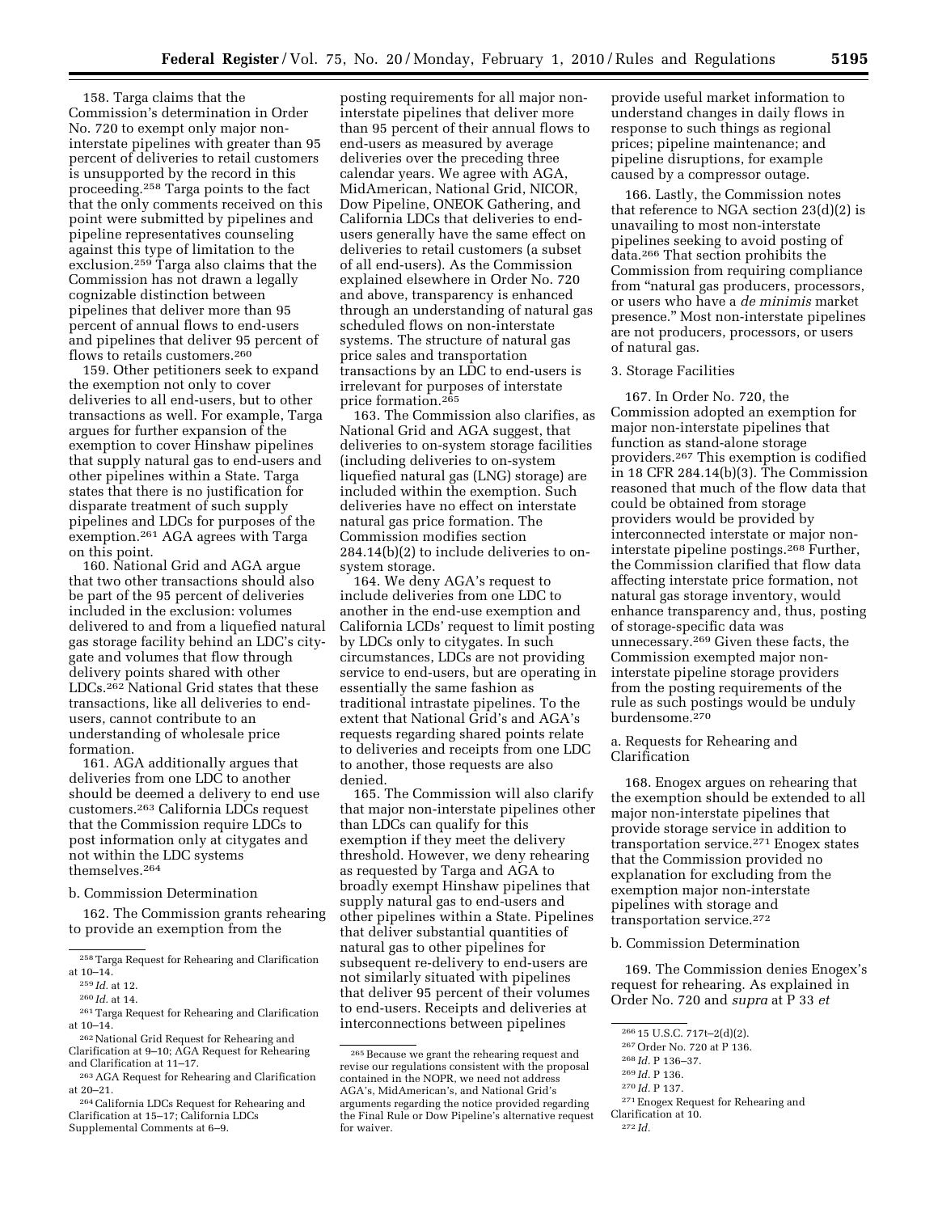158. Targa claims that the Commission's determination in Order No. 720 to exempt only major non-interstate pipelines with greater than 95 percent of deliveries to retail customers is unsupported by the record in this proceeding.[258] Targa points to the fact that the only comments received on this point were submitted by pipelines and pipeline representatives counseling against this type of limitation to the exclusion.[259] Targa also claims that the Commission has not drawn a legally cognizable distinction between pipelines that deliver more than 95 percent of annual flows to end-users and pipelines that deliver 95 percent of flows to retails customers.[260]

159. Other petitioners seek to expand the exemption not only to cover deliveries to all end-users, but to other transactions as well. For example, Targa argues for further expansion of the exemption to cover Hinshaw pipelines that supply natural gas to end-users and other pipelines within a State. Targa states that there is no justification for disparate treatment of such supply pipelines and LDCs for purposes of the exemption.[261] AGA agrees with Targa on this point.

160. National Grid and AGA argue that two other transactions should also be part of the 95 percent of deliveries included in the exclusion: volumes delivered to and from a liquefied natural gas storage facility behind an LDC's city-gate and volumes that flow through delivery points shared with other LDCs.[262] National Grid states that these transactions, like all deliveries to end-users, cannot contribute to an understanding of wholesale price formation.

161. AGA additionally argues that deliveries from one LDC to another should be deemed a delivery to end use customers.[263] California LDCs request that the Commission require LDCs to post information only at citygates and not within the LDC systems themselves.[264]

b. Commission Determination

162. The Commission grants rehearing to provide an exemption from the posting requirements for all major non-interstate pipelines that deliver more than 95 percent of their annual flows to end-users as measured by average deliveries over the preceding three calendar years. We agree with AGA, MidAmerican, National Grid, NICOR, Dow Pipeline, ONEOK Gathering, and California LDCs that deliveries to end-users generally have the same effect on deliveries to retail customers (a subset of all end-users). As the Commission explained elsewhere in Order No. 720 and above, transparency is enhanced through an understanding of natural gas scheduled flows on non-interstate systems. The structure of natural gas price sales and transportation transactions by an LDC to end-users is irrelevant for purposes of interstate price formation.[265]

163. The Commission also clarifies, as National Grid and AGA suggest, that deliveries to on-system storage facilities (including deliveries to on-system liquefied natural gas (LNG) storage) are included within the exemption. Such deliveries have no effect on interstate natural gas price formation. The Commission modifies section 284.14(b)(2) to include deliveries to on-system storage.

164. We deny AGA's request to include deliveries from one LDC to another in the end-use exemption and California LCDs' request to limit posting by LDCs only to citygates. In such circumstances, LDCs are not providing service to end-users, but are operating in essentially the same fashion as traditional intrastate pipelines. To the extent that National Grid's and AGA's requests regarding shared points relate to deliveries and receipts from one LDC to another, those requests are also denied.

165. The Commission will also clarify that major non-interstate pipelines other than LDCs can qualify for this exemption if they meet the delivery threshold. However, we deny rehearing as requested by Targa and AGA to broadly exempt Hinshaw pipelines that supply natural gas to end-users and other pipelines within a State. Pipelines that deliver substantial quantities of natural gas to other pipelines for subsequent re-delivery to end-users are not similarly situated with pipelines that deliver 95 percent of their volumes to end-users. Receipts and deliveries at interconnections between pipelines provide useful market information to understand changes in daily flows in response to such things as regional prices; pipeline maintenance; and pipeline disruptions, for example caused by a compressor outage.

166. Lastly, the Commission notes that reference to NGA section 23(d)(2) is unavailing to most non-interstate pipelines seeking to avoid posting of data.[266] That section prohibits the Commission from requiring compliance from "natural gas producers, processors, or users who have a *de minimis* market presence." Most non-interstate pipelines are not producers, processors, or users of natural gas.

3. Storage Facilities

167. In Order No. 720, the Commission adopted an exemption for major non-interstate pipelines that function as stand-alone storage providers.[267] This exemption is codified in 18 CFR 284.14(b)(3). The Commission reasoned that much of the flow data that could be obtained from storage providers would be provided by interconnected interstate or major non-interstate pipeline postings.[268] Further, the Commission clarified that flow data affecting interstate price formation, not natural gas storage inventory, would enhance transparency and, thus, posting of storage-specific data was unnecessary.[269] Given these facts, the Commission exempted major non-interstate pipeline storage providers from the posting requirements of the rule as such postings would be unduly burdensome.[270]

a. Requests for Rehearing and Clarification

168. Enogex argues on rehearing that the exemption should be extended to all major non-interstate pipelines that provide storage service in addition to transportation service.[271] Enogex states that the Commission provided no explanation for excluding from the exemption major non-interstate pipelines with storage and transportation service.[272]

b. Commission Determination

169. The Commission denies Enogex's request for rehearing. As explained in Order No. 720 and *supra* at P 33 *et*

---

[258] Targa Request for Rehearing and Clarification at 10–14.

[259] *Id.* at 12.

[260] *Id.* at 14.

[261] Targa Request for Rehearing and Clarification at 10–14.

[262] National Grid Request for Rehearing and Clarification at 9–10; AGA Request for Rehearing and Clarification at 11–17.

[263] AGA Request for Rehearing and Clarification at 20–21.

[264] California LDCs Request for Rehearing and Clarification at 15–17; California LDCs Supplemental Comments at 6–9.

[265] Because we grant the rehearing request and revise our regulations consistent with the proposal contained in the NOPR, we need not address AGA's, MidAmerican's, and National Grid's arguments regarding the notice provided regarding the Final Rule or Dow Pipeline's alternative request for waiver.

[266] 15 U.S.C. 717t–2(d)(2).

[267] Order No. 720 at P 136.

[268] *Id.* P 136–37.

[269] *Id.* P 136.

[270] *Id.* P 137.

[271] Enogex Request for Rehearing and Clarification at 10.

[272] *Id.*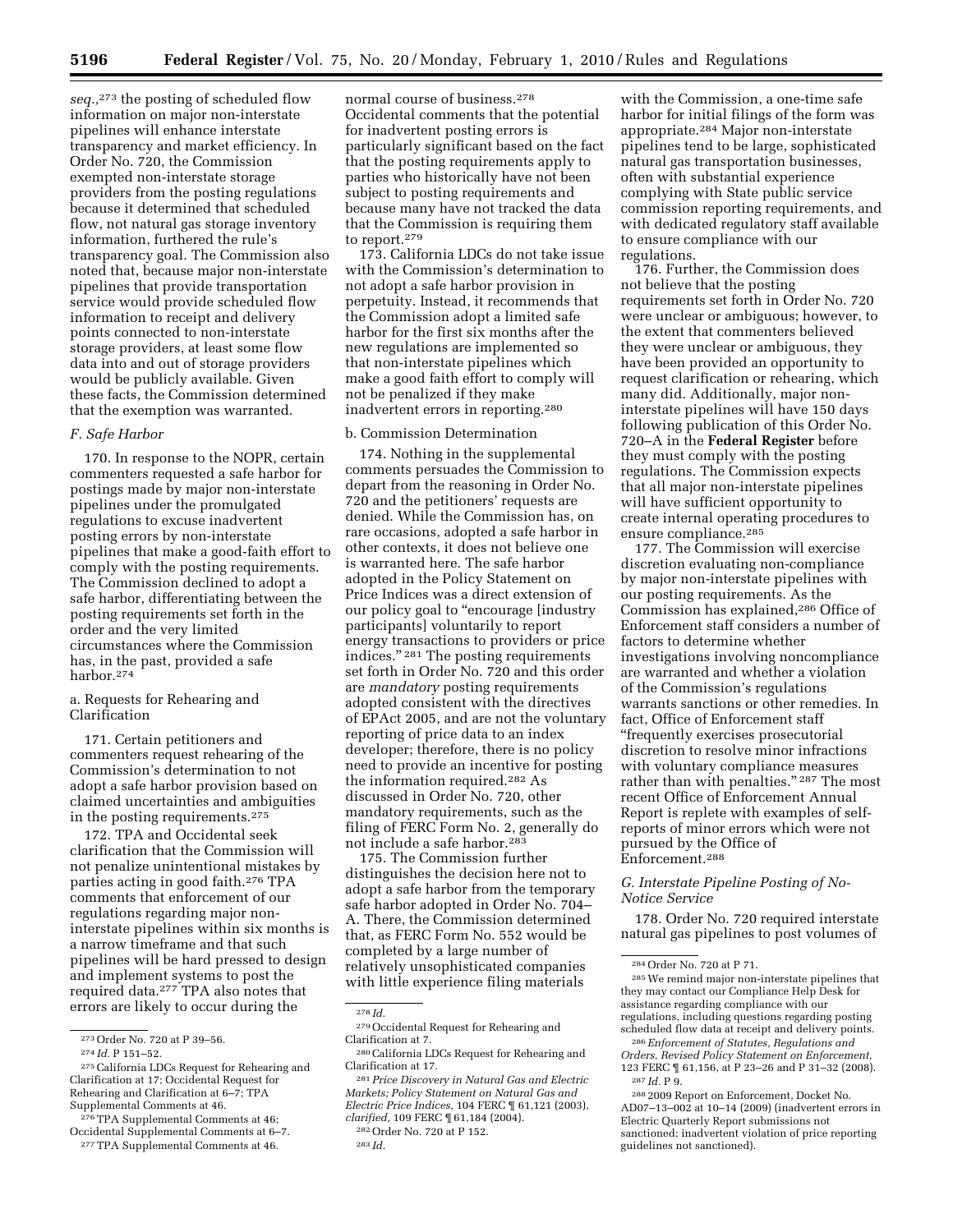*seq.*,[273] the posting of scheduled flow information on major non-interstate pipelines will enhance interstate transparency and market efficiency. In Order No. 720, the Commission exempted non-interstate storage providers from the posting regulations because it determined that scheduled flow, not natural gas storage inventory information, furthered the rule's transparency goal. The Commission also noted that, because major non-interstate pipelines that provide transportation service would provide scheduled flow information to receipt and delivery points connected to non-interstate storage providers, at least some flow data into and out of storage providers would be publicly available. Given these facts, the Commission determined that the exemption was warranted.

### *F. Safe Harbor*

170. In response to the NOPR, certain commenters requested a safe harbor for postings made by major non-interstate pipelines under the promulgated regulations to excuse inadvertent posting errors by non-interstate pipelines that make a good-faith effort to comply with the posting requirements. The Commission declined to adopt a safe harbor, differentiating between the posting requirements set forth in the order and the very limited circumstances where the Commission has, in the past, provided a safe harbor.[274]

#### a. Requests for Rehearing and Clarification

171. Certain petitioners and commenters request rehearing of the Commission's determination to not adopt a safe harbor provision based on claimed uncertainties and ambiguities in the posting requirements.[275]

172. TPA and Occidental seek clarification that the Commission will not penalize unintentional mistakes by parties acting in good faith.[276] TPA comments that enforcement of our regulations regarding major non-interstate pipelines within six months is a narrow timeframe and that such pipelines will be hard pressed to design and implement systems to post the required data.[277] TPA also notes that errors are likely to occur during the normal course of business.[278] Occidental comments that the potential for inadvertent posting errors is particularly significant based on the fact that the posting requirements apply to parties who historically have not been subject to posting requirements and because many have not tracked the data that the Commission is requiring them to report.[279]

173. California LDCs do not take issue with the Commission's determination to not adopt a safe harbor provision in perpetuity. Instead, it recommends that the Commission adopt a limited safe harbor for the first six months after the new regulations are implemented so that non-interstate pipelines which make a good faith effort to comply will not be penalized if they make inadvertent errors in reporting.[280]

#### b. Commission Determination

174. Nothing in the supplemental comments persuades the Commission to depart from the reasoning in Order No. 720 and the petitioners' requests are denied. While the Commission has, on rare occasions, adopted a safe harbor in other contexts, it does not believe one is warranted here. The safe harbor adopted in the Policy Statement on Price Indices was a direct extension of our policy goal to "encourage [industry participants] voluntarily to report energy transactions to providers or price indices."[281] The posting requirements set forth in Order No. 720 and this order are *mandatory* posting requirements adopted consistent with the directives of EPAct 2005, and are not the voluntary reporting of price data to an index developer; therefore, there is no policy need to provide an incentive for posting the information required.[282] As discussed in Order No. 720, other mandatory requirements, such as the filing of FERC Form No. 2, generally do not include a safe harbor.[283]

175. The Commission further distinguishes the decision here not to adopt a safe harbor from the temporary safe harbor adopted in Order No. 704–A. There, the Commission determined that, as FERC Form No. 552 would be completed by a large number of relatively unsophisticated companies with little experience filing materials with the Commission, a one-time safe harbor for initial filings of the form was appropriate.[284] Major non-interstate pipelines tend to be large, sophisticated natural gas transportation businesses, often with substantial experience complying with State public service commission reporting requirements, and with dedicated regulatory staff available to ensure compliance with our regulations.

176. Further, the Commission does not believe that the posting requirements set forth in Order No. 720 were unclear or ambiguous; however, to the extent that commenters believed they were unclear or ambiguous, they have been provided an opportunity to request clarification or rehearing, which many did. Additionally, major non-interstate pipelines will have 150 days following publication of this Order No. 720–A in the **Federal Register** before they must comply with the posting regulations. The Commission expects that all major non-interstate pipelines will have sufficient opportunity to create internal operating procedures to ensure compliance.[285]

177. The Commission will exercise discretion evaluating non-compliance by major non-interstate pipelines with our posting requirements. As the Commission has explained,[286] Office of Enforcement staff considers a number of factors to determine whether investigations involving noncompliance are warranted and whether a violation of the Commission's regulations warrants sanctions or other remedies. In fact, Office of Enforcement staff "frequently exercises prosecutorial discretion to resolve minor infractions with voluntary compliance measures rather than with penalties."[287] The most recent Office of Enforcement Annual Report is replete with examples of self-reports of minor errors which were not pursued by the Office of Enforcement.[288]

### *G. Interstate Pipeline Posting of No-Notice Service*

178. Order No. 720 required interstate natural gas pipelines to post volumes of

---

[273] Order No. 720 at P 39–56.

[274] *Id.* P 151–52.

[275] California LDCs Request for Rehearing and Clarification at 17; Occidental Request for Rehearing and Clarification at 6–7; TPA Supplemental Comments at 46.

[276] TPA Supplemental Comments at 46; Occidental Supplemental Comments at 6–7.

[277] TPA Supplemental Comments at 46.

[278] *Id.*

[279] Occidental Request for Rehearing and Clarification at 7.

[280] California LDCs Request for Rehearing and Clarification at 17.

[281] *Price Discovery in Natural Gas and Electric Markets; Policy Statement on Natural Gas and Electric Price Indices,* 104 FERC ¶ 61,121 (2003), *clarified,* 109 FERC ¶ 61,184 (2004).

[282] Order No. 720 at P 152.

[283] *Id.*

[284] Order No. 720 at P 71.

[285] We remind major non-interstate pipelines that they may contact our Compliance Help Desk for assistance regarding compliance with our regulations, including questions regarding posting scheduled flow data at receipt and delivery points.

[286] *Enforcement of Statutes, Regulations and Orders, Revised Policy Statement on Enforcement,* 123 FERC ¶ 61,156, at P 23–26 and P 31–32 (2008).

[287] *Id.* P 9.

[288] 2009 Report on Enforcement, Docket No. AD07–13–002 at 10–14 (2009) (inadvertent errors in Electric Quarterly Report submissions not sanctioned; inadvertent violation of price reporting guidelines not sanctioned).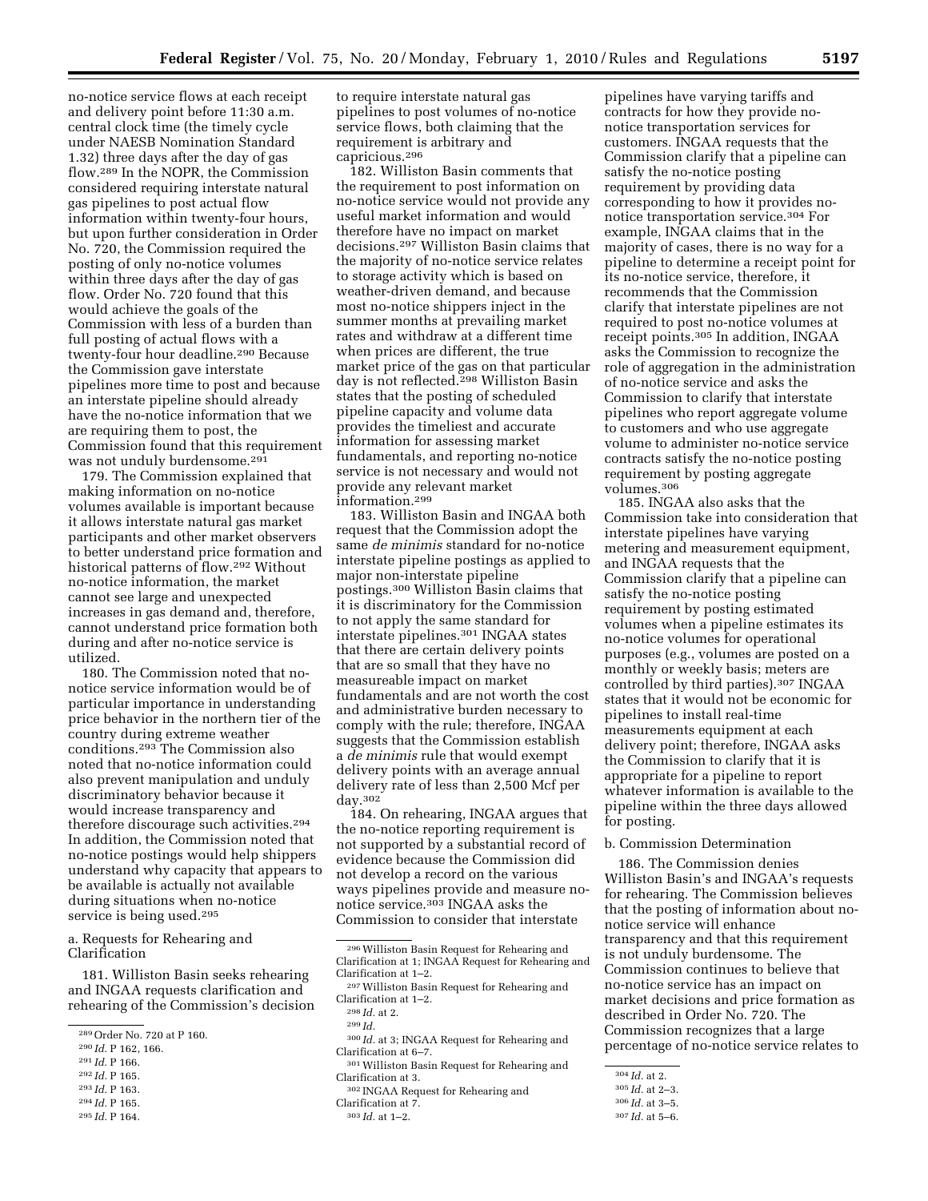no-notice service flows at each receipt and delivery point before 11:30 a.m. central clock time (the timely cycle under NAESB Nomination Standard 1.32) three days after the day of gas flow.[289] In the NOPR, the Commission considered requiring interstate natural gas pipelines to post actual flow information within twenty-four hours, but upon further consideration in Order No. 720, the Commission required the posting of only no-notice volumes within three days after the day of gas flow. Order No. 720 found that this would achieve the goals of the Commission with less of a burden than full posting of actual flows with a twenty-four hour deadline.[290] Because the Commission gave interstate pipelines more time to post and because an interstate pipeline should already have the no-notice information that we are requiring them to post, the Commission found that this requirement was not unduly burdensome.[291]

179. The Commission explained that making information on no-notice volumes available is important because it allows interstate natural gas market participants and other market observers to better understand price formation and historical patterns of flow.[292] Without no-notice information, the market cannot see large and unexpected increases in gas demand and, therefore, cannot understand price formation both during and after no-notice service is utilized.

180. The Commission noted that no-notice service information would be of particular importance in understanding price behavior in the northern tier of the country during extreme weather conditions.[293] The Commission also noted that no-notice information could also prevent manipulation and unduly discriminatory behavior because it would increase transparency and therefore discourage such activities.[294] In addition, the Commission noted that no-notice postings would help shippers understand why capacity that appears to be available is actually not available during situations when no-notice service is being used.[295]

a. Requests for Rehearing and Clarification

181. Williston Basin seeks rehearing and INGAA requests clarification and rehearing of the Commission's decision to require interstate natural gas pipelines to post volumes of no-notice service flows, both claiming that the requirement is arbitrary and capricious.[296]

182. Williston Basin comments that the requirement to post information on no-notice service would not provide any useful market information and would therefore have no impact on market decisions.[297] Williston Basin claims that the majority of no-notice service relates to storage activity which is based on weather-driven demand, and because most no-notice shippers inject in the summer months at prevailing market rates and withdraw at a different time when prices are different, the true market price of the gas on that particular day is not reflected.[298] Williston Basin states that the posting of scheduled pipeline capacity and volume data provides the timeliest and accurate information for assessing market fundamentals, and reporting no-notice service is not necessary and would not provide any relevant market information.[299]

183. Williston Basin and INGAA both request that the Commission adopt the same *de minimis* standard for no-notice interstate pipeline postings as applied to major non-interstate pipeline postings.[300] Williston Basin claims that it is discriminatory for the Commission to not apply the same standard for interstate pipelines.[301] INGAA states that there are certain delivery points that are so small that they have no measureable impact on market fundamentals and are not worth the cost and administrative burden necessary to comply with the rule; therefore, INGAA suggests that the Commission establish a *de minimis* rule that would exempt delivery points with an average annual delivery rate of less than 2,500 Mcf per day.[302]

184. On rehearing, INGAA argues that the no-notice reporting requirement is not supported by a substantial record of evidence because the Commission did not develop a record on the various ways pipelines provide and measure no-notice service.[303] INGAA asks the Commission to consider that interstate pipelines have varying tariffs and contracts for how they provide no-notice transportation services for customers. INGAA requests that the Commission clarify that a pipeline can satisfy the no-notice posting requirement by providing data corresponding to how it provides no-notice transportation service.[304] For example, INGAA claims that in the majority of cases, there is no way for a pipeline to determine a receipt point for its no-notice service, therefore, it recommends that the Commission clarify that interstate pipelines are not required to post no-notice volumes at receipt points.[305] In addition, INGAA asks the Commission to recognize the role of aggregation in the administration of no-notice service and asks the Commission to clarify that interstate pipelines who report aggregate volume to customers and who use aggregate volume to administer no-notice service contracts satisfy the no-notice posting requirement by posting aggregate volumes.[306]

185. INGAA also asks that the Commission take into consideration that interstate pipelines have varying metering and measurement equipment, and INGAA requests that the Commission clarify that a pipeline can satisfy the no-notice posting requirement by posting estimated volumes when a pipeline estimates its no-notice volumes for operational purposes (e.g., volumes are posted on a monthly or weekly basis; meters are controlled by third parties).[307] INGAA states that it would not be economic for pipelines to install real-time measurements equipment at each delivery point; therefore, INGAA asks the Commission to clarify that it is appropriate for a pipeline to report whatever information is available to the pipeline within the three days allowed for posting.

b. Commission Determination

186. The Commission denies Williston Basin's and INGAA's requests for rehearing. The Commission believes that the posting of information about no-notice service will enhance transparency and that this requirement is not unduly burdensome. The Commission continues to believe that no-notice service has an impact on market decisions and price formation as described in Order No. 720. The Commission recognizes that a large percentage of no-notice service relates to

---

[289] Order No. 720 at P 160.

[290] *Id.* P 162, 166.

[291] *Id.* P 166.

[292] *Id.* P 165.

[293] *Id.* P 163.

[294] *Id.* P 165.

[295] *Id.* P 164.

[296] Williston Basin Request for Rehearing and Clarification at 1; INGAA Request for Rehearing and Clarification at 1–2.

[297] Williston Basin Request for Rehearing and Clarification at 1–2.

[298] *Id.* at 2.

[299] *Id.*

[300] *Id.* at 3; INGAA Request for Rehearing and Clarification at 6–7.

[301] Williston Basin Request for Rehearing and Clarification at 3.

[302] INGAA Request for Rehearing and Clarification at 7.

[303] *Id.* at 1–2.

[304] *Id.* at 2.

[305] *Id.* at 2–3.

[306] *Id.* at 3–5.

[307] *Id.* at 5–6.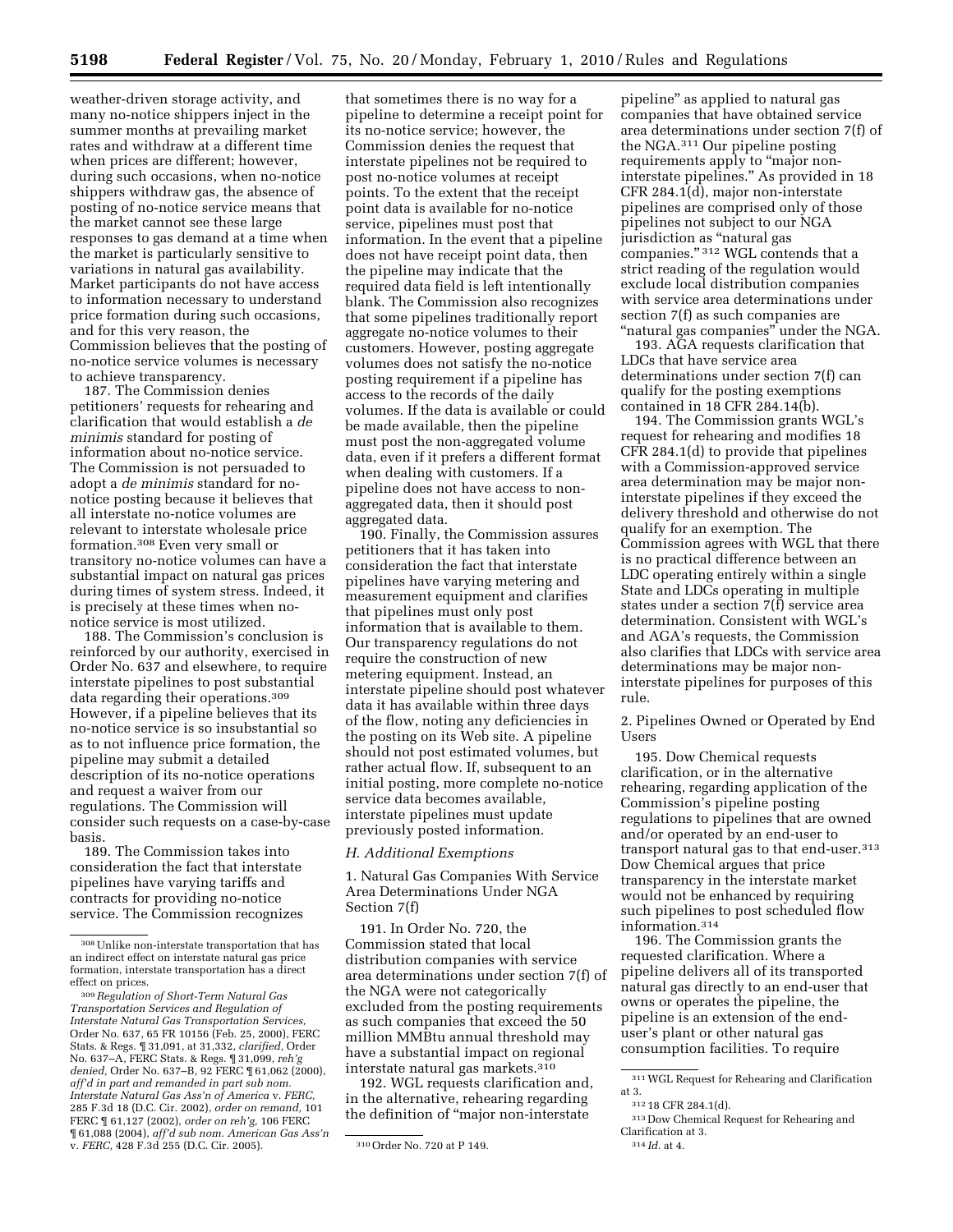weather-driven storage activity, and many no-notice shippers inject in the summer months at prevailing market rates and withdraw at a different time when prices are different; however, during such occasions, when no-notice shippers withdraw gas, the absence of posting of no-notice service means that the market cannot see these large responses to gas demand at a time when the market is particularly sensitive to variations in natural gas availability. Market participants do not have access to information necessary to understand price formation during such occasions, and for this very reason, the Commission believes that the posting of no-notice service volumes is necessary to achieve transparency.

187. The Commission denies petitioners' requests for rehearing and clarification that would establish a *de minimis* standard for posting of information about no-notice service. The Commission is not persuaded to adopt a *de minimis* standard for no-notice posting because it believes that all interstate no-notice volumes are relevant to interstate wholesale price formation.[308] Even very small or transitory no-notice volumes can have a substantial impact on natural gas prices during times of system stress. Indeed, it is precisely at these times when no-notice service is most utilized.

188. The Commission's conclusion is reinforced by our authority, exercised in Order No. 637 and elsewhere, to require interstate pipelines to post substantial data regarding their operations.[309] However, if a pipeline believes that its no-notice service is so insubstantial so as to not influence price formation, the pipeline may submit a detailed description of its no-notice operations and request a waiver from our regulations. The Commission will consider such requests on a case-by-case basis.

189. The Commission takes into consideration the fact that interstate pipelines have varying tariffs and contracts for providing no-notice service. The Commission recognizes that sometimes there is no way for a pipeline to determine a receipt point for its no-notice service; however, the Commission denies the request that interstate pipelines not be required to post no-notice volumes at receipt points. To the extent that the receipt point data is available for no-notice service, pipelines must post that information. In the event that a pipeline does not have receipt point data, then the pipeline may indicate that the required data field is left intentionally blank. The Commission also recognizes that some pipelines traditionally report aggregate no-notice volumes to their customers. However, posting aggregate volumes does not satisfy the no-notice posting requirement if a pipeline has access to the records of the daily volumes. If the data is available or could be made available, then the pipeline must post the non-aggregated volume data, even if it prefers a different format when dealing with customers. If a pipeline does not have access to non-aggregated data, then it should post aggregated data.

190. Finally, the Commission assures petitioners that it has taken into consideration the fact that interstate pipelines have varying metering and measurement equipment and clarifies that pipelines must only post information that is available to them. Our transparency regulations do not require the construction of new metering equipment. Instead, an interstate pipeline should post whatever data it has available within three days of the flow, noting any deficiencies in the posting on its Web site. A pipeline should not post estimated volumes, but rather actual flow. If, subsequent to an initial posting, more complete no-notice service data becomes available, interstate pipelines must update previously posted information.

### *H. Additional Exemptions*

#### 1. Natural Gas Companies With Service Area Determinations Under NGA Section 7(f)

191. In Order No. 720, the Commission stated that local distribution companies with service area determinations under section 7(f) of the NGA were not categorically excluded from the posting requirements as such companies that exceed the 50 million MMBtu annual threshold may have a substantial impact on regional interstate natural gas markets.[310]

192. WGL requests clarification and, in the alternative, rehearing regarding the definition of "major non-interstate pipeline" as applied to natural gas companies that have obtained service area determinations under section 7(f) of the NGA.[311] Our pipeline posting requirements apply to "major non-interstate pipelines." As provided in 18 CFR 284.1(d), major non-interstate pipelines are comprised only of those pipelines not subject to our NGA jurisdiction as "natural gas companies."[312] WGL contends that a strict reading of the regulation would exclude local distribution companies with service area determinations under section 7(f) as such companies are "natural gas companies" under the NGA.

193. AGA requests clarification that LDCs that have service area determinations under section 7(f) can qualify for the posting exemptions contained in 18 CFR 284.14(b).

194. The Commission grants WGL's request for rehearing and modifies 18 CFR 284.1(d) to provide that pipelines with a Commission-approved service area determination may be major non-interstate pipelines if they exceed the delivery threshold and otherwise do not qualify for an exemption. The Commission agrees with WGL that there is no practical difference between an LDC operating entirely within a single State and LDCs operating in multiple states under a section 7(f) service area determination. Consistent with WGL's and AGA's requests, the Commission also clarifies that LDCs with service area determinations may be major non-interstate pipelines for purposes of this rule.

#### 2. Pipelines Owned or Operated by End Users

195. Dow Chemical requests clarification, or in the alternative rehearing, regarding application of the Commission's pipeline posting regulations to pipelines that are owned and/or operated by an end-user to transport natural gas to that end-user.[313] Dow Chemical argues that price transparency in the interstate market would not be enhanced by requiring such pipelines to post scheduled flow information.[314]

196. The Commission grants the requested clarification. Where a pipeline delivers all of its transported natural gas directly to an end-user that owns or operates the pipeline, the pipeline is an extension of the end-user's plant or other natural gas consumption facilities. To require

---

[308] Unlike non-interstate transportation that has an indirect effect on interstate natural gas price formation, interstate transportation has a direct effect on prices.

[309] *Regulation of Short-Term Natural Gas Transportation Services and Regulation of Interstate Natural Gas Transportation Services,* Order No. 637, 65 FR 10156 (Feb. 25, 2000), FERC Stats. & Regs. ¶ 31,091, at 31,332, *clarified,* Order No. 637–A, FERC Stats. & Regs. ¶ 31,099, *reh'g denied,* Order No. 637–B, 92 FERC ¶ 61,062 (2000), *aff'd in part and remanded in part sub nom. Interstate Natural Gas Ass'n of America* v. *FERC,* 285 F.3d 18 (D.C. Cir. 2002), *order on remand,* 101 FERC ¶ 61,127 (2002), *order on reh'g,* 106 FERC ¶ 61,088 (2004), *aff'd sub nom. American Gas Ass'n* v. *FERC,* 428 F.3d 255 (D.C. Cir. 2005).

[310] Order No. 720 at P 149.

[311] WGL Request for Rehearing and Clarification at 3.

[312] 18 CFR 284.1(d).

[313] Dow Chemical Request for Rehearing and Clarification at 3.

[314] *Id.* at 4.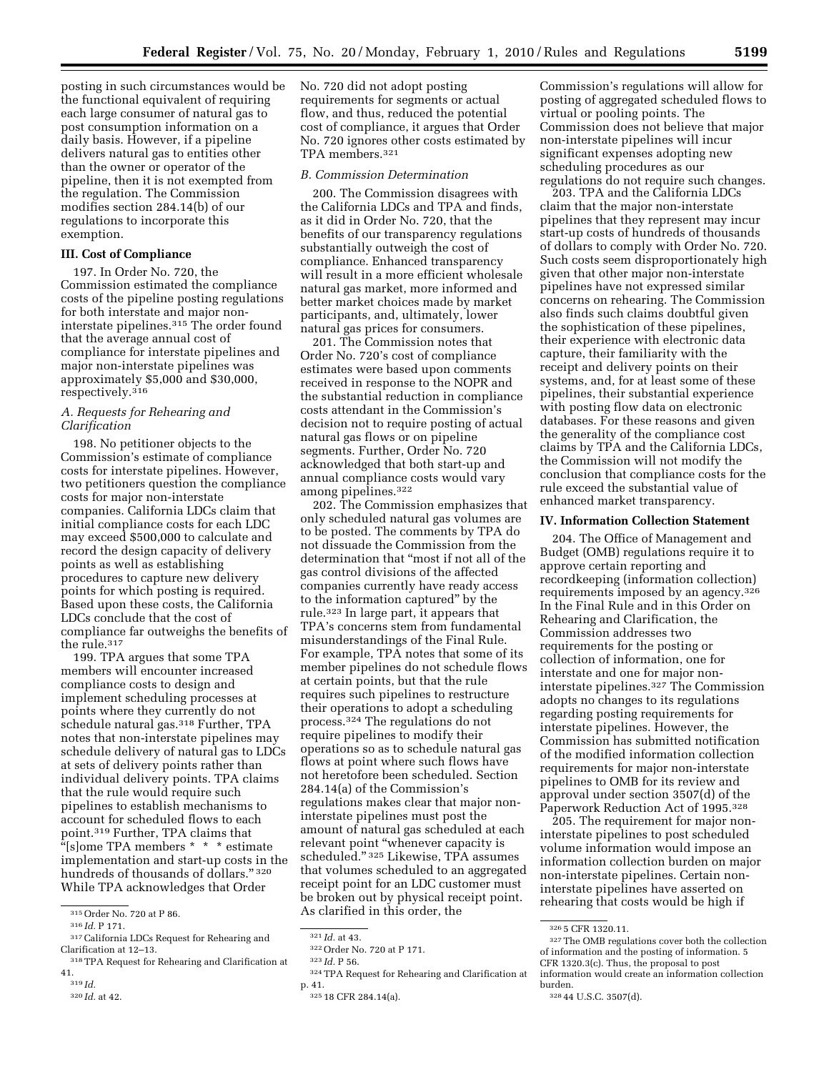posting in such circumstances would be the functional equivalent of requiring each large consumer of natural gas to post consumption information on a daily basis. However, if a pipeline delivers natural gas to entities other than the owner or operator of the pipeline, then it is not exempted from the regulation. The Commission modifies section 284.14(b) of our regulations to incorporate this exemption.

### III. Cost of Compliance

197. In Order No. 720, the Commission estimated the compliance costs of the pipeline posting regulations for both interstate and major non-interstate pipelines.[315] The order found that the average annual cost of compliance for interstate pipelines and major non-interstate pipelines was approximately $5,000 and $30,000, respectively.[316]

#### *A. Requests for Rehearing and Clarification*

198. No petitioner objects to the Commission's estimate of compliance costs for interstate pipelines. However, two petitioners question the compliance costs for major non-interstate companies. California LDCs claim that initial compliance costs for each LDC may exceed $500,000 to calculate and record the design capacity of delivery points as well as establishing procedures to capture new delivery points for which posting is required. Based upon these costs, the California LDCs conclude that the cost of compliance far outweighs the benefits of the rule.[317]

199. TPA argues that some TPA members will encounter increased compliance costs to design and implement scheduling processes at points where they currently do not schedule natural gas.[318] Further, TPA notes that non-interstate pipelines may schedule delivery of natural gas to LDCs at sets of delivery points rather than individual delivery points. TPA claims that the rule would require such pipelines to establish mechanisms to account for scheduled flows to each point.[319] Further, TPA claims that "[s]ome TPA members * * * estimate implementation and start-up costs in the hundreds of thousands of dollars." [320] While TPA acknowledges that Order No. 720 did not adopt posting requirements for segments or actual flow, and thus, reduced the potential cost of compliance, it argues that Order No. 720 ignores other costs estimated by TPA members.[321]

#### *B. Commission Determination*

200. The Commission disagrees with the California LDCs and TPA and finds, as it did in Order No. 720, that the benefits of our transparency regulations substantially outweigh the cost of compliance. Enhanced transparency will result in a more efficient wholesale natural gas market, more informed and better market choices made by market participants, and, ultimately, lower natural gas prices for consumers.

201. The Commission notes that Order No. 720's cost of compliance estimates were based upon comments received in response to the NOPR and the substantial reduction in compliance costs attendant in the Commission's decision not to require posting of actual natural gas flows or on pipeline segments. Further, Order No. 720 acknowledged that both start-up and annual compliance costs would vary among pipelines.[322]

202. The Commission emphasizes that only scheduled natural gas volumes are to be posted. The comments by TPA do not dissuade the Commission from the determination that "most if not all of the gas control divisions of the affected companies currently have ready access to the information captured" by the rule.[323] In large part, it appears that TPA's concerns stem from fundamental misunderstandings of the Final Rule. For example, TPA notes that some of its member pipelines do not schedule flows at certain points, but that the rule requires such pipelines to restructure their operations to adopt a scheduling process.[324] The regulations do not require pipelines to modify their operations so as to schedule natural gas flows at point where such flows have not heretofore been scheduled. Section 284.14(a) of the Commission's regulations makes clear that major non-interstate pipelines must post the amount of natural gas scheduled at each relevant point "whenever capacity is scheduled." [325] Likewise, TPA assumes that volumes scheduled to an aggregated receipt point for an LDC customer must be broken out by physical receipt point. As clarified in this order, the Commission's regulations will allow for posting of aggregated scheduled flows to virtual or pooling points. The Commission does not believe that major non-interstate pipelines will incur significant expenses adopting new scheduling procedures as our regulations do not require such changes.

203. TPA and the California LDCs claim that the major non-interstate pipelines that they represent may incur start-up costs of hundreds of thousands of dollars to comply with Order No. 720. Such costs seem disproportionately high given that other major non-interstate pipelines have not expressed similar concerns on rehearing. The Commission also finds such claims doubtful given the sophistication of these pipelines, their experience with electronic data capture, their familiarity with the receipt and delivery points on their systems, and, for at least some of these pipelines, their substantial experience with posting flow data on electronic databases. For these reasons and given the generality of the compliance cost claims by TPA and the California LDCs, the Commission will not modify the conclusion that compliance costs for the rule exceed the substantial value of enhanced market transparency.

### IV. Information Collection Statement

204. The Office of Management and Budget (OMB) regulations require it to approve certain reporting and recordkeeping (information collection) requirements imposed by an agency.[326] In the Final Rule and in this Order on Rehearing and Clarification, the Commission addresses two requirements for the posting or collection of information, one for interstate and one for major non-interstate pipelines.[327] The Commission adopts no changes to its regulations regarding posting requirements for interstate pipelines. However, the Commission has submitted notification of the modified information collection requirements for major non-interstate pipelines to OMB for its review and approval under section 3507(d) of the Paperwork Reduction Act of 1995.[328]

205. The requirement for major non-interstate pipelines to post scheduled volume information would impose an information collection burden on major non-interstate pipelines. Certain non-interstate pipelines have asserted on rehearing that costs would be high if

---

[315] Order No. 720 at P 86.

[316] *Id.* P 171.

[317] California LDCs Request for Rehearing and Clarification at 12–13.

[318] TPA Request for Rehearing and Clarification at 41.

[319] *Id.*

[320] *Id.* at 42.

[321] *Id.* at 43.

[322] Order No. 720 at P 171.

[323] *Id.* P 56.

[324] TPA Request for Rehearing and Clarification at p. 41.

[325] 18 CFR 284.14(a).

[326] 5 CFR 1320.11.

[327] The OMB regulations cover both the collection of information and the posting of information. 5 CFR 1320.3(c). Thus, the proposal to post information would create an information collection burden.

[328] 44 U.S.C. 3507(d).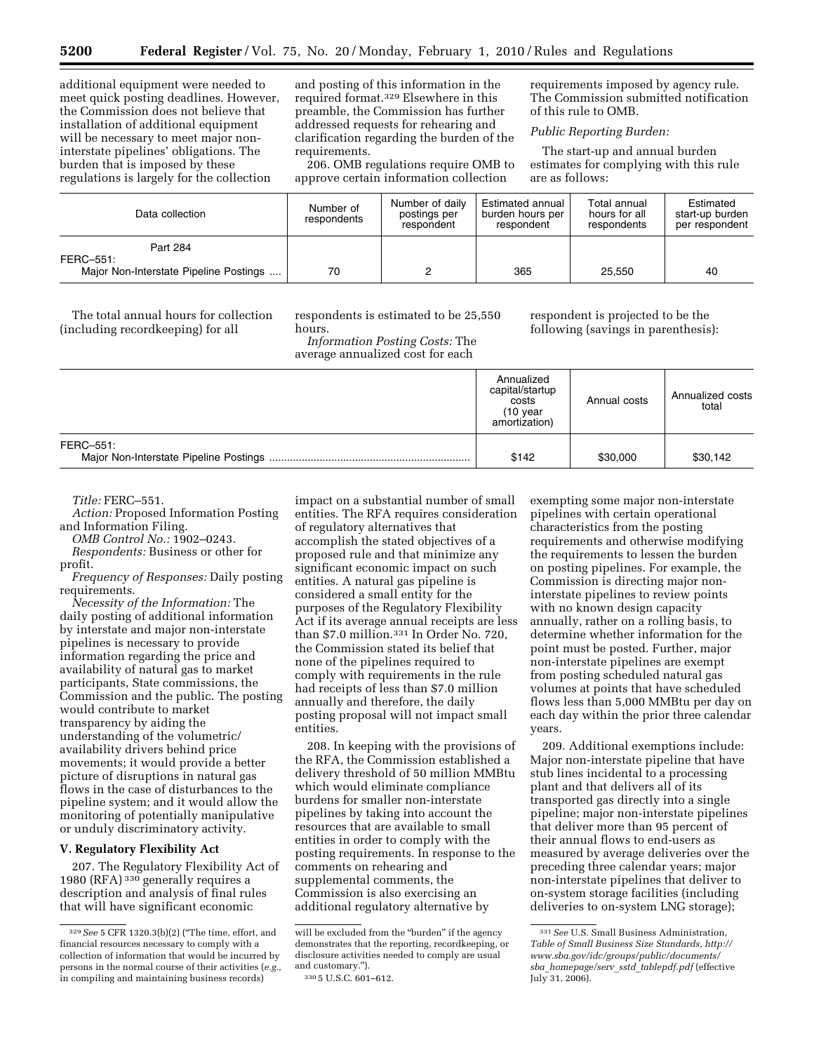additional equipment were needed to meet quick posting deadlines. However, the Commission does not believe that installation of additional equipment will be necessary to meet major non-interstate pipelines' obligations. The burden that is imposed by these regulations is largely for the collection and posting of this information in the required format.[329] Elsewhere in this preamble, the Commission has further addressed requests for rehearing and clarification regarding the burden of the requirements.

206. OMB regulations require OMB to approve certain information collection requirements imposed by agency rule. The Commission submitted notification of this rule to OMB.

*Public Reporting Burden:*

The start-up and annual burden estimates for complying with this rule are as follows:

| Data collection | Number of respondents | Number of daily postings per respondent | Estimated annual burden hours per respondent | Total annual hours for all respondents | Estimated start-up burden per respondent |
|---|---|---|---|---|---|
| Part 284 | | | | | |
| FERC–551: Major Non-Interstate Pipeline Postings .... | 70 | 2 | 365 | 25,550 | 40 |

The total annual hours for collection (including recordkeeping) for all respondents is estimated to be 25,550 hours.

*Information Posting Costs:* The average annualized cost for each respondent is projected to be the following (savings in parenthesis):

| | Annualized capital/startup costs (10 year amortization) | Annual costs | Annualized costs total |
|---|---|---|---|
| FERC–551: Major Non-Interstate Pipeline Postings .................................................................... | $142 | $30,000 | $30,142 |

*Title:* FERC–551.

*Action:* Proposed Information Posting and Information Filing.

*OMB Control No.:* 1902–0243.

*Respondents:* Business or other for profit.

*Frequency of Responses:* Daily posting requirements.

*Necessity of the Information:* The daily posting of additional information by interstate and major non-interstate pipelines is necessary to provide information regarding the price and availability of natural gas to market participants, State commissions, the Commission and the public. The posting would contribute to market transparency by aiding the understanding of the volumetric/availability drivers behind price movements; it would provide a better picture of disruptions in natural gas flows in the case of disturbances to the pipeline system; and it would allow the monitoring of potentially manipulative or unduly discriminatory activity.

## V. Regulatory Flexibility Act

207. The Regulatory Flexibility Act of 1980 (RFA)[330] generally requires a description and analysis of final rules that will have significant economic impact on a substantial number of small entities. The RFA requires consideration of regulatory alternatives that accomplish the stated objectives of a proposed rule and that minimize any significant economic impact on such entities. A natural gas pipeline is considered a small entity for the purposes of the Regulatory Flexibility Act if its average annual receipts are less than $7.0 million.[331] In Order No. 720, the Commission stated its belief that none of the pipelines required to comply with requirements in the rule had receipts of less than $7.0 million annually and therefore, the daily posting proposal will not impact small entities.

208. In keeping with the provisions of the RFA, the Commission established a delivery threshold of 50 million MMBtu which would eliminate compliance burdens for smaller non-interstate pipelines by taking into account the resources that are available to small entities in order to comply with the posting requirements. In response to the comments on rehearing and supplemental comments, the Commission is also exercising an additional regulatory alternative by exempting some major non-interstate pipelines with certain operational characteristics from the posting requirements and otherwise modifying the requirements to lessen the burden on posting pipelines. For example, the Commission is directing major non-interstate pipelines to review points with no known design capacity annually, rather on a rolling basis, to determine whether information for the point must be posted. Further, major non-interstate pipelines are exempt from posting scheduled natural gas volumes at points that have scheduled flows less than 5,000 MMBtu per day on each day within the prior three calendar years.

209. Additional exemptions include: Major non-interstate pipeline that have stub lines incidental to a processing plant and that delivers all of its transported gas directly into a single pipeline; major non-interstate pipelines that deliver more than 95 percent of their annual flows to end-users as measured by average deliveries over the preceding three calendar years; major non-interstate pipelines that deliver to on-system storage facilities (including deliveries to on-system LNG storage);

---

[329] *See* 5 CFR 1320.3(b)(2) ("The time, effort, and financial resources necessary to comply with a collection of information that would be incurred by persons in the normal course of their activities (*e.g.*, in compiling and maintaining business records) will be excluded from the "burden" if the agency demonstrates that the reporting, recordkeeping, or disclosure activities needed to comply are usual and customary.").

[330] 5 U.S.C. 601–612.

[331] *See* U.S. Small Business Administration, *Table of Small Business Size Standards, http://www.sba.gov/idc/groups/public/documents/sba_homepage/serv_sstd_tablepdf.pdf* (effective July 31, 2006).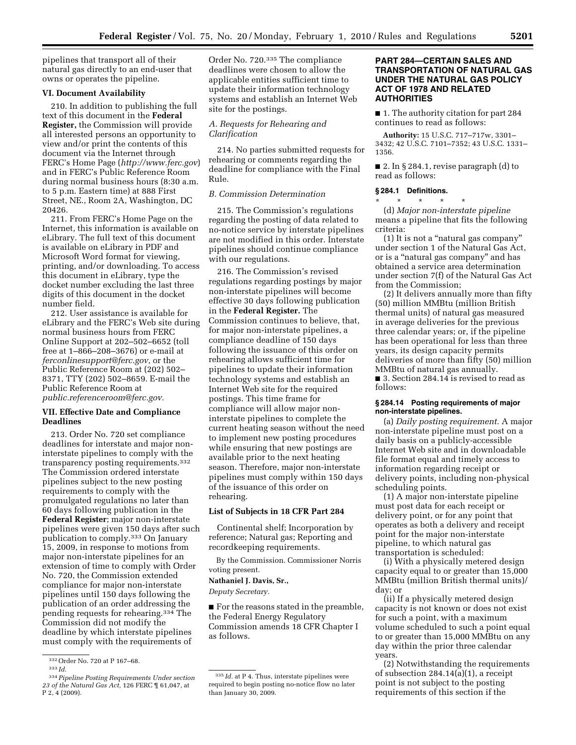pipelines that transport all of their natural gas directly to an end-user that owns or operates the pipeline.

### VI. Document Availability

210. In addition to publishing the full text of this document in the **Federal Register,** the Commission will provide all interested persons an opportunity to view and/or print the contents of this document via the Internet through FERC's Home Page (*http://www.ferc.gov*) and in FERC's Public Reference Room during normal business hours (8:30 a.m. to 5 p.m. Eastern time) at 888 First Street, NE., Room 2A, Washington, DC 20426.

211. From FERC's Home Page on the Internet, this information is available on eLibrary. The full text of this document is available on eLibrary in PDF and Microsoft Word format for viewing, printing, and/or downloading. To access this document in eLibrary, type the docket number excluding the last three digits of this document in the docket number field.

212. User assistance is available for eLibrary and the FERC's Web site during normal business hours from FERC Online Support at 202–502–6652 (toll free at 1–866–208–3676) or e-mail at *ferconlinesupport@ferc.gov,* or the Public Reference Room at (202) 502–8371, TTY (202) 502–8659. E-mail the Public Reference Room at *public.referenceroom@ferc.gov.*

### VII. Effective Date and Compliance Deadlines

213. Order No. 720 set compliance deadlines for interstate and major non-interstate pipelines to comply with the transparency posting requirements.[332] The Commission ordered interstate pipelines subject to the new posting requirements to comply with the promulgated regulations no later than 60 days following publication in the **Federal Register**; major non-interstate pipelines were given 150 days after such publication to comply.[333] On January 15, 2009, in response to motions from major non-interstate pipelines for an extension of time to comply with Order No. 720, the Commission extended compliance for major non-interstate pipelines until 150 days following the publication of an order addressing the pending requests for rehearing.[334] The Commission did not modify the deadline by which interstate pipelines must comply with the requirements of Order No. 720.[335] The compliance deadlines were chosen to allow the applicable entities sufficient time to update their information technology systems and establish an Internet Web site for the postings.

*A. Requests for Rehearing and Clarification*

214. No parties submitted requests for rehearing or comments regarding the deadline for compliance with the Final Rule.

*B. Commission Determination*

215. The Commission's regulations regarding the posting of data related to no-notice service by interstate pipelines are not modified in this order. Interstate pipelines should continue compliance with our regulations.

216. The Commission's revised regulations regarding postings by major non-interstate pipelines will become effective 30 days following publication in the **Federal Register.** The Commission continues to believe, that, for major non-interstate pipelines, a compliance deadline of 150 days following the issuance of this order on rehearing allows sufficient time for pipelines to update their information technology systems and establish an Internet Web site for the required postings. This time frame for compliance will allow major non-interstate pipelines to complete the current heating season without the need to implement new posting procedures while ensuring that new postings are available prior to the next heating season. Therefore, major non-interstate pipelines must comply within 150 days of the issuance of this order on rehearing.

**List of Subjects in 18 CFR Part 284**

Continental shelf; Incorporation by reference; Natural gas; Reporting and recordkeeping requirements.

By the Commission. Commissioner Norris voting present.

**Nathaniel J. Davis, Sr.,**

*Deputy Secretary.*

■ For the reasons stated in the preamble, the Federal Energy Regulatory Commission amends 18 CFR Chapter I as follows.

**PART 284—CERTAIN SALES AND TRANSPORTATION OF NATURAL GAS UNDER THE NATURAL GAS POLICY ACT OF 1978 AND RELATED AUTHORITIES**

■ 1. The authority citation for part 284 continues to read as follows:

**Authority:** 15 U.S.C. 717–717w, 3301–3432; 42 U.S.C. 7101–7352; 43 U.S.C. 1331–1356.

■ 2. In § 284.1, revise paragraph (d) to read as follows:

**§ 284.1 Definitions.**

\* \* \* \* \*

(d) *Major non-interstate pipeline* means a pipeline that fits the following criteria:

(1) It is not a "natural gas company" under section 1 of the Natural Gas Act, or is a "natural gas company" and has obtained a service area determination under section 7(f) of the Natural Gas Act from the Commission;

(2) It delivers annually more than fifty (50) million MMBtu (million British thermal units) of natural gas measured in average deliveries for the previous three calendar years; or, if the pipeline has been operational for less than three years, its design capacity permits deliveries of more than fifty (50) million MMBtu of natural gas annually.

■ 3. Section 284.14 is revised to read as follows:

**§ 284.14 Posting requirements of major non-interstate pipelines.**

(a) *Daily posting requirement.* A major non-interstate pipeline must post on a daily basis on a publicly-accessible Internet Web site and in downloadable file format equal and timely access to information regarding receipt or delivery points, including non-physical scheduling points.

(1) A major non-interstate pipeline must post data for each receipt or delivery point, or for any point that operates as both a delivery and receipt point for the major non-interstate pipeline, to which natural gas transportation is scheduled:

(i) With a physically metered design capacity equal to or greater than 15,000 MMBtu (million British thermal units)/day; or

(ii) If a physically metered design capacity is not known or does not exist for such a point, with a maximum volume scheduled to such a point equal to or greater than 15,000 MMBtu on any day within the prior three calendar years.

(2) Notwithstanding the requirements of subsection 284.14(a)(1), a receipt point is not subject to the posting requirements of this section if the

---

[332] Order No. 720 at P 167–68.

[333] *Id.*

[334] *Pipeline Posting Requirements Under section 23 of the Natural Gas Act,* 126 FERC ¶ 61,047, at P 2, 4 (2009).

[335] *Id.* at P 4. Thus, interstate pipelines were required to begin posting no-notice flow no later than January 30, 2009.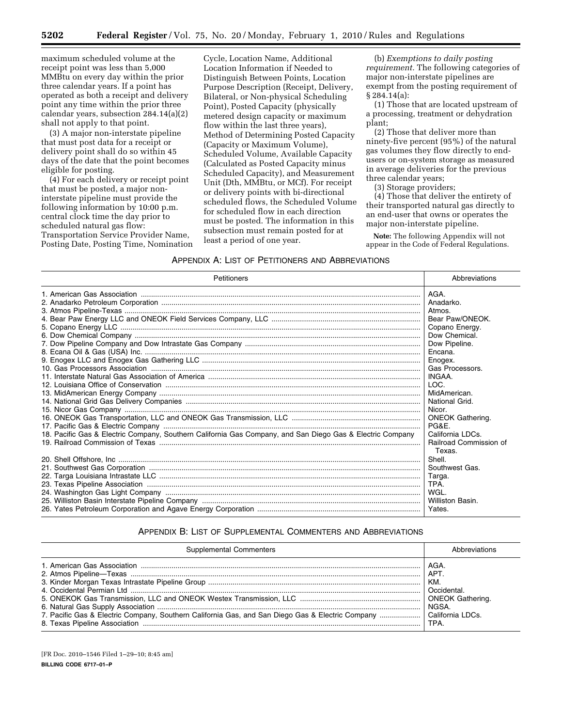maximum scheduled volume at the receipt point was less than 5,000 MMBtu on every day within the prior three calendar years. If a point has operated as both a receipt and delivery point any time within the prior three calendar years, subsection 284.14(a)(2) shall not apply to that point.

(3) A major non-interstate pipeline that must post data for a receipt or delivery point shall do so within 45 days of the date that the point becomes eligible for posting.

(4) For each delivery or receipt point that must be posted, a major non-interstate pipeline must provide the following information by 10:00 p.m. central clock time the day prior to scheduled natural gas flow: Transportation Service Provider Name, Posting Date, Posting Time, Nomination Cycle, Location Name, Additional Location Information if Needed to Distinguish Between Points, Location Purpose Description (Receipt, Delivery, Bilateral, or Non-physical Scheduling Point), Posted Capacity (physically metered design capacity or maximum flow within the last three years), Method of Determining Posted Capacity (Capacity or Maximum Volume), Scheduled Volume, Available Capacity (Calculated as Posted Capacity minus Scheduled Capacity), and Measurement Unit (Dth, MMBtu, or MCf). For receipt or delivery points with bi-directional scheduled flows, the Scheduled Volume for scheduled flow in each direction must be posted. The information in this subsection must remain posted for at least a period of one year.

(b) *Exemptions to daily posting requirement.* The following categories of major non-interstate pipelines are exempt from the posting requirement of § 284.14(a):

(1) Those that are located upstream of a processing, treatment or dehydration plant;

(2) Those that deliver more than ninety-five percent (95%) of the natural gas volumes they flow directly to end-users or on-system storage as measured in average deliveries for the previous three calendar years;

(3) Storage providers;

(4) Those that deliver the entirety of their transported natural gas directly to an end-user that owns or operates the major non-interstate pipeline.

**Note:** The following Appendix will not appear in the Code of Federal Regulations.

APPENDIX A: LIST OF PETITIONERS AND ABBREVIATIONS

| Petitioners | Abbreviations |
|---|---|
| 1. American Gas Association | AGA. |
| 2. Anadarko Petroleum Corporation | Anadarko. |
| 3. Atmos Pipeline-Texas | Atmos. |
| 4. Bear Paw Energy LLC and ONEOK Field Services Company, LLC | Bear Paw/ONEOK. |
| 5. Copano Energy LLC | Copano Energy. |
| 6. Dow Chemical Company | Dow Chemical. |
| 7. Dow Pipeline Company and Dow Intrastate Gas Company | Dow Pipeline. |
| 8. Ecana Oil & Gas (USA) Inc. | Encana. |
| 9. Enogex LLC and Enogex Gas Gathering LLC | Enogex. |
| 10. Gas Processors Association | Gas Processors. |
| 11. Interstate Natural Gas Association of America | INGAA. |
| 12. Louisiana Office of Conservation | LOC. |
| 13. MidAmerican Energy Company | MidAmerican. |
| 14. National Grid Gas Delivery Companies | National Grid. |
| 15. Nicor Gas Company | Nicor. |
| 16. ONEOK Gas Transportation, LLC and ONEOK Gas Transmission, LLC | ONEOK Gathering. |
| 17. Pacific Gas & Electric Company | PG&E. |
| 18. Pacific Gas & Electric Company, Southern California Gas Company, and San Diego Gas & Electric Company | California LDCs. |
| 19. Railroad Commission of Texas | Railroad Commission of Texas. |
| 20. Shell Offshore, Inc | Shell. |
| 21. Southwest Gas Corporation | Southwest Gas. |
| 22. Targa Louisiana Intrastate LLC | Targa. |
| 23. Texas Pipeline Association | TPA. |
| 24. Washington Gas Light Company | WGL. |
| 25. Williston Basin Interstate Pipeline Company | Williston Basin. |
| 26. Yates Petroleum Corporation and Agave Energy Corporation | Yates. |

APPENDIX B: LIST OF SUPPLEMENTAL COMMENTERS AND ABBREVIATIONS

| Supplemental Commenters | Abbreviations |
|---|---|
| 1. American Gas Association | AGA. |
| 2. Atmos Pipeline—Texas | APT. |
| 3. Kinder Morgan Texas Intrastate Pipeline Group | KM. |
| 4. Occidental Permian Ltd | Occidental. |
| 5. ONEKOK Gas Transmission, LLC and ONEOK Westex Transmission, LLC | ONEOK Gathering. |
| 6. Natural Gas Supply Association | NGSA. |
| 7. Pacific Gas & Electric Company, Southern California Gas, and San Diego Gas & Electric Company | California LDCs. |
| 8. Texas Pipeline Association | TPA. |

[FR Doc. 2010–1546 Filed 1–29–10; 8:45 am]

**BILLING CODE 6717–01–P**